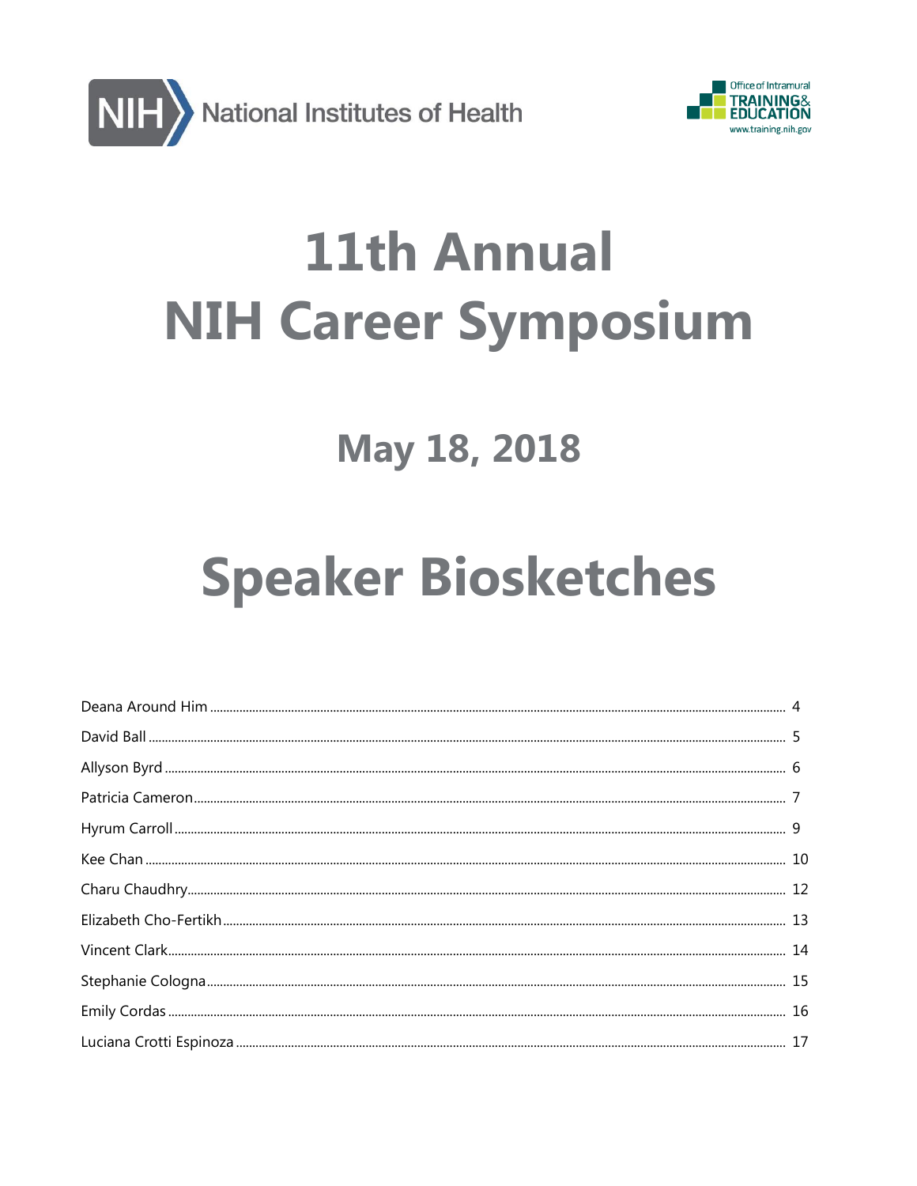NIH National Institutes of Health

Office of Intramural TRAINING & EDUCATION www.training.nih.gov

# 11th Annual NIH Career Symposium

## May 18, 2018

# Speaker Biosketches

Deana Around Him ........ 4
David Ball ........ 5
Allyson Byrd ........ 6
Patricia Cameron ........ 7
Hyrum Carroll ........ 9
Kee Chan ........ 10
Charu Chaudhry ........ 12
Elizabeth Cho-Fertikh ........ 13
Vincent Clark ........ 14
Stephanie Cologna ........ 15
Emily Cordas ........ 16
Luciana Crotti Espinoza ........ 17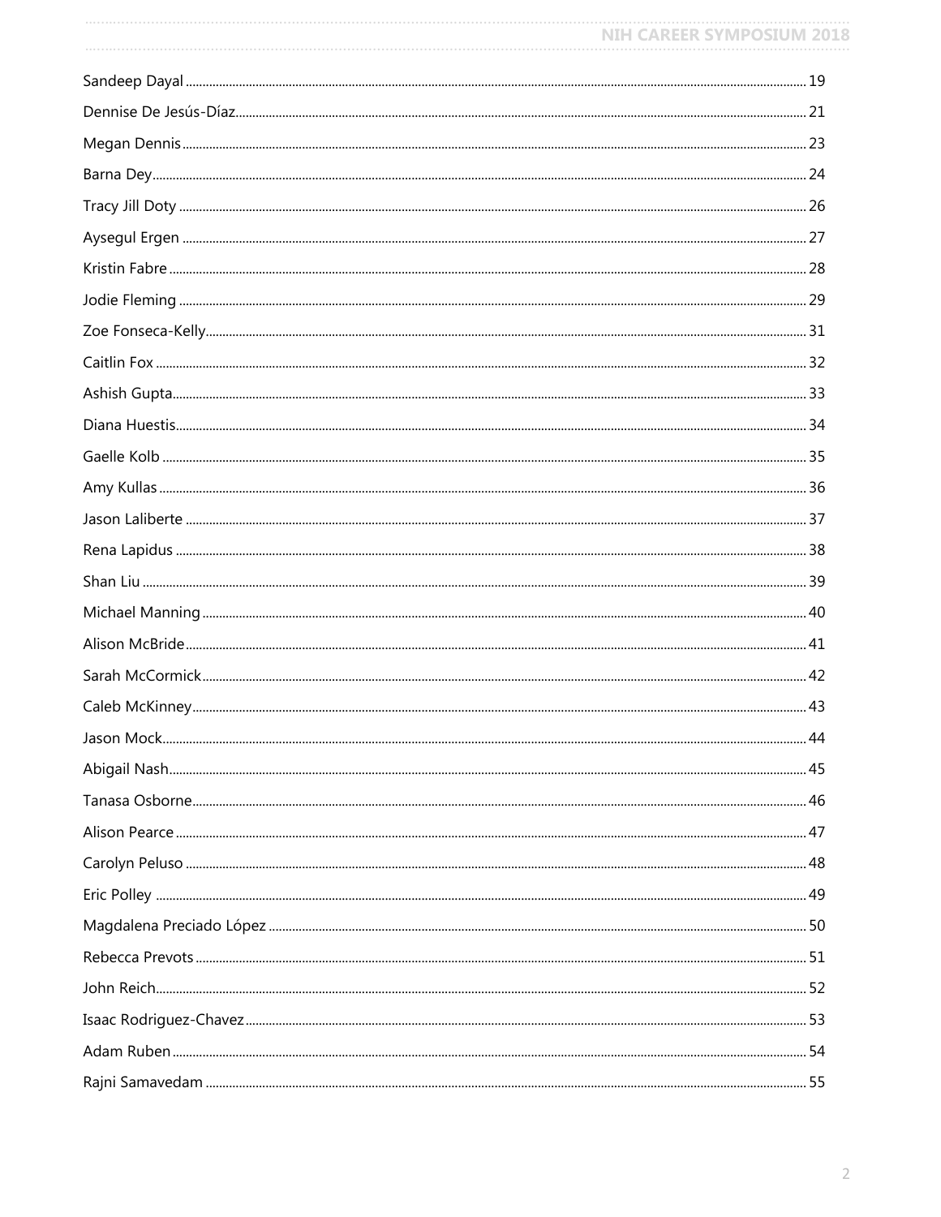Sandeep Dayal ........................................................................................................ 19

Dennise De Jesús-Díaz ............................................................................................ 21

Megan Dennis ........................................................................................................ 23

Barna Dey ............................................................................................................... 24

Tracy Jill Doty ........................................................................................................ 26

Aysegul Ergen ........................................................................................................ 27

Kristin Fabre ........................................................................................................... 28

Jodie Fleming ......................................................................................................... 29

Zoe Fonseca-Kelly ................................................................................................. 31

Caitlin Fox .............................................................................................................. 32

Ashish Gupta .......................................................................................................... 33

Diana Huestis ......................................................................................................... 34

Gaelle Kolb ............................................................................................................. 35

Amy Kullas ............................................................................................................. 36

Jason Laliberte ....................................................................................................... 37

Rena Lapidus .......................................................................................................... 38

Shan Liu .................................................................................................................. 39

Michael Manning ................................................................................................... 40

Alison McBride ....................................................................................................... 41

Sarah McCormick ................................................................................................... 42

Caleb McKinney ..................................................................................................... 43

Jason Mock ............................................................................................................. 44

Abigail Nash ........................................................................................................... 45

Tanasa Osborne ..................................................................................................... 46

Alison Pearce .......................................................................................................... 47

Carolyn Peluso ....................................................................................................... 48

Eric Polley .............................................................................................................. 49

Magdalena Preciado López ................................................................................... 50

Rebecca Prevots ..................................................................................................... 51

John Reich ............................................................................................................... 52

Isaac Rodriguez-Chavez ......................................................................................... 53

Adam Ruben ........................................................................................................... 54

Rajni Samavedam ................................................................................................... 55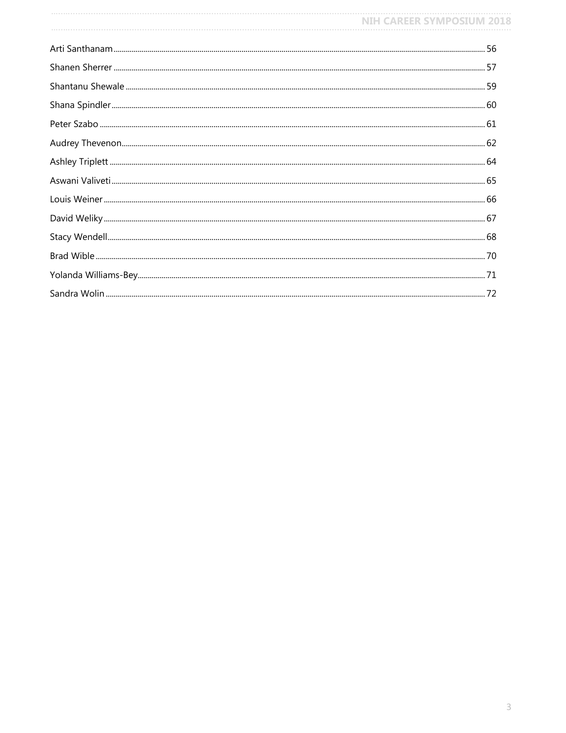Arti Santhanam ........................................................................................................ 56

Shanen Sherrer ........................................................................................................ 57

Shantanu Shewale ........................................................................................................ 59

Shana Spindler ........................................................................................................ 60

Peter Szabo ........................................................................................................ 61

Audrey Thevenon ........................................................................................................ 62

Ashley Triplett ........................................................................................................ 64

Aswani Valiveti ........................................................................................................ 65

Louis Weiner ........................................................................................................ 66

David Weliky ........................................................................................................ 67

Stacy Wendell ........................................................................................................ 68

Brad Wible ........................................................................................................ 70

Yolanda Williams-Bey ........................................................................................................ 71

Sandra Wolin ........................................................................................................ 72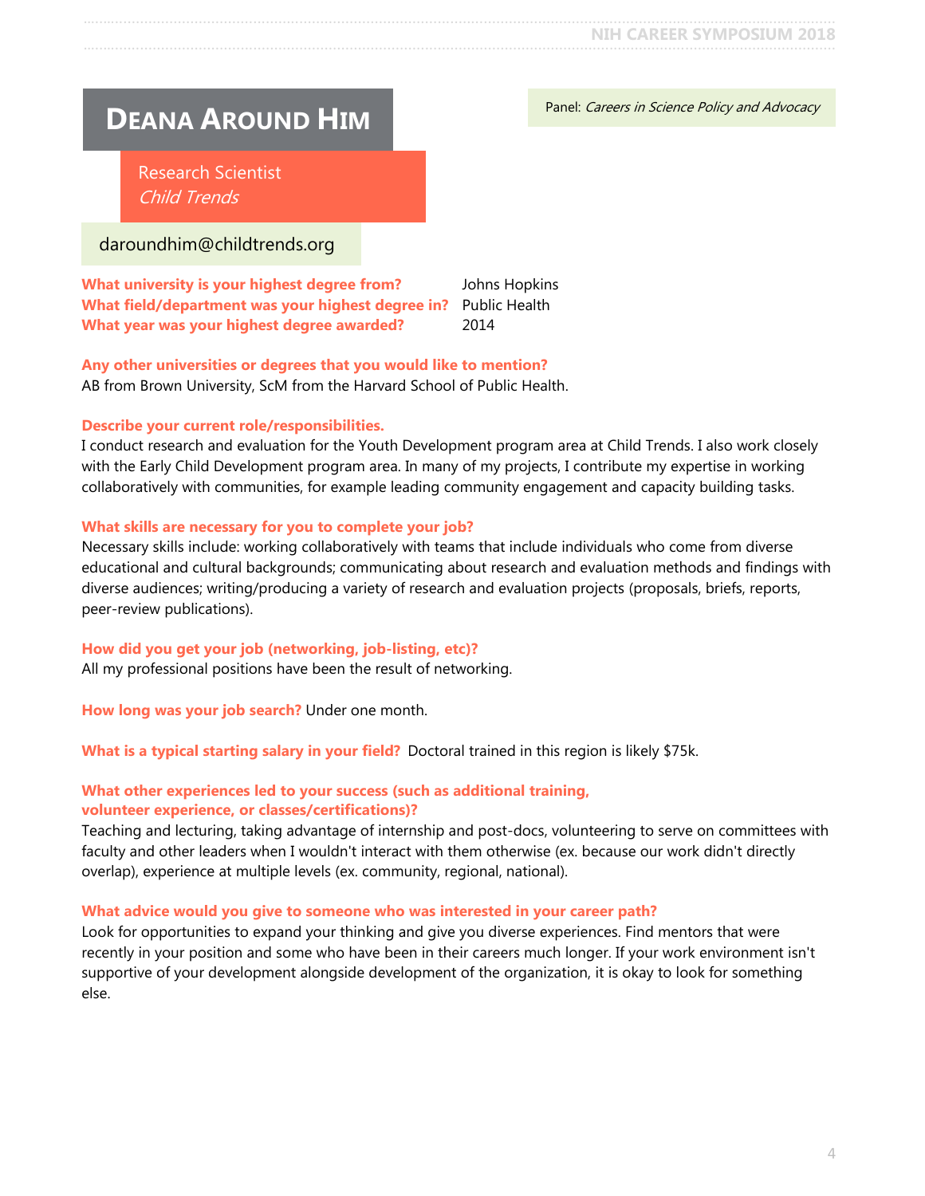# Deana Around Him

Panel: *Careers in Science Policy and Advocacy*

Research Scientist
*Child Trends*

daroundhim@childtrends.org

**What university is your highest degree from?** Johns Hopkins
**What field/department was your highest degree in?** Public Health
**What year was your highest degree awarded?** 2014

**Any other universities or degrees that you would like to mention?**
AB from Brown University, ScM from the Harvard School of Public Health.

**Describe your current role/responsibilities.**
I conduct research and evaluation for the Youth Development program area at Child Trends. I also work closely with the Early Child Development program area. In many of my projects, I contribute my expertise in working collaboratively with communities, for example leading community engagement and capacity building tasks.

**What skills are necessary for you to complete your job?**
Necessary skills include: working collaboratively with teams that include individuals who come from diverse educational and cultural backgrounds; communicating about research and evaluation methods and findings with diverse audiences; writing/producing a variety of research and evaluation projects (proposals, briefs, reports, peer-review publications).

**How did you get your job (networking, job-listing, etc)?**
All my professional positions have been the result of networking.

**How long was your job search?** Under one month.

**What is a typical starting salary in your field?** Doctoral trained in this region is likely $75k.

**What other experiences led to your success (such as additional training, volunteer experience, or classes/certifications)?**
Teaching and lecturing, taking advantage of internship and post-docs, volunteering to serve on committees with faculty and other leaders when I wouldn't interact with them otherwise (ex. because our work didn't directly overlap), experience at multiple levels (ex. community, regional, national).

**What advice would you give to someone who was interested in your career path?**
Look for opportunities to expand your thinking and give you diverse experiences. Find mentors that were recently in your position and some who have been in their careers much longer. If your work environment isn't supportive of your development alongside development of the organization, it is okay to look for something else.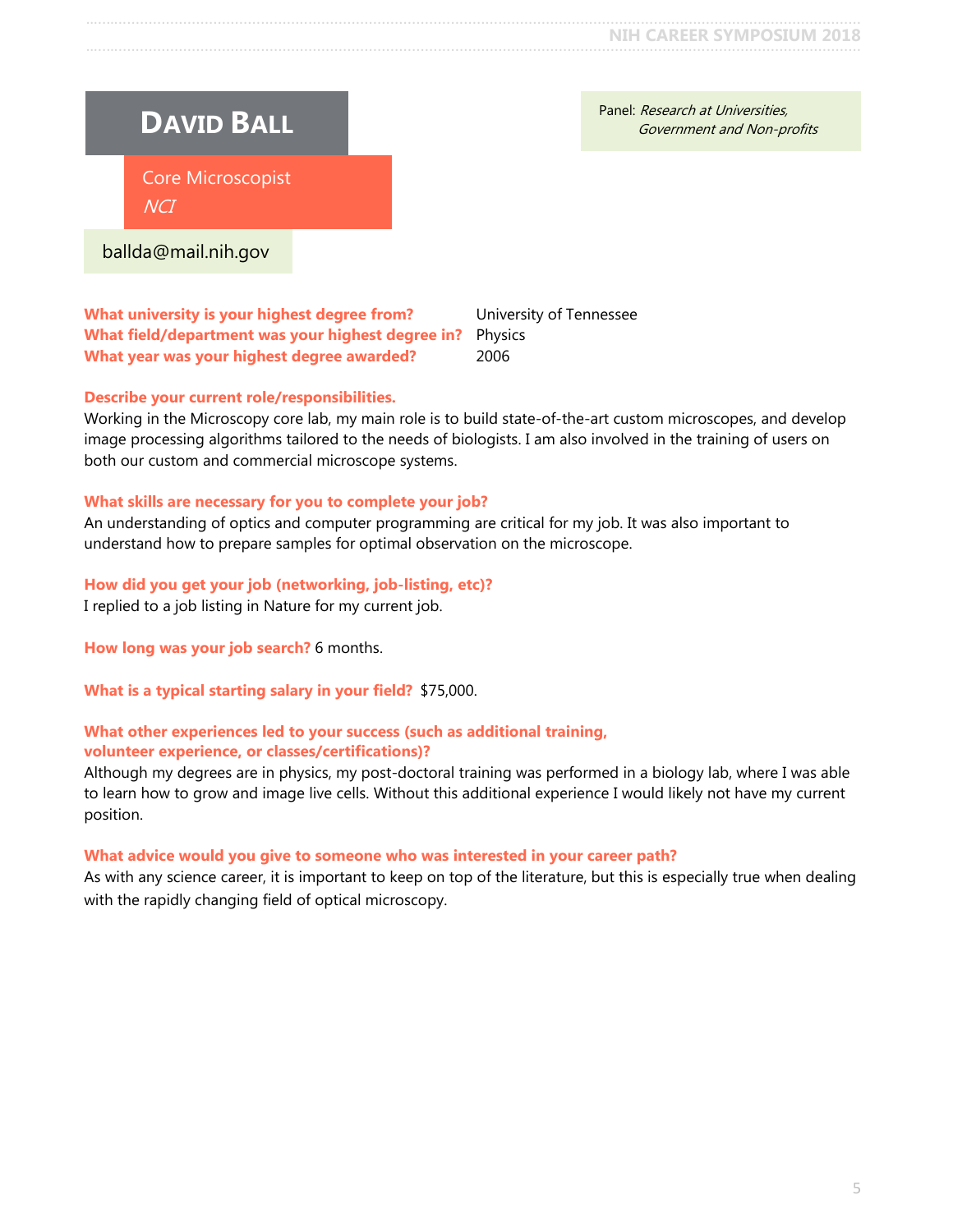# David Ball

Core Microscopist
*NCI*

ballda@mail.nih.gov

Panel: *Research at Universities, Government and Non-profits*

**What university is your highest degree from?** University of Tennessee
**What field/department was your highest degree in?** Physics
**What year was your highest degree awarded?** 2006

**Describe your current role/responsibilities.**
Working in the Microscopy core lab, my main role is to build state-of-the-art custom microscopes, and develop image processing algorithms tailored to the needs of biologists. I am also involved in the training of users on both our custom and commercial microscope systems.

**What skills are necessary for you to complete your job?**
An understanding of optics and computer programming are critical for my job. It was also important to understand how to prepare samples for optimal observation on the microscope.

**How did you get your job (networking, job-listing, etc)?**
I replied to a job listing in Nature for my current job.

**How long was your job search?** 6 months.

**What is a typical starting salary in your field?** $75,000.

**What other experiences led to your success (such as additional training, volunteer experience, or classes/certifications)?**
Although my degrees are in physics, my post-doctoral training was performed in a biology lab, where I was able to learn how to grow and image live cells. Without this additional experience I would likely not have my current position.

**What advice would you give to someone who was interested in your career path?**
As with any science career, it is important to keep on top of the literature, but this is especially true when dealing with the rapidly changing field of optical microscopy.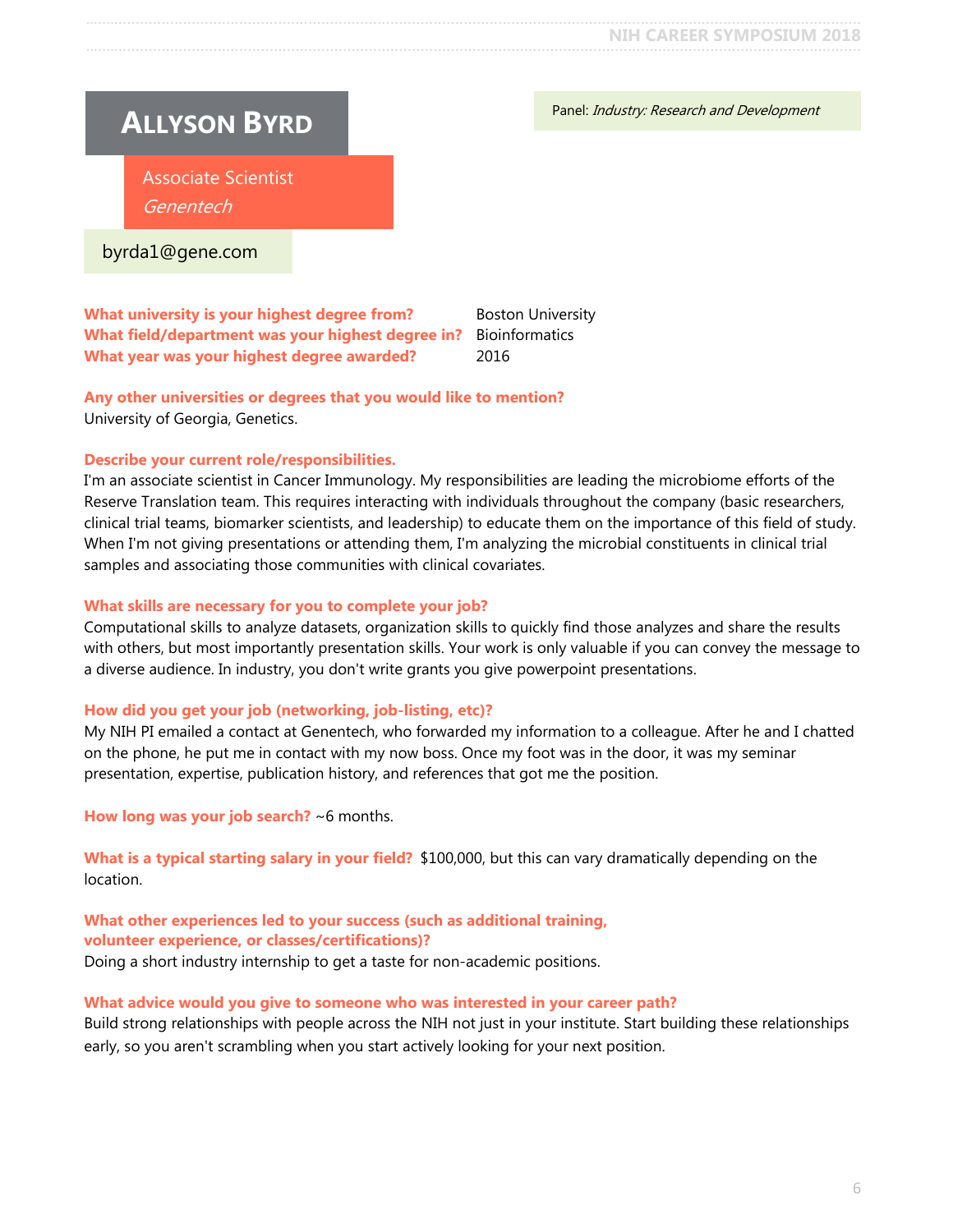# Allyson Byrd

Associate Scientist
*Genentech*

byrda1@gene.com

Panel: *Industry: Research and Development*

**What university is your highest degree from?** Boston University
**What field/department was your highest degree in?** Bioinformatics
**What year was your highest degree awarded?** 2016

**Any other universities or degrees that you would like to mention?**
University of Georgia, Genetics.

**Describe your current role/responsibilities.**
I'm an associate scientist in Cancer Immunology. My responsibilities are leading the microbiome efforts of the Reserve Translation team. This requires interacting with individuals throughout the company (basic researchers, clinical trial teams, biomarker scientists, and leadership) to educate them on the importance of this field of study. When I'm not giving presentations or attending them, I'm analyzing the microbial constituents in clinical trial samples and associating those communities with clinical covariates.

**What skills are necessary for you to complete your job?**
Computational skills to analyze datasets, organization skills to quickly find those analyzes and share the results with others, but most importantly presentation skills. Your work is only valuable if you can convey the message to a diverse audience. In industry, you don't write grants you give powerpoint presentations.

**How did you get your job (networking, job-listing, etc)?**
My NIH PI emailed a contact at Genentech, who forwarded my information to a colleague. After he and I chatted on the phone, he put me in contact with my now boss. Once my foot was in the door, it was my seminar presentation, expertise, publication history, and references that got me the position.

**How long was your job search?** ~6 months.

**What is a typical starting salary in your field?** $100,000, but this can vary dramatically depending on the location.

**What other experiences led to your success (such as additional training, volunteer experience, or classes/certifications)?**
Doing a short industry internship to get a taste for non-academic positions.

**What advice would you give to someone who was interested in your career path?**
Build strong relationships with people across the NIH not just in your institute. Start building these relationships early, so you aren't scrambling when you start actively looking for your next position.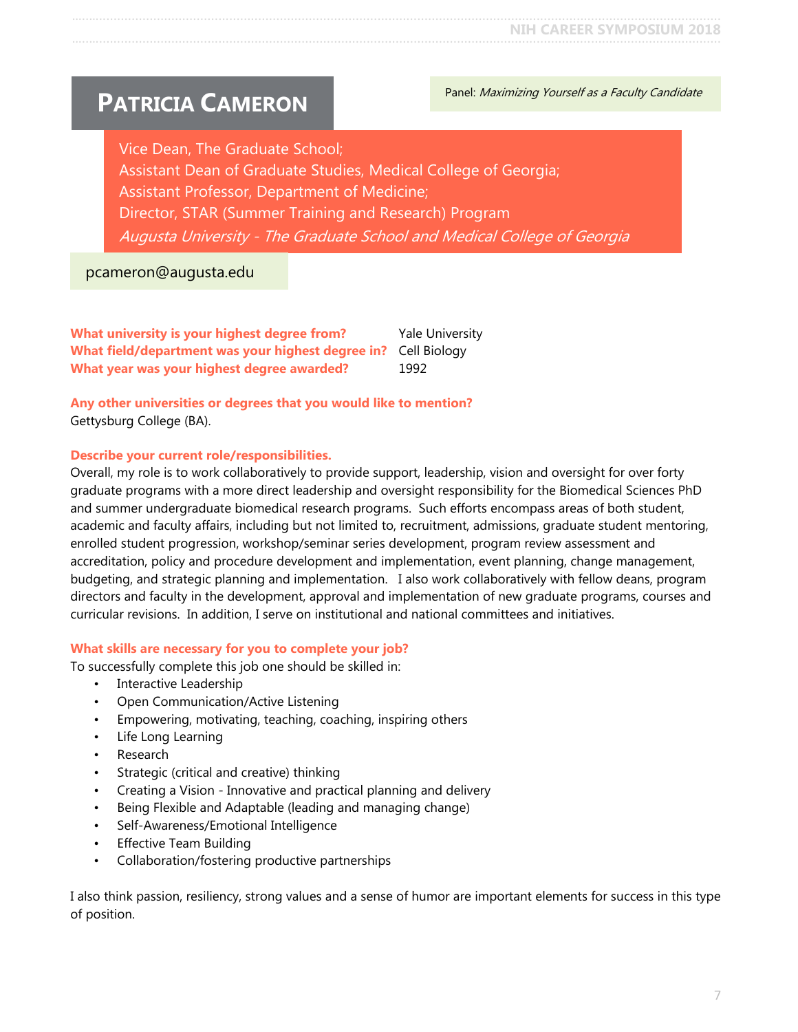# Patricia Cameron

Panel: *Maximizing Yourself as a Faculty Candidate*

Vice Dean, The Graduate School;
Assistant Dean of Graduate Studies, Medical College of Georgia;
Assistant Professor, Department of Medicine;
Director, STAR (Summer Training and Research) Program
*Augusta University - The Graduate School and Medical College of Georgia*

pcameron@augusta.edu

**What university is your highest degree from?** Yale University
**What field/department was your highest degree in?** Cell Biology
**What year was your highest degree awarded?** 1992

**Any other universities or degrees that you would like to mention?**
Gettysburg College (BA).

**Describe your current role/responsibilities.**
Overall, my role is to work collaboratively to provide support, leadership, vision and oversight for over forty graduate programs with a more direct leadership and oversight responsibility for the Biomedical Sciences PhD and summer undergraduate biomedical research programs. Such efforts encompass areas of both student, academic and faculty affairs, including but not limited to, recruitment, admissions, graduate student mentoring, enrolled student progression, workshop/seminar series development, program review assessment and accreditation, policy and procedure development and implementation, event planning, change management, budgeting, and strategic planning and implementation. I also work collaboratively with fellow deans, program directors and faculty in the development, approval and implementation of new graduate programs, courses and curricular revisions. In addition, I serve on institutional and national committees and initiatives.

**What skills are necessary for you to complete your job?**
To successfully complete this job one should be skilled in:

- Interactive Leadership
- Open Communication/Active Listening
- Empowering, motivating, teaching, coaching, inspiring others
- Life Long Learning
- Research
- Strategic (critical and creative) thinking
- Creating a Vision - Innovative and practical planning and delivery
- Being Flexible and Adaptable (leading and managing change)
- Self-Awareness/Emotional Intelligence
- Effective Team Building
- Collaboration/fostering productive partnerships

I also think passion, resiliency, strong values and a sense of humor are important elements for success in this type of position.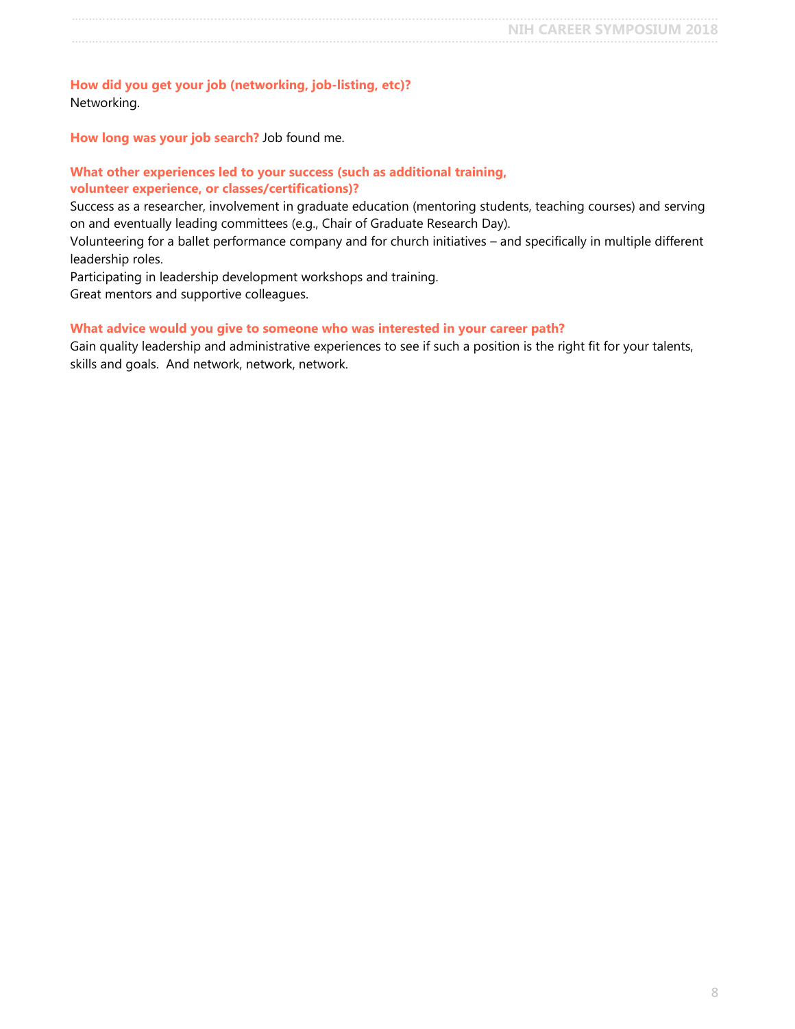**How did you get your job (networking, job-listing, etc)?**
Networking.

**How long was your job search?** Job found me.

**What other experiences led to your success (such as additional training, volunteer experience, or classes/certifications)?**
Success as a researcher, involvement in graduate education (mentoring students, teaching courses) and serving on and eventually leading committees (e.g., Chair of Graduate Research Day).
Volunteering for a ballet performance company and for church initiatives – and specifically in multiple different leadership roles.
Participating in leadership development workshops and training.
Great mentors and supportive colleagues.

**What advice would you give to someone who was interested in your career path?**
Gain quality leadership and administrative experiences to see if such a position is the right fit for your talents, skills and goals. And network, network, network.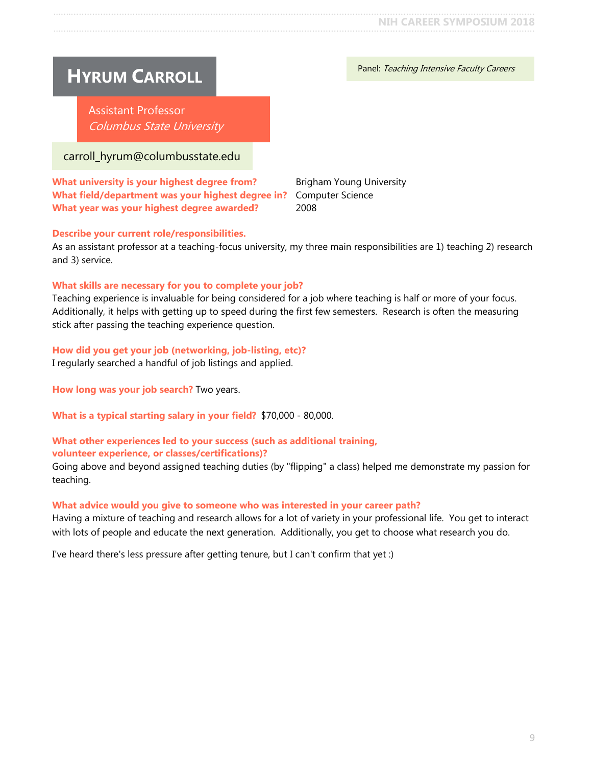# Hyrum Carroll

Panel: *Teaching Intensive Faculty Careers*

Assistant Professor
*Columbus State University*

carroll_hyrum@columbusstate.edu

**What university is your highest degree from?** Brigham Young University
**What field/department was your highest degree in?** Computer Science
**What year was your highest degree awarded?** 2008

**Describe your current role/responsibilities.**
As an assistant professor at a teaching-focus university, my three main responsibilities are 1) teaching 2) research and 3) service.

**What skills are necessary for you to complete your job?**
Teaching experience is invaluable for being considered for a job where teaching is half or more of your focus. Additionally, it helps with getting up to speed during the first few semesters. Research is often the measuring stick after passing the teaching experience question.

**How did you get your job (networking, job-listing, etc)?**
I regularly searched a handful of job listings and applied.

**How long was your job search?** Two years.

**What is a typical starting salary in your field?** $70,000 - 80,000.

**What other experiences led to your success (such as additional training, volunteer experience, or classes/certifications)?**
Going above and beyond assigned teaching duties (by "flipping" a class) helped me demonstrate my passion for teaching.

**What advice would you give to someone who was interested in your career path?**
Having a mixture of teaching and research allows for a lot of variety in your professional life. You get to interact with lots of people and educate the next generation. Additionally, you get to choose what research you do.

I've heard there's less pressure after getting tenure, but I can't confirm that yet :)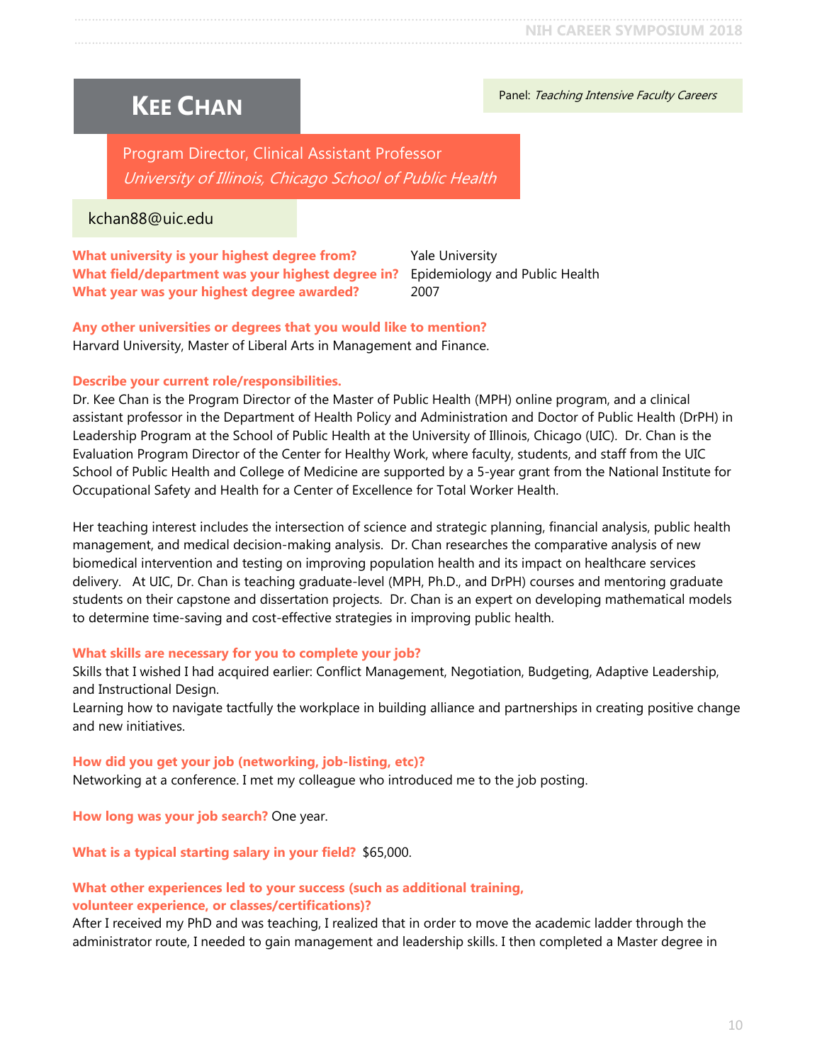# Kee Chan

Panel: *Teaching Intensive Faculty Careers*

Program Director, Clinical Assistant Professor
*University of Illinois, Chicago School of Public Health*

kchan88@uic.edu

**What university is your highest degree from?** Yale University
**What field/department was your highest degree in?** Epidemiology and Public Health
**What year was your highest degree awarded?** 2007

**Any other universities or degrees that you would like to mention?**
Harvard University, Master of Liberal Arts in Management and Finance.

**Describe your current role/responsibilities.**
Dr. Kee Chan is the Program Director of the Master of Public Health (MPH) online program, and a clinical assistant professor in the Department of Health Policy and Administration and Doctor of Public Health (DrPH) in Leadership Program at the School of Public Health at the University of Illinois, Chicago (UIC). Dr. Chan is the Evaluation Program Director of the Center for Healthy Work, where faculty, students, and staff from the UIC School of Public Health and College of Medicine are supported by a 5-year grant from the National Institute for Occupational Safety and Health for a Center of Excellence for Total Worker Health.

Her teaching interest includes the intersection of science and strategic planning, financial analysis, public health management, and medical decision-making analysis. Dr. Chan researches the comparative analysis of new biomedical intervention and testing on improving population health and its impact on healthcare services delivery. At UIC, Dr. Chan is teaching graduate-level (MPH, Ph.D., and DrPH) courses and mentoring graduate students on their capstone and dissertation projects. Dr. Chan is an expert on developing mathematical models to determine time-saving and cost-effective strategies in improving public health.

**What skills are necessary for you to complete your job?**
Skills that I wished I had acquired earlier: Conflict Management, Negotiation, Budgeting, Adaptive Leadership, and Instructional Design.
Learning how to navigate tactfully the workplace in building alliance and partnerships in creating positive change and new initiatives.

**How did you get your job (networking, job-listing, etc)?**
Networking at a conference. I met my colleague who introduced me to the job posting.

**How long was your job search?** One year.

**What is a typical starting salary in your field?** $65,000.

**What other experiences led to your success (such as additional training, volunteer experience, or classes/certifications)?**
After I received my PhD and was teaching, I realized that in order to move the academic ladder through the administrator route, I needed to gain management and leadership skills. I then completed a Master degree in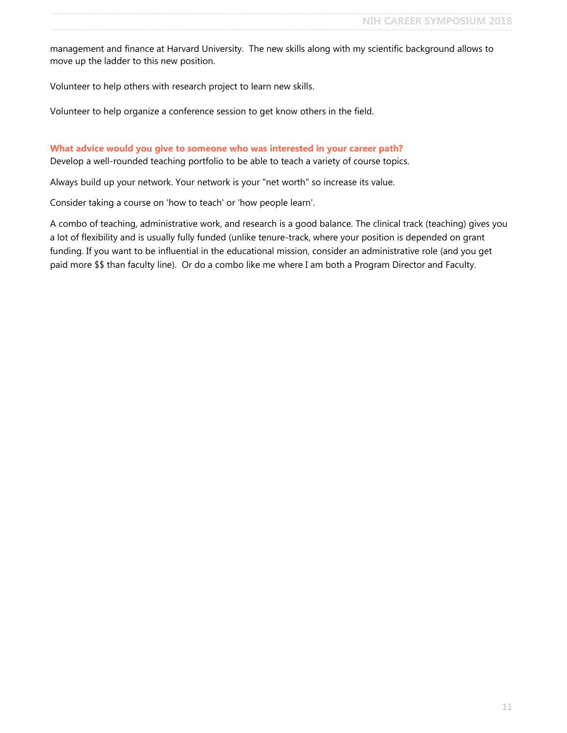management and finance at Harvard University.  The new skills along with my scientific background allows to move up the ladder to this new position.

Volunteer to help others with research project to learn new skills.

Volunteer to help organize a conference session to get know others in the field.

### What advice would you give to someone who was interested in your career path?

Develop a well-rounded teaching portfolio to be able to teach a variety of course topics.

Always build up your network. Your network is your "net worth" so increase its value.

Consider taking a course on 'how to teach' or 'how people learn'.

A combo of teaching, administrative work, and research is a good balance. The clinical track (teaching) gives you a lot of flexibility and is usually fully funded (unlike tenure-track, where your position is depended on grant funding. If you want to be influential in the educational mission, consider an administrative role (and you get paid more $$ than faculty line).  Or do a combo like me where I am both a Program Director and Faculty.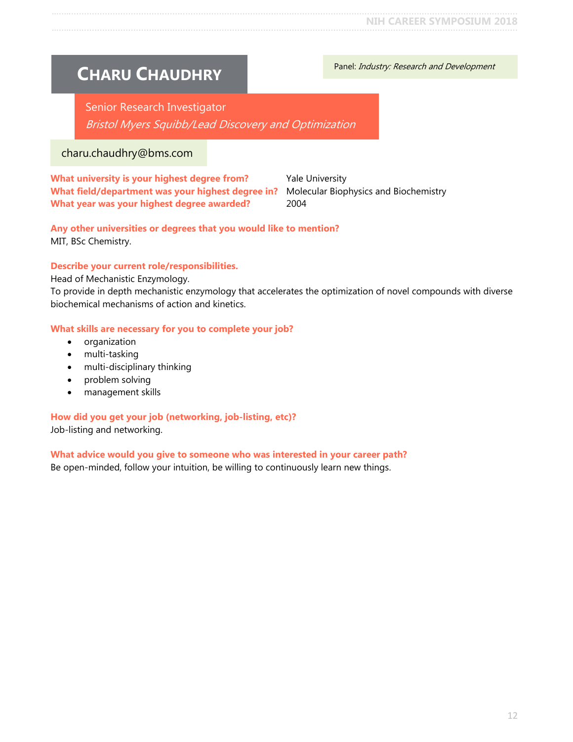# CHARU CHAUDHRY

Panel: *Industry: Research and Development*

Senior Research Investigator
*Bristol Myers Squibb/Lead Discovery and Optimization*

charu.chaudhry@bms.com

**What university is your highest degree from?** Yale University
**What field/department was your highest degree in?** Molecular Biophysics and Biochemistry
**What year was your highest degree awarded?** 2004

**Any other universities or degrees that you would like to mention?**
MIT, BSc Chemistry.

**Describe your current role/responsibilities.**
Head of Mechanistic Enzymology.
To provide in depth mechanistic enzymology that accelerates the optimization of novel compounds with diverse biochemical mechanisms of action and kinetics.

**What skills are necessary for you to complete your job?**

- organization
- multi-tasking
- multi-disciplinary thinking
- problem solving
- management skills

**How did you get your job (networking, job-listing, etc)?**
Job-listing and networking.

**What advice would you give to someone who was interested in your career path?**
Be open-minded, follow your intuition, be willing to continuously learn new things.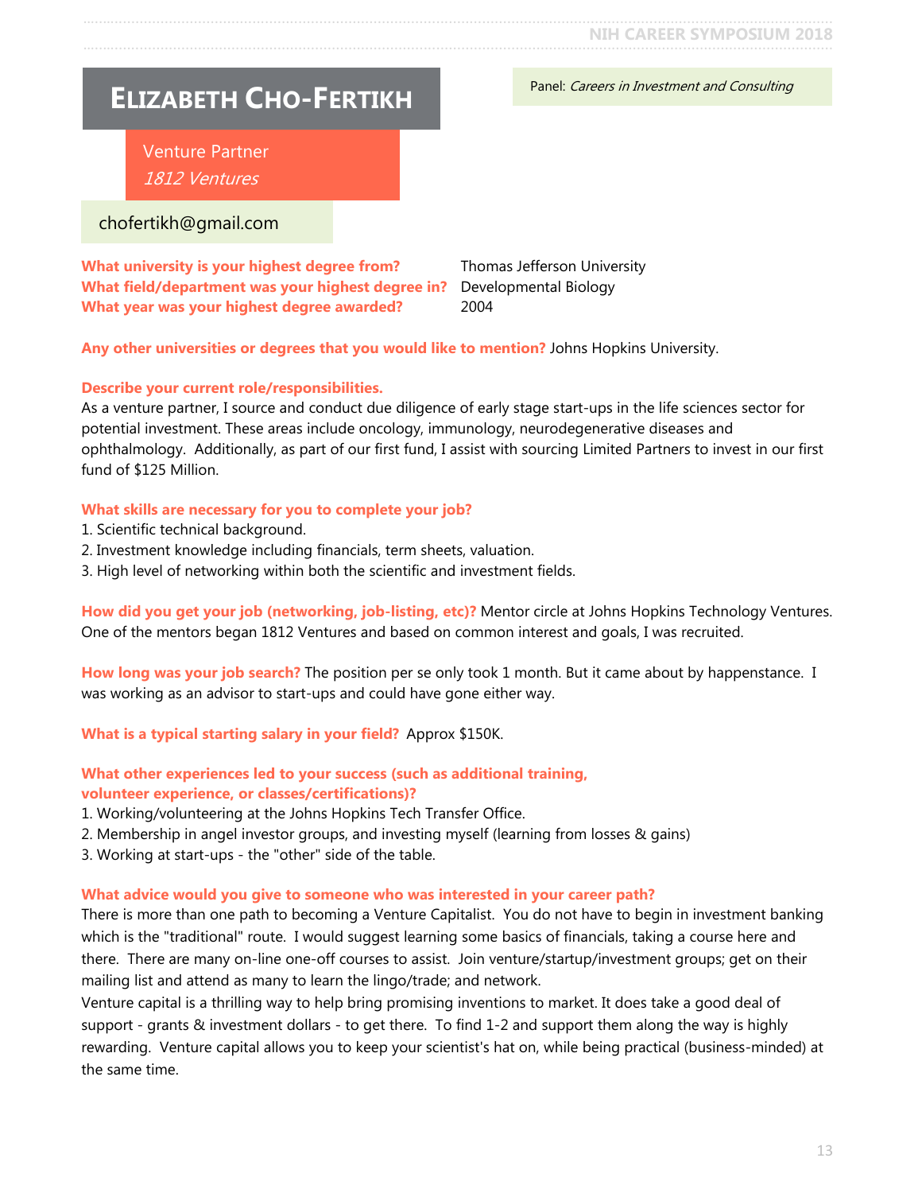# ELIZABETH CHO-FERTIKH

Panel: *Careers in Investment and Consulting*

Venture Partner
*1812 Ventures*

chofertikh@gmail.com

**What university is your highest degree from?** Thomas Jefferson University
**What field/department was your highest degree in?** Developmental Biology
**What year was your highest degree awarded?** 2004

**Any other universities or degrees that you would like to mention?** Johns Hopkins University.

**Describe your current role/responsibilities.**
As a venture partner, I source and conduct due diligence of early stage start-ups in the life sciences sector for potential investment. These areas include oncology, immunology, neurodegenerative diseases and ophthalmology. Additionally, as part of our first fund, I assist with sourcing Limited Partners to invest in our first fund of $125 Million.

**What skills are necessary for you to complete your job?**
1. Scientific technical background.
2. Investment knowledge including financials, term sheets, valuation.
3. High level of networking within both the scientific and investment fields.

**How did you get your job (networking, job-listing, etc)?** Mentor circle at Johns Hopkins Technology Ventures. One of the mentors began 1812 Ventures and based on common interest and goals, I was recruited.

**How long was your job search?** The position per se only took 1 month. But it came about by happenstance. I was working as an advisor to start-ups and could have gone either way.

**What is a typical starting salary in your field?** Approx $150K.

**What other experiences led to your success (such as additional training, volunteer experience, or classes/certifications)?**
1. Working/volunteering at the Johns Hopkins Tech Transfer Office.
2. Membership in angel investor groups, and investing myself (learning from losses & gains)
3. Working at start-ups - the "other" side of the table.

**What advice would you give to someone who was interested in your career path?**
There is more than one path to becoming a Venture Capitalist. You do not have to begin in investment banking which is the "traditional" route. I would suggest learning some basics of financials, taking a course here and there. There are many on-line one-off courses to assist. Join venture/startup/investment groups; get on their mailing list and attend as many to learn the lingo/trade; and network.
Venture capital is a thrilling way to help bring promising inventions to market. It does take a good deal of support - grants & investment dollars - to get there. To find 1-2 and support them along the way is highly rewarding. Venture capital allows you to keep your scientist's hat on, while being practical (business-minded) at the same time.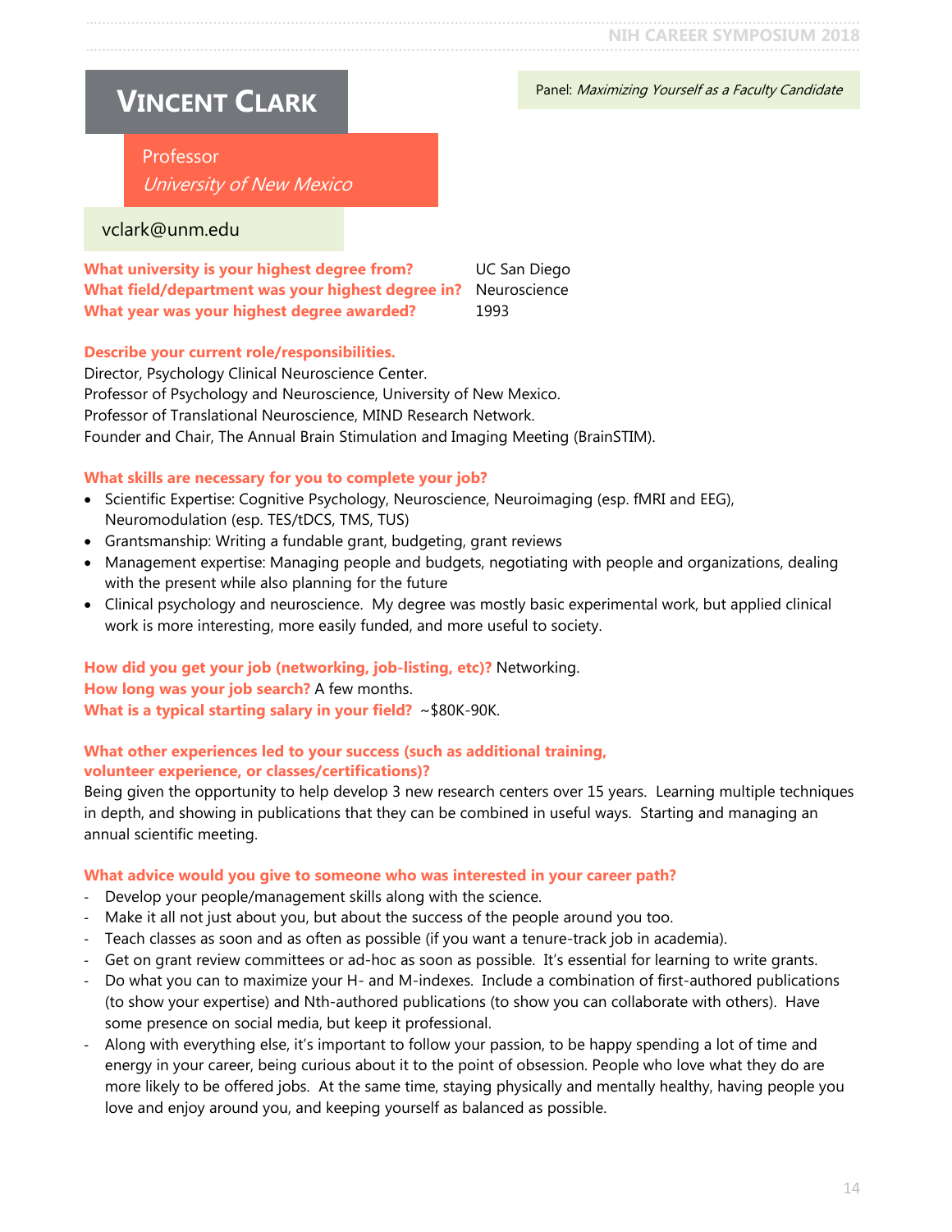# Vincent Clark

Panel: *Maximizing Yourself as a Faculty Candidate*

Professor
*University of New Mexico*

vclark@unm.edu

**What university is your highest degree from?** UC San Diego
**What field/department was your highest degree in?** Neuroscience
**What year was your highest degree awarded?** 1993

**Describe your current role/responsibilities.**
Director, Psychology Clinical Neuroscience Center.
Professor of Psychology and Neuroscience, University of New Mexico.
Professor of Translational Neuroscience, MIND Research Network.
Founder and Chair, The Annual Brain Stimulation and Imaging Meeting (BrainSTIM).

**What skills are necessary for you to complete your job?**

- Scientific Expertise: Cognitive Psychology, Neuroscience, Neuroimaging (esp. fMRI and EEG), Neuromodulation (esp. TES/tDCS, TMS, TUS)
- Grantsmanship: Writing a fundable grant, budgeting, grant reviews
- Management expertise: Managing people and budgets, negotiating with people and organizations, dealing with the present while also planning for the future
- Clinical psychology and neuroscience. My degree was mostly basic experimental work, but applied clinical work is more interesting, more easily funded, and more useful to society.

**How did you get your job (networking, job-listing, etc)?** Networking.
**How long was your job search?** A few months.
**What is a typical starting salary in your field?** ~$80K-90K.

**What other experiences led to your success (such as additional training, volunteer experience, or classes/certifications)?**
Being given the opportunity to help develop 3 new research centers over 15 years. Learning multiple techniques in depth, and showing in publications that they can be combined in useful ways. Starting and managing an annual scientific meeting.

**What advice would you give to someone who was interested in your career path?**

- Develop your people/management skills along with the science.
- Make it all not just about you, but about the success of the people around you too.
- Teach classes as soon and as often as possible (if you want a tenure-track job in academia).
- Get on grant review committees or ad-hoc as soon as possible. It's essential for learning to write grants.
- Do what you can to maximize your H- and M-indexes. Include a combination of first-authored publications (to show your expertise) and Nth-authored publications (to show you can collaborate with others). Have some presence on social media, but keep it professional.
- Along with everything else, it's important to follow your passion, to be happy spending a lot of time and energy in your career, being curious about it to the point of obsession. People who love what they do are more likely to be offered jobs. At the same time, staying physically and mentally healthy, having people you love and enjoy around you, and keeping yourself as balanced as possible.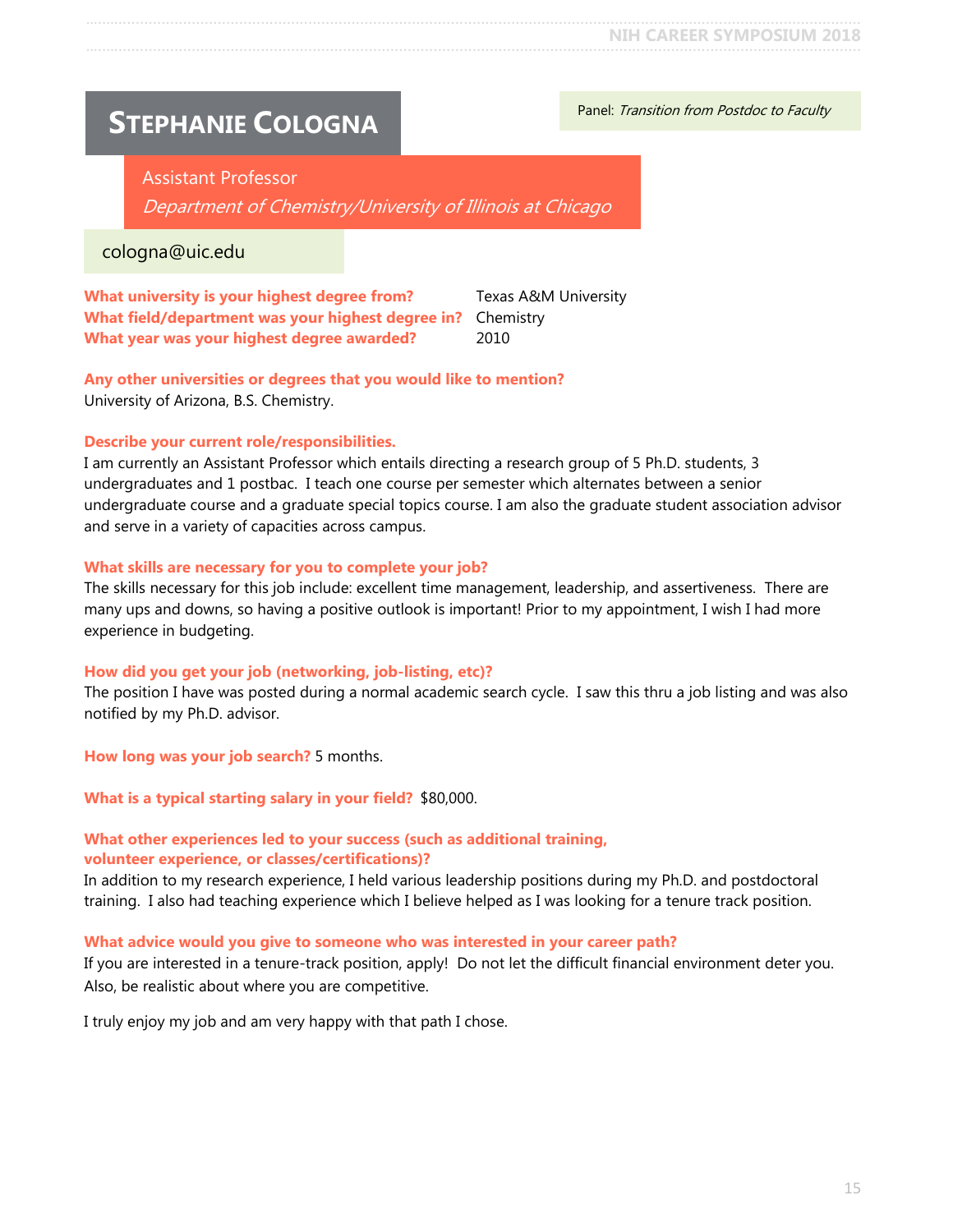# STEPHANIE COLOGNA

Panel: *Transition from Postdoc to Faculty*

Assistant Professor

*Department of Chemistry/University of Illinois at Chicago*

cologna@uic.edu

**What university is your highest degree from?** Texas A&M University
**What field/department was your highest degree in?** Chemistry
**What year was your highest degree awarded?** 2010

**Any other universities or degrees that you would like to mention?**
University of Arizona, B.S. Chemistry.

**Describe your current role/responsibilities.**
I am currently an Assistant Professor which entails directing a research group of 5 Ph.D. students, 3 undergraduates and 1 postbac. I teach one course per semester which alternates between a senior undergraduate course and a graduate special topics course. I am also the graduate student association advisor and serve in a variety of capacities across campus.

**What skills are necessary for you to complete your job?**
The skills necessary for this job include: excellent time management, leadership, and assertiveness. There are many ups and downs, so having a positive outlook is important! Prior to my appointment, I wish I had more experience in budgeting.

**How did you get your job (networking, job-listing, etc)?**
The position I have was posted during a normal academic search cycle. I saw this thru a job listing and was also notified by my Ph.D. advisor.

**How long was your job search?** 5 months.

**What is a typical starting salary in your field?** $80,000.

**What other experiences led to your success (such as additional training, volunteer experience, or classes/certifications)?**
In addition to my research experience, I held various leadership positions during my Ph.D. and postdoctoral training. I also had teaching experience which I believe helped as I was looking for a tenure track position.

**What advice would you give to someone who was interested in your career path?**
If you are interested in a tenure-track position, apply! Do not let the difficult financial environment deter you. Also, be realistic about where you are competitive.

I truly enjoy my job and am very happy with that path I chose.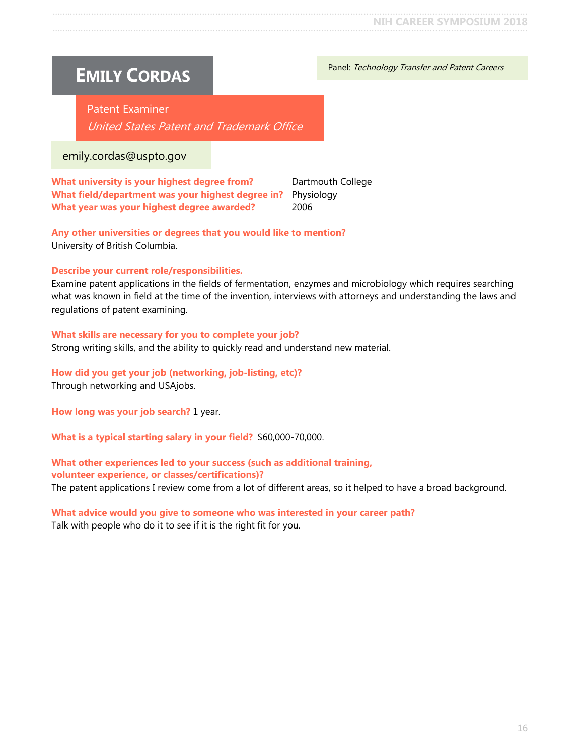# EMILY CORDAS

Panel: *Technology Transfer and Patent Careers*

Patent Examiner
*United States Patent and Trademark Office*

emily.cordas@uspto.gov

**What university is your highest degree from?** Dartmouth College
**What field/department was your highest degree in?** Physiology
**What year was your highest degree awarded?** 2006

**Any other universities or degrees that you would like to mention?**
University of British Columbia.

**Describe your current role/responsibilities.**
Examine patent applications in the fields of fermentation, enzymes and microbiology which requires searching what was known in field at the time of the invention, interviews with attorneys and understanding the laws and regulations of patent examining.

**What skills are necessary for you to complete your job?**
Strong writing skills, and the ability to quickly read and understand new material.

**How did you get your job (networking, job-listing, etc)?**
Through networking and USAjobs.

**How long was your job search?** 1 year.

**What is a typical starting salary in your field?** $60,000-70,000.

**What other experiences led to your success (such as additional training, volunteer experience, or classes/certifications)?**
The patent applications I review come from a lot of different areas, so it helped to have a broad background.

**What advice would you give to someone who was interested in your career path?**
Talk with people who do it to see if it is the right fit for you.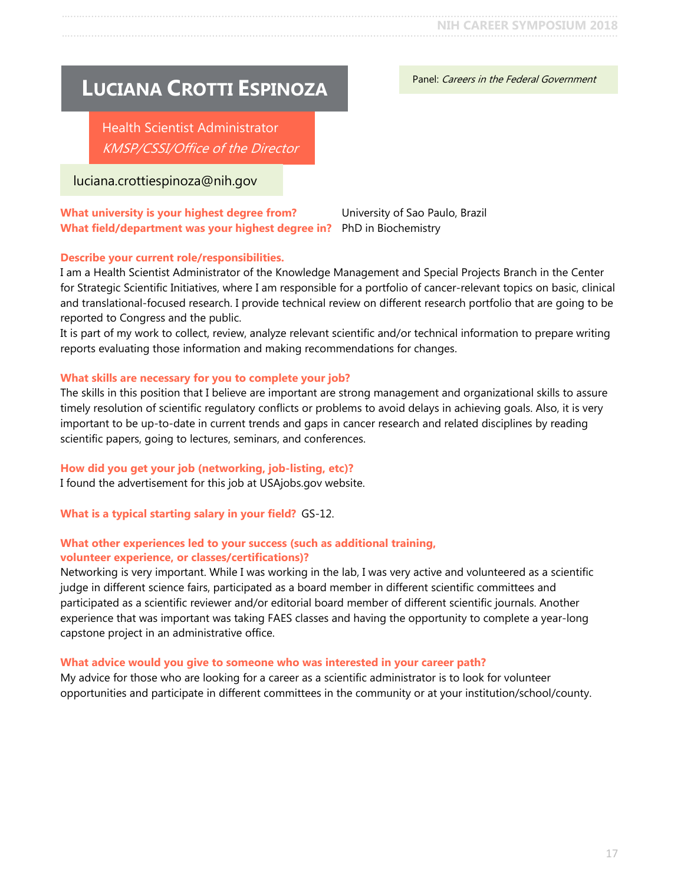# Luciana Crotti Espinoza

Panel: *Careers in the Federal Government*

Health Scientist Administrator
*KMSP/CSSI/Office of the Director*

luciana.crottiespinoza@nih.gov

**What university is your highest degree from?** University of Sao Paulo, Brazil
**What field/department was your highest degree in?** PhD in Biochemistry

**Describe your current role/responsibilities.**
I am a Health Scientist Administrator of the Knowledge Management and Special Projects Branch in the Center for Strategic Scientific Initiatives, where I am responsible for a portfolio of cancer-relevant topics on basic, clinical and translational-focused research. I provide technical review on different research portfolio that are going to be reported to Congress and the public.
It is part of my work to collect, review, analyze relevant scientific and/or technical information to prepare writing reports evaluating those information and making recommendations for changes.

**What skills are necessary for you to complete your job?**
The skills in this position that I believe are important are strong management and organizational skills to assure timely resolution of scientific regulatory conflicts or problems to avoid delays in achieving goals. Also, it is very important to be up-to-date in current trends and gaps in cancer research and related disciplines by reading scientific papers, going to lectures, seminars, and conferences.

**How did you get your job (networking, job-listing, etc)?**
I found the advertisement for this job at USAjobs.gov website.

**What is a typical starting salary in your field?** GS-12.

**What other experiences led to your success (such as additional training, volunteer experience, or classes/certifications)?**
Networking is very important. While I was working in the lab, I was very active and volunteered as a scientific judge in different science fairs, participated as a board member in different scientific committees and participated as a scientific reviewer and/or editorial board member of different scientific journals. Another experience that was important was taking FAES classes and having the opportunity to complete a year-long capstone project in an administrative office.

**What advice would you give to someone who was interested in your career path?**
My advice for those who are looking for a career as a scientific administrator is to look for volunteer opportunities and participate in different committees in the community or at your institution/school/county.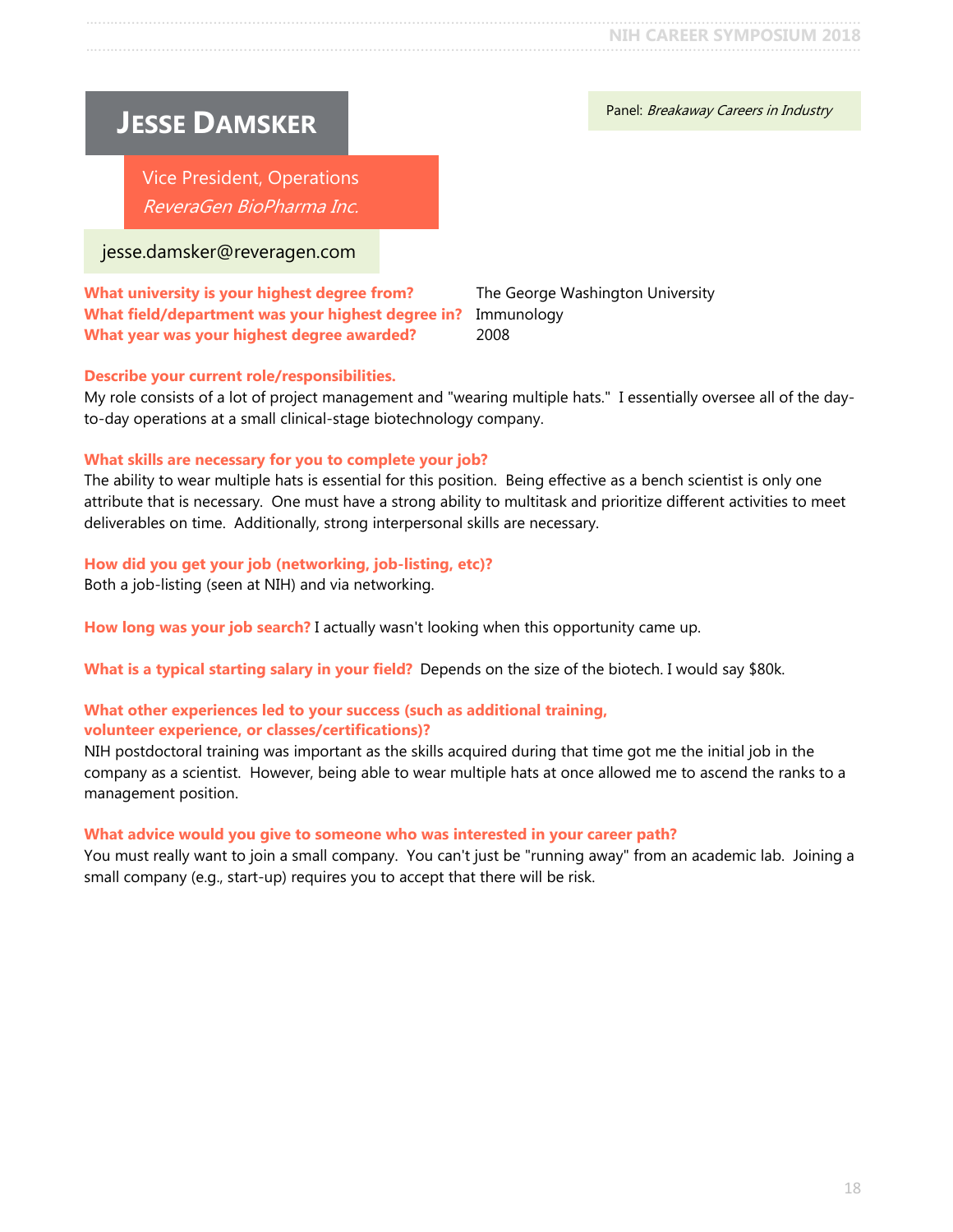# JESSE DAMSKER

Panel: *Breakaway Careers in Industry*

Vice President, Operations
*ReveraGen BioPharma Inc.*

jesse.damsker@reveragen.com

**What university is your highest degree from?** The George Washington University
**What field/department was your highest degree in?** Immunology
**What year was your highest degree awarded?** 2008

**Describe your current role/responsibilities.**
My role consists of a lot of project management and "wearing multiple hats." I essentially oversee all of the day-to-day operations at a small clinical-stage biotechnology company.

**What skills are necessary for you to complete your job?**
The ability to wear multiple hats is essential for this position. Being effective as a bench scientist is only one attribute that is necessary. One must have a strong ability to multitask and prioritize different activities to meet deliverables on time. Additionally, strong interpersonal skills are necessary.

**How did you get your job (networking, job-listing, etc)?**
Both a job-listing (seen at NIH) and via networking.

**How long was your job search?** I actually wasn't looking when this opportunity came up.

**What is a typical starting salary in your field?** Depends on the size of the biotech. I would say $80k.

**What other experiences led to your success (such as additional training, volunteer experience, or classes/certifications)?**
NIH postdoctoral training was important as the skills acquired during that time got me the initial job in the company as a scientist. However, being able to wear multiple hats at once allowed me to ascend the ranks to a management position.

**What advice would you give to someone who was interested in your career path?**
You must really want to join a small company. You can't just be "running away" from an academic lab. Joining a small company (e.g., start-up) requires you to accept that there will be risk.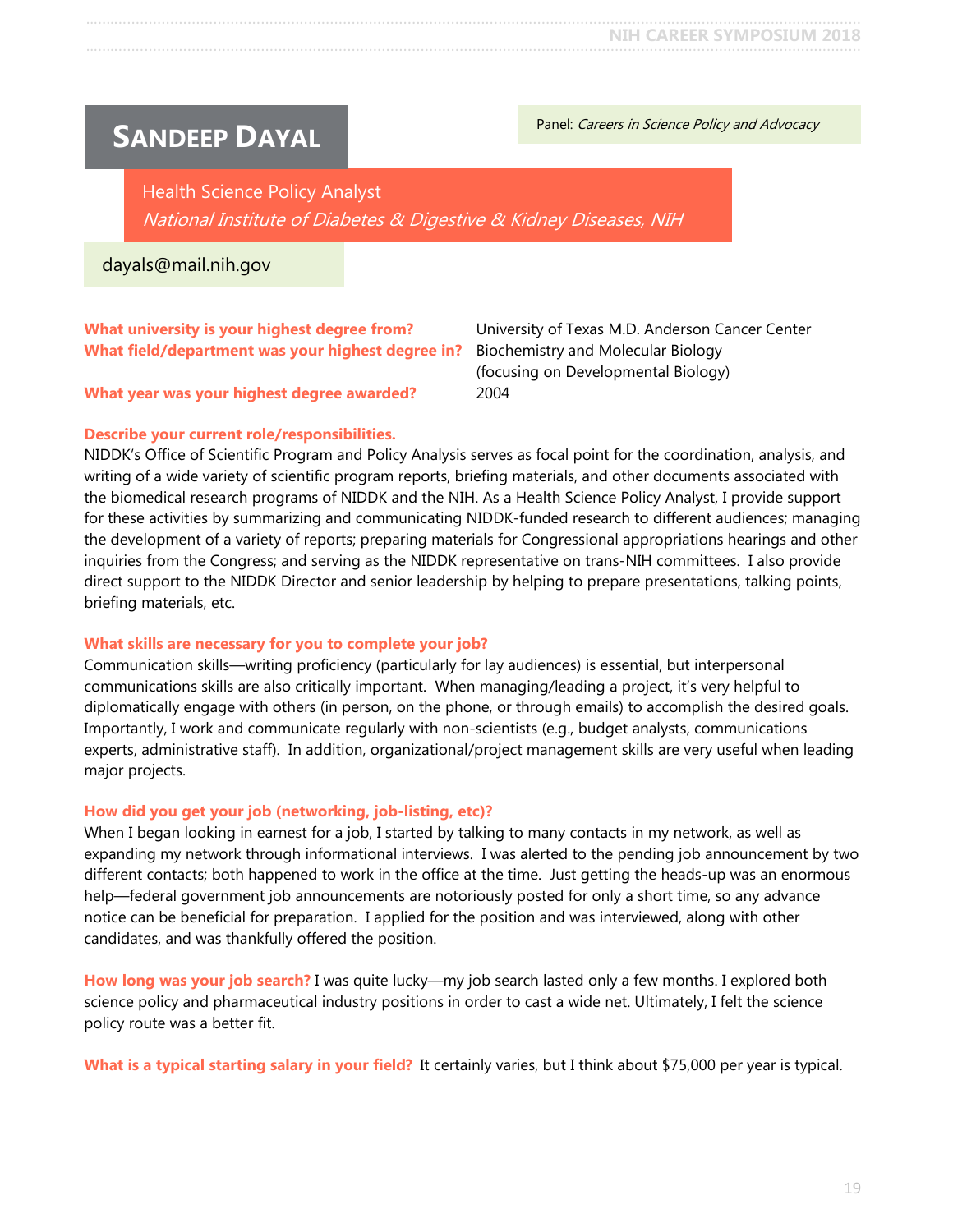# Sandeep Dayal

Panel: *Careers in Science Policy and Advocacy*

Health Science Policy Analyst
*National Institute of Diabetes & Digestive & Kidney Diseases, NIH*

dayals@mail.nih.gov

**What university is your highest degree from?** University of Texas M.D. Anderson Cancer Center

**What field/department was your highest degree in?** Biochemistry and Molecular Biology (focusing on Developmental Biology)

**What year was your highest degree awarded?** 2004

**Describe your current role/responsibilities.**
NIDDK's Office of Scientific Program and Policy Analysis serves as focal point for the coordination, analysis, and writing of a wide variety of scientific program reports, briefing materials, and other documents associated with the biomedical research programs of NIDDK and the NIH. As a Health Science Policy Analyst, I provide support for these activities by summarizing and communicating NIDDK-funded research to different audiences; managing the development of a variety of reports; preparing materials for Congressional appropriations hearings and other inquiries from the Congress; and serving as the NIDDK representative on trans-NIH committees. I also provide direct support to the NIDDK Director and senior leadership by helping to prepare presentations, talking points, briefing materials, etc.

**What skills are necessary for you to complete your job?**
Communication skills—writing proficiency (particularly for lay audiences) is essential, but interpersonal communications skills are also critically important. When managing/leading a project, it's very helpful to diplomatically engage with others (in person, on the phone, or through emails) to accomplish the desired goals. Importantly, I work and communicate regularly with non-scientists (e.g., budget analysts, communications experts, administrative staff). In addition, organizational/project management skills are very useful when leading major projects.

**How did you get your job (networking, job-listing, etc)?**
When I began looking in earnest for a job, I started by talking to many contacts in my network, as well as expanding my network through informational interviews. I was alerted to the pending job announcement by two different contacts; both happened to work in the office at the time. Just getting the heads-up was an enormous help—federal government job announcements are notoriously posted for only a short time, so any advance notice can be beneficial for preparation. I applied for the position and was interviewed, along with other candidates, and was thankfully offered the position.

**How long was your job search?** I was quite lucky—my job search lasted only a few months. I explored both science policy and pharmaceutical industry positions in order to cast a wide net. Ultimately, I felt the science policy route was a better fit.

**What is a typical starting salary in your field?** It certainly varies, but I think about $75,000 per year is typical.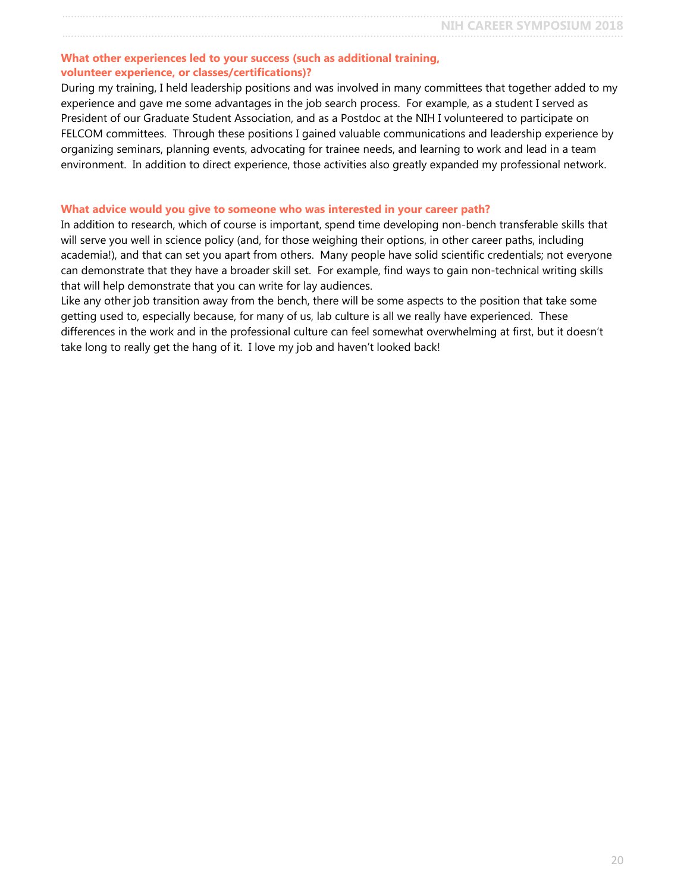### What other experiences led to your success (such as additional training, volunteer experience, or classes/certifications)?

During my training, I held leadership positions and was involved in many committees that together added to my experience and gave me some advantages in the job search process. For example, as a student I served as President of our Graduate Student Association, and as a Postdoc at the NIH I volunteered to participate on FELCOM committees. Through these positions I gained valuable communications and leadership experience by organizing seminars, planning events, advocating for trainee needs, and learning to work and lead in a team environment. In addition to direct experience, those activities also greatly expanded my professional network.

### What advice would you give to someone who was interested in your career path?

In addition to research, which of course is important, spend time developing non-bench transferable skills that will serve you well in science policy (and, for those weighing their options, in other career paths, including academia!), and that can set you apart from others. Many people have solid scientific credentials; not everyone can demonstrate that they have a broader skill set. For example, find ways to gain non-technical writing skills that will help demonstrate that you can write for lay audiences.

Like any other job transition away from the bench, there will be some aspects to the position that take some getting used to, especially because, for many of us, lab culture is all we really have experienced. These differences in the work and in the professional culture can feel somewhat overwhelming at first, but it doesn't take long to really get the hang of it. I love my job and haven't looked back!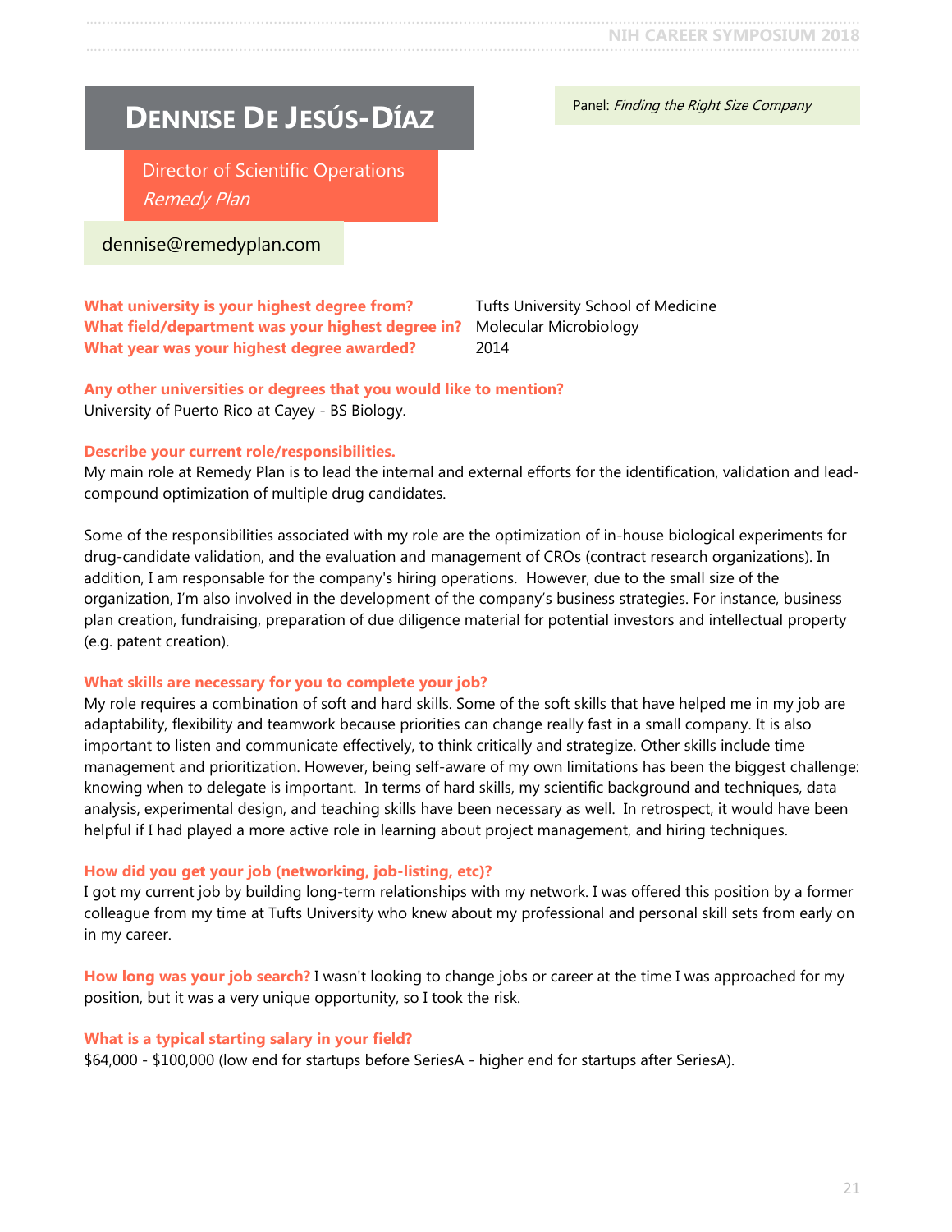# Dennise De Jesús-Díaz

Director of Scientific Operations
*Remedy Plan*

dennise@remedyplan.com

Panel: *Finding the Right Size Company*

**What university is your highest degree from?** Tufts University School of Medicine
**What field/department was your highest degree in?** Molecular Microbiology
**What year was your highest degree awarded?** 2014

**Any other universities or degrees that you would like to mention?**
University of Puerto Rico at Cayey - BS Biology.

**Describe your current role/responsibilities.**
My main role at Remedy Plan is to lead the internal and external efforts for the identification, validation and lead-compound optimization of multiple drug candidates.

Some of the responsibilities associated with my role are the optimization of in-house biological experiments for drug-candidate validation, and the evaluation and management of CROs (contract research organizations). In addition, I am responsable for the company's hiring operations. However, due to the small size of the organization, I'm also involved in the development of the company's business strategies. For instance, business plan creation, fundraising, preparation of due diligence material for potential investors and intellectual property (e.g. patent creation).

**What skills are necessary for you to complete your job?**
My role requires a combination of soft and hard skills. Some of the soft skills that have helped me in my job are adaptability, flexibility and teamwork because priorities can change really fast in a small company. It is also important to listen and communicate effectively, to think critically and strategize. Other skills include time management and prioritization. However, being self-aware of my own limitations has been the biggest challenge: knowing when to delegate is important. In terms of hard skills, my scientific background and techniques, data analysis, experimental design, and teaching skills have been necessary as well. In retrospect, it would have been helpful if I had played a more active role in learning about project management, and hiring techniques.

**How did you get your job (networking, job-listing, etc)?**
I got my current job by building long-term relationships with my network. I was offered this position by a former colleague from my time at Tufts University who knew about my professional and personal skill sets from early on in my career.

**How long was your job search?** I wasn't looking to change jobs or career at the time I was approached for my position, but it was a very unique opportunity, so I took the risk.

**What is a typical starting salary in your field?**
$64,000 - $100,000 (low end for startups before SeriesA - higher end for startups after SeriesA).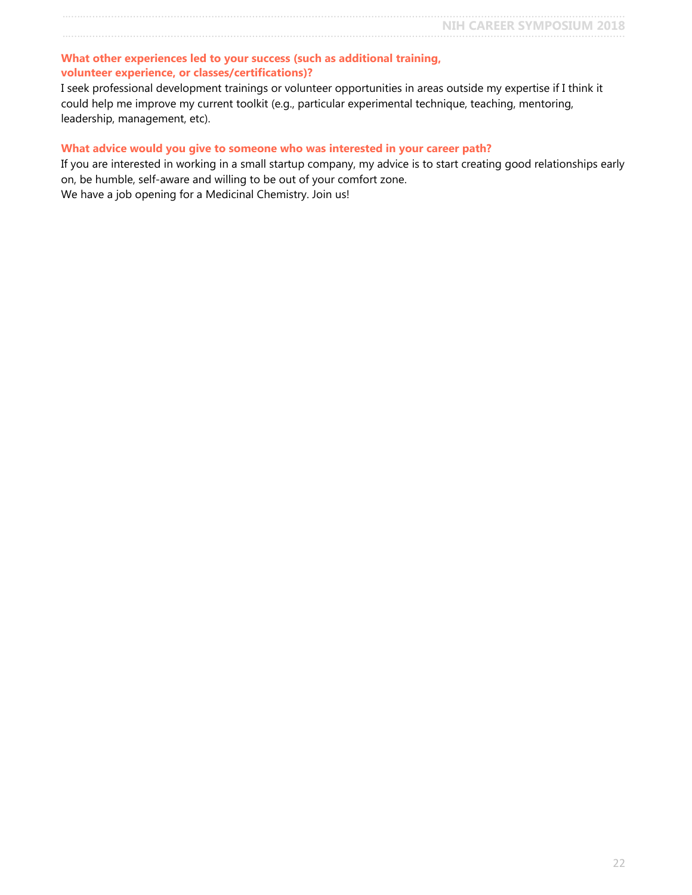**What other experiences led to your success (such as additional training, volunteer experience, or classes/certifications)?**

I seek professional development trainings or volunteer opportunities in areas outside my expertise if I think it could help me improve my current toolkit (e.g., particular experimental technique, teaching, mentoring, leadership, management, etc).

**What advice would you give to someone who was interested in your career path?**

If you are interested in working in a small startup company, my advice is to start creating good relationships early on, be humble, self-aware and willing to be out of your comfort zone.
We have a job opening for a Medicinal Chemistry. Join us!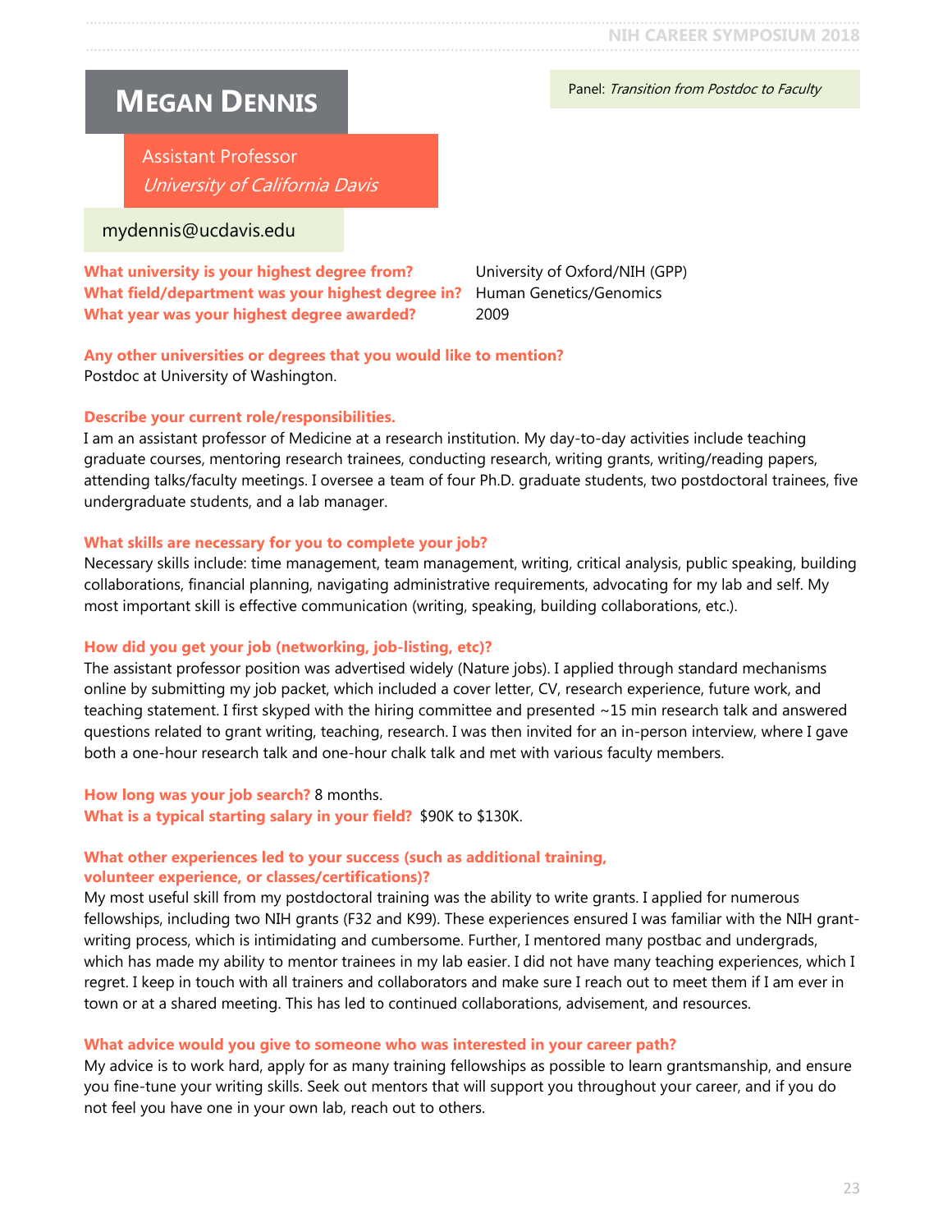# Megan Dennis

Panel: *Transition from Postdoc to Faculty*

Assistant Professor
*University of California Davis*

mydennis@ucdavis.edu

**What university is your highest degree from?** University of Oxford/NIH (GPP)
**What field/department was your highest degree in?** Human Genetics/Genomics
**What year was your highest degree awarded?** 2009

**Any other universities or degrees that you would like to mention?**
Postdoc at University of Washington.

**Describe your current role/responsibilities.**
I am an assistant professor of Medicine at a research institution. My day-to-day activities include teaching graduate courses, mentoring research trainees, conducting research, writing grants, writing/reading papers, attending talks/faculty meetings. I oversee a team of four Ph.D. graduate students, two postdoctoral trainees, five undergraduate students, and a lab manager.

**What skills are necessary for you to complete your job?**
Necessary skills include: time management, team management, writing, critical analysis, public speaking, building collaborations, financial planning, navigating administrative requirements, advocating for my lab and self. My most important skill is effective communication (writing, speaking, building collaborations, etc.).

**How did you get your job (networking, job-listing, etc)?**
The assistant professor position was advertised widely (Nature jobs). I applied through standard mechanisms online by submitting my job packet, which included a cover letter, CV, research experience, future work, and teaching statement. I first skyped with the hiring committee and presented ~15 min research talk and answered questions related to grant writing, teaching, research. I was then invited for an in-person interview, where I gave both a one-hour research talk and one-hour chalk talk and met with various faculty members.

**How long was your job search?** 8 months.
**What is a typical starting salary in your field?** $90K to $130K.

**What other experiences led to your success (such as additional training, volunteer experience, or classes/certifications)?**
My most useful skill from my postdoctoral training was the ability to write grants. I applied for numerous fellowships, including two NIH grants (F32 and K99). These experiences ensured I was familiar with the NIH grant-writing process, which is intimidating and cumbersome. Further, I mentored many postbac and undergrads, which has made my ability to mentor trainees in my lab easier. I did not have many teaching experiences, which I regret. I keep in touch with all trainers and collaborators and make sure I reach out to meet them if I am ever in town or at a shared meeting. This has led to continued collaborations, advisement, and resources.

**What advice would you give to someone who was interested in your career path?**
My advice is to work hard, apply for as many training fellowships as possible to learn grantsmanship, and ensure you fine-tune your writing skills. Seek out mentors that will support you throughout your career, and if you do not feel you have one in your own lab, reach out to others.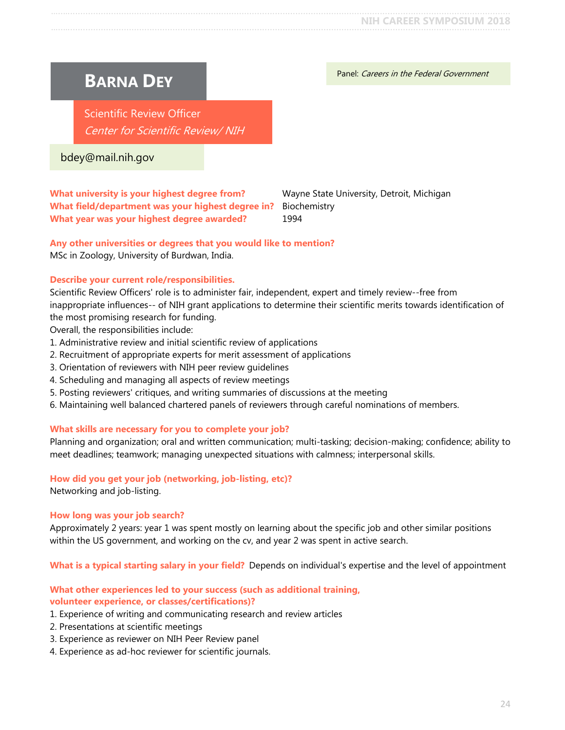# Barna Dey

Panel: *Careers in the Federal Government*

Scientific Review Officer
*Center for Scientific Review/ NIH*

bdey@mail.nih.gov

**What university is your highest degree from?** Wayne State University, Detroit, Michigan
**What field/department was your highest degree in?** Biochemistry
**What year was your highest degree awarded?** 1994

**Any other universities or degrees that you would like to mention?**
MSc in Zoology, University of Burdwan, India.

**Describe your current role/responsibilities.**
Scientific Review Officers' role is to administer fair, independent, expert and timely review--free from inappropriate influences-- of NIH grant applications to determine their scientific merits towards identification of the most promising research for funding.
Overall, the responsibilities include:
1. Administrative review and initial scientific review of applications
2. Recruitment of appropriate experts for merit assessment of applications
3. Orientation of reviewers with NIH peer review guidelines
4. Scheduling and managing all aspects of review meetings
5. Posting reviewers' critiques, and writing summaries of discussions at the meeting
6. Maintaining well balanced chartered panels of reviewers through careful nominations of members.

**What skills are necessary for you to complete your job?**
Planning and organization; oral and written communication; multi-tasking; decision-making; confidence; ability to meet deadlines; teamwork; managing unexpected situations with calmness; interpersonal skills.

**How did you get your job (networking, job-listing, etc)?**
Networking and job-listing.

**How long was your job search?**
Approximately 2 years: year 1 was spent mostly on learning about the specific job and other similar positions within the US government, and working on the cv, and year 2 was spent in active search.

**What is a typical starting salary in your field?** Depends on individual's expertise and the level of appointment

**What other experiences led to your success (such as additional training, volunteer experience, or classes/certifications)?**
1. Experience of writing and communicating research and review articles
2. Presentations at scientific meetings
3. Experience as reviewer on NIH Peer Review panel
4. Experience as ad-hoc reviewer for scientific journals.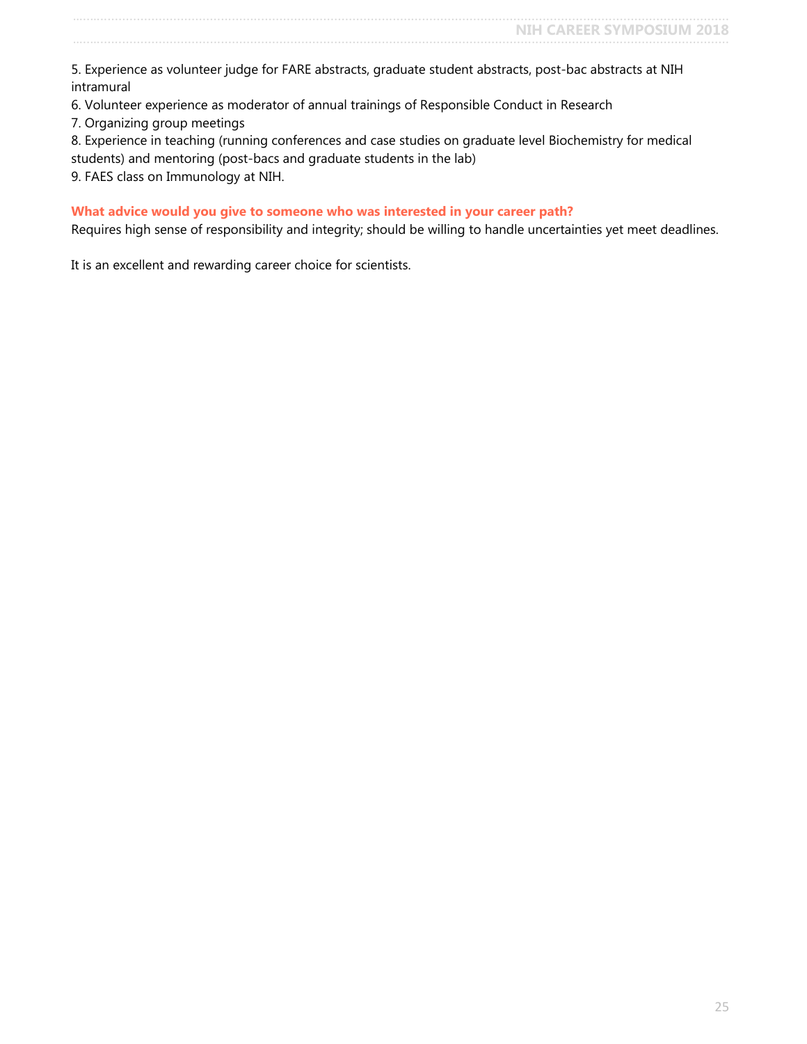5. Experience as volunteer judge for FARE abstracts, graduate student abstracts, post-bac abstracts at NIH intramural
6. Volunteer experience as moderator of annual trainings of Responsible Conduct in Research
7. Organizing group meetings
8. Experience in teaching (running conferences and case studies on graduate level Biochemistry for medical students) and mentoring (post-bacs and graduate students in the lab)
9. FAES class on Immunology at NIH.

**What advice would you give to someone who was interested in your career path?**

Requires high sense of responsibility and integrity; should be willing to handle uncertainties yet meet deadlines.

It is an excellent and rewarding career choice for scientists.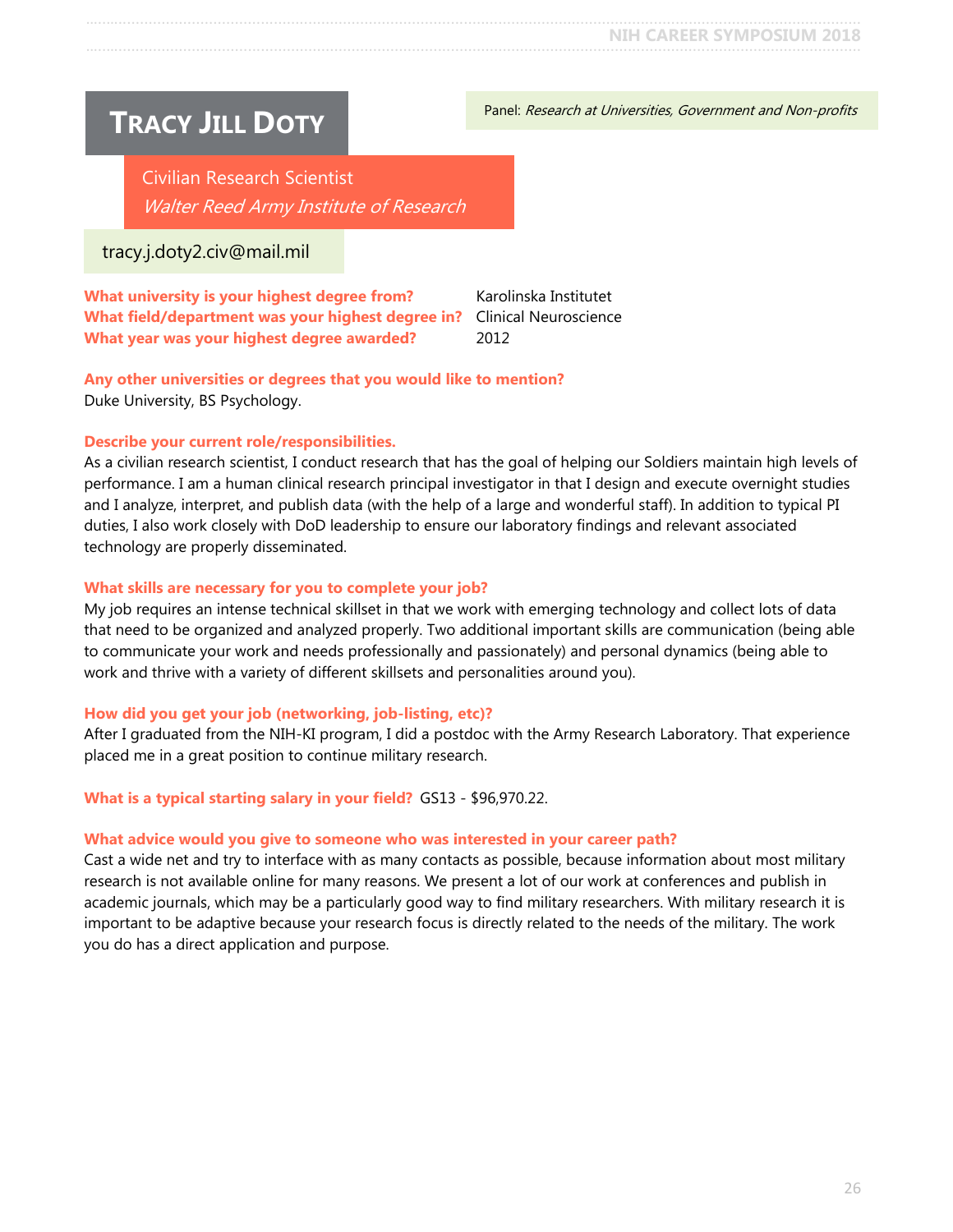# Tracy Jill Doty

Panel: *Research at Universities, Government and Non-profits*

Civilian Research Scientist
*Walter Reed Army Institute of Research*

tracy.j.doty2.civ@mail.mil

**What university is your highest degree from?** Karolinska Institutet
**What field/department was your highest degree in?** Clinical Neuroscience
**What year was your highest degree awarded?** 2012

**Any other universities or degrees that you would like to mention?**
Duke University, BS Psychology.

**Describe your current role/responsibilities.**
As a civilian research scientist, I conduct research that has the goal of helping our Soldiers maintain high levels of performance. I am a human clinical research principal investigator in that I design and execute overnight studies and I analyze, interpret, and publish data (with the help of a large and wonderful staff). In addition to typical PI duties, I also work closely with DoD leadership to ensure our laboratory findings and relevant associated technology are properly disseminated.

**What skills are necessary for you to complete your job?**
My job requires an intense technical skillset in that we work with emerging technology and collect lots of data that need to be organized and analyzed properly. Two additional important skills are communication (being able to communicate your work and needs professionally and passionately) and personal dynamics (being able to work and thrive with a variety of different skillsets and personalities around you).

**How did you get your job (networking, job-listing, etc)?**
After I graduated from the NIH-KI program, I did a postdoc with the Army Research Laboratory. That experience placed me in a great position to continue military research.

**What is a typical starting salary in your field?** GS13 - $96,970.22.

**What advice would you give to someone who was interested in your career path?**
Cast a wide net and try to interface with as many contacts as possible, because information about most military research is not available online for many reasons. We present a lot of our work at conferences and publish in academic journals, which may be a particularly good way to find military researchers. With military research it is important to be adaptive because your research focus is directly related to the needs of the military. The work you do has a direct application and purpose.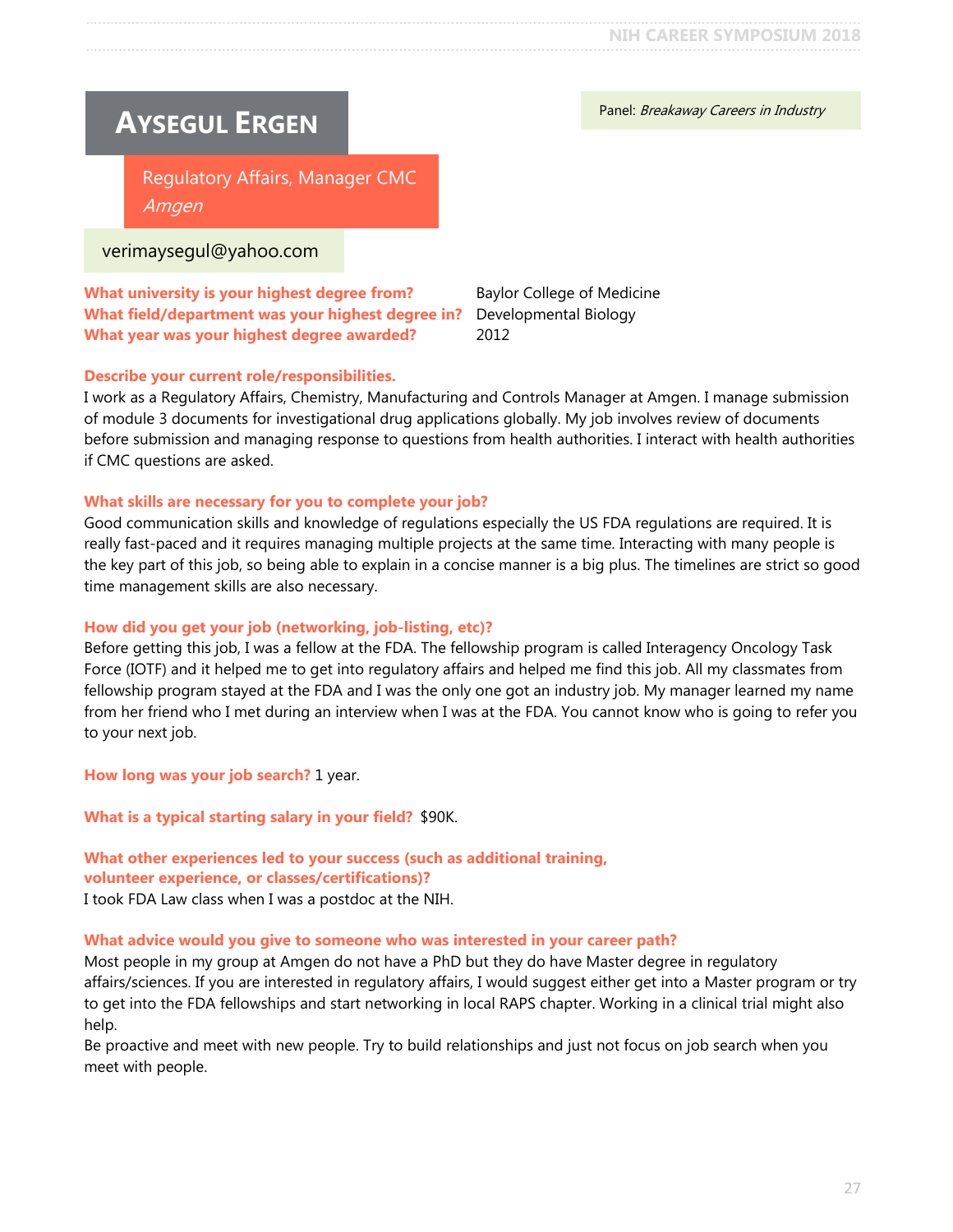# Aysegul Ergen

Panel: *Breakaway Careers in Industry*

Regulatory Affairs, Manager CMC
*Amgen*

verimaysegul@yahoo.com

**What university is your highest degree from?** Baylor College of Medicine
**What field/department was your highest degree in?** Developmental Biology
**What year was your highest degree awarded?** 2012

**Describe your current role/responsibilities.**
I work as a Regulatory Affairs, Chemistry, Manufacturing and Controls Manager at Amgen. I manage submission of module 3 documents for investigational drug applications globally. My job involves review of documents before submission and managing response to questions from health authorities. I interact with health authorities if CMC questions are asked.

**What skills are necessary for you to complete your job?**
Good communication skills and knowledge of regulations especially the US FDA regulations are required. It is really fast-paced and it requires managing multiple projects at the same time. Interacting with many people is the key part of this job, so being able to explain in a concise manner is a big plus. The timelines are strict so good time management skills are also necessary.

**How did you get your job (networking, job-listing, etc)?**
Before getting this job, I was a fellow at the FDA. The fellowship program is called Interagency Oncology Task Force (IOTF) and it helped me to get into regulatory affairs and helped me find this job. All my classmates from fellowship program stayed at the FDA and I was the only one got an industry job. My manager learned my name from her friend who I met during an interview when I was at the FDA. You cannot know who is going to refer you to your next job.

**How long was your job search?** 1 year.

**What is a typical starting salary in your field?** $90K.

**What other experiences led to your success (such as additional training, volunteer experience, or classes/certifications)?**
I took FDA Law class when I was a postdoc at the NIH.

**What advice would you give to someone who was interested in your career path?**
Most people in my group at Amgen do not have a PhD but they do have Master degree in regulatory affairs/sciences. If you are interested in regulatory affairs, I would suggest either get into a Master program or try to get into the FDA fellowships and start networking in local RAPS chapter. Working in a clinical trial might also help.
Be proactive and meet with new people. Try to build relationships and just not focus on job search when you meet with people.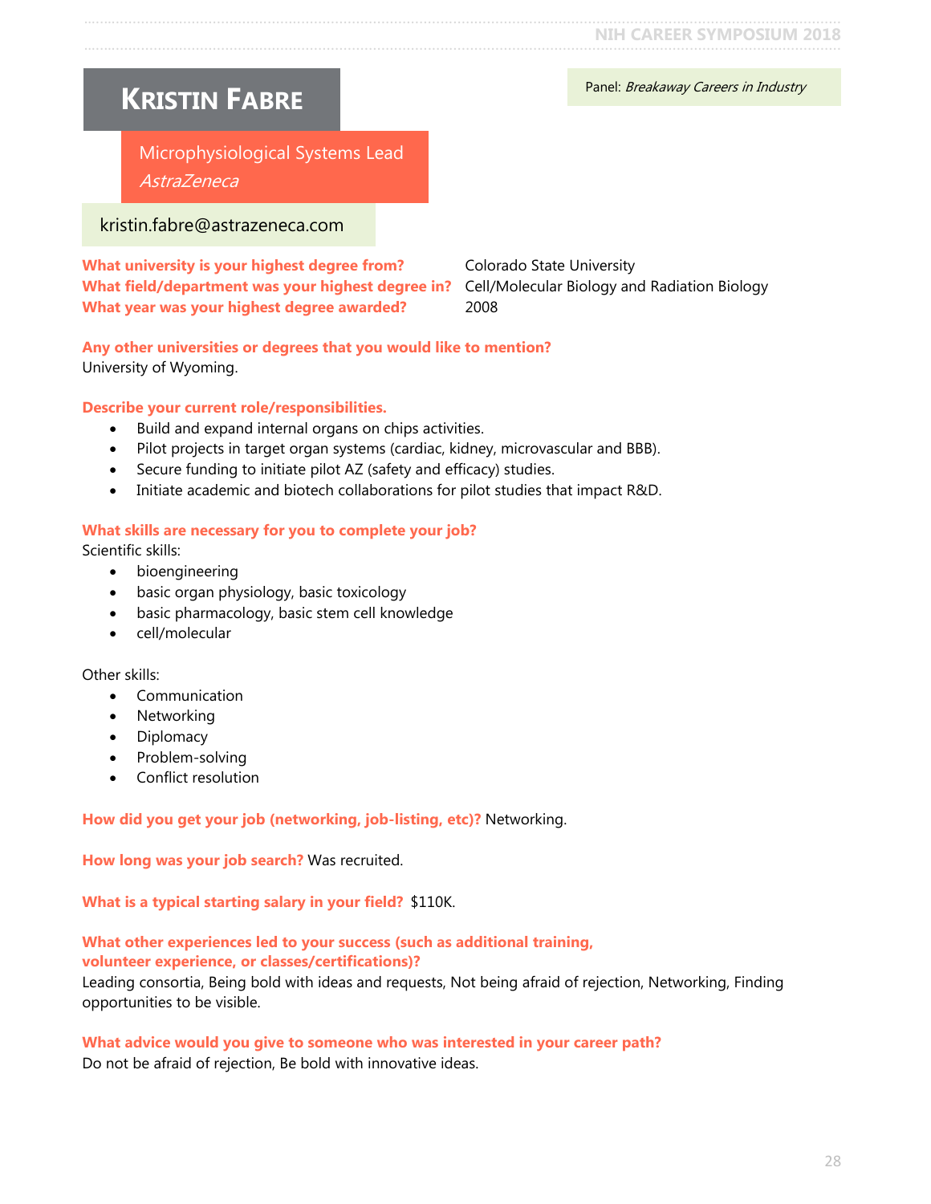Panel: *Breakaway Careers in Industry*

# Kristin Fabre

Microphysiological Systems Lead
*AstraZeneca*

kristin.fabre@astrazeneca.com

**What university is your highest degree from?** Colorado State University
**What field/department was your highest degree in?** Cell/Molecular Biology and Radiation Biology
**What year was your highest degree awarded?** 2008

**Any other universities or degrees that you would like to mention?**
University of Wyoming.

**Describe your current role/responsibilities.**

- Build and expand internal organs on chips activities.
- Pilot projects in target organ systems (cardiac, kidney, microvascular and BBB).
- Secure funding to initiate pilot AZ (safety and efficacy) studies.
- Initiate academic and biotech collaborations for pilot studies that impact R&D.

**What skills are necessary for you to complete your job?**
Scientific skills:

- bioengineering
- basic organ physiology, basic toxicology
- basic pharmacology, basic stem cell knowledge
- cell/molecular

Other skills:

- Communication
- Networking
- Diplomacy
- Problem-solving
- Conflict resolution

**How did you get your job (networking, job-listing, etc)?** Networking.

**How long was your job search?** Was recruited.

**What is a typical starting salary in your field?** $110K.

**What other experiences led to your success (such as additional training, volunteer experience, or classes/certifications)?**
Leading consortia, Being bold with ideas and requests, Not being afraid of rejection, Networking, Finding opportunities to be visible.

**What advice would you give to someone who was interested in your career path?**
Do not be afraid of rejection, Be bold with innovative ideas.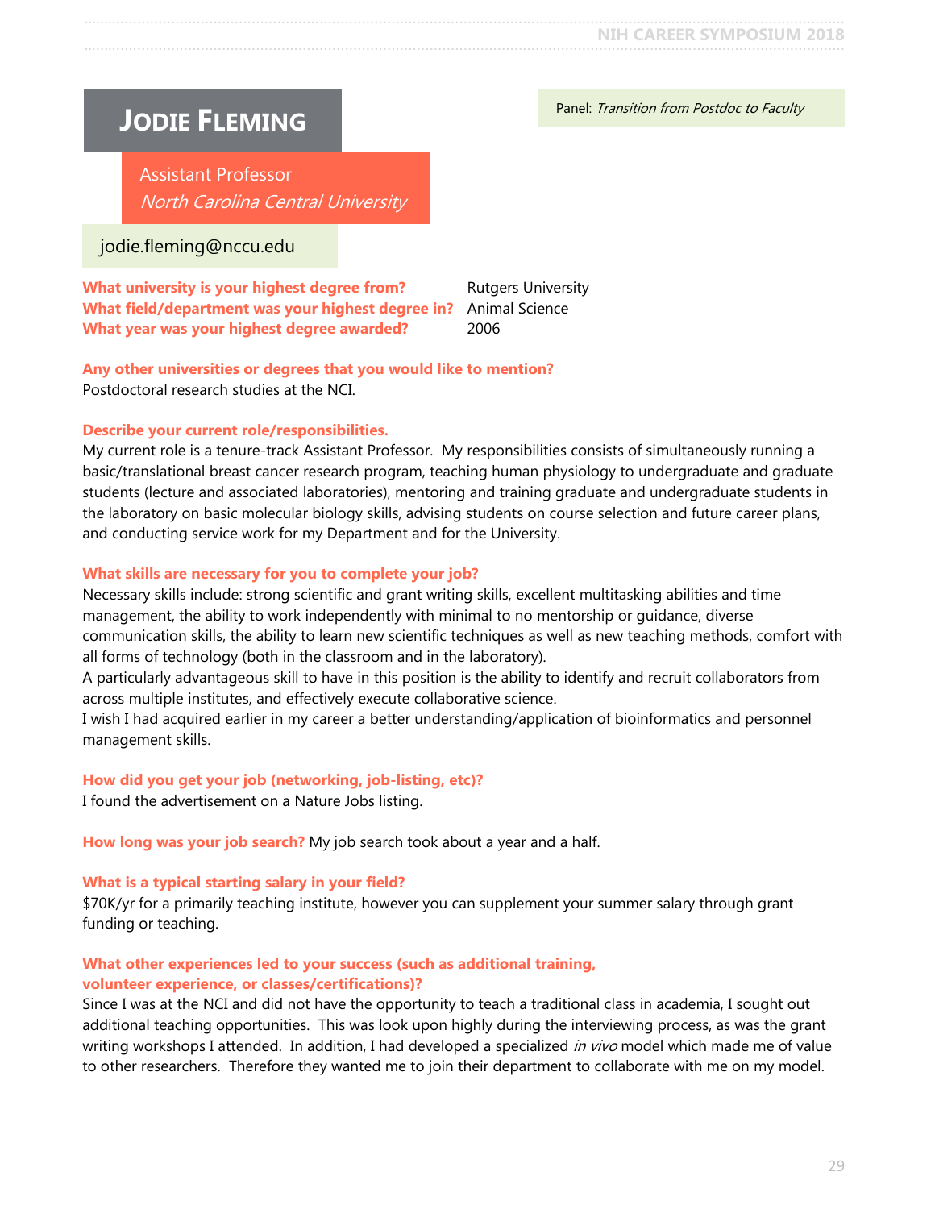# Jodie Fleming

Panel: *Transition from Postdoc to Faculty*

Assistant Professor
*North Carolina Central University*

jodie.fleming@nccu.edu

**What university is your highest degree from?** Rutgers University
**What field/department was your highest degree in?** Animal Science
**What year was your highest degree awarded?** 2006

**Any other universities or degrees that you would like to mention?**
Postdoctoral research studies at the NCI.

**Describe your current role/responsibilities.**
My current role is a tenure-track Assistant Professor. My responsibilities consists of simultaneously running a basic/translational breast cancer research program, teaching human physiology to undergraduate and graduate students (lecture and associated laboratories), mentoring and training graduate and undergraduate students in the laboratory on basic molecular biology skills, advising students on course selection and future career plans, and conducting service work for my Department and for the University.

**What skills are necessary for you to complete your job?**
Necessary skills include: strong scientific and grant writing skills, excellent multitasking abilities and time management, the ability to work independently with minimal to no mentorship or guidance, diverse communication skills, the ability to learn new scientific techniques as well as new teaching methods, comfort with all forms of technology (both in the classroom and in the laboratory).
A particularly advantageous skill to have in this position is the ability to identify and recruit collaborators from across multiple institutes, and effectively execute collaborative science.
I wish I had acquired earlier in my career a better understanding/application of bioinformatics and personnel management skills.

**How did you get your job (networking, job-listing, etc)?**
I found the advertisement on a Nature Jobs listing.

**How long was your job search?** My job search took about a year and a half.

**What is a typical starting salary in your field?**
$70K/yr for a primarily teaching institute, however you can supplement your summer salary through grant funding or teaching.

**What other experiences led to your success (such as additional training, volunteer experience, or classes/certifications)?**
Since I was at the NCI and did not have the opportunity to teach a traditional class in academia, I sought out additional teaching opportunities. This was look upon highly during the interviewing process, as was the grant writing workshops I attended. In addition, I had developed a specialized *in vivo* model which made me of value to other researchers. Therefore they wanted me to join their department to collaborate with me on my model.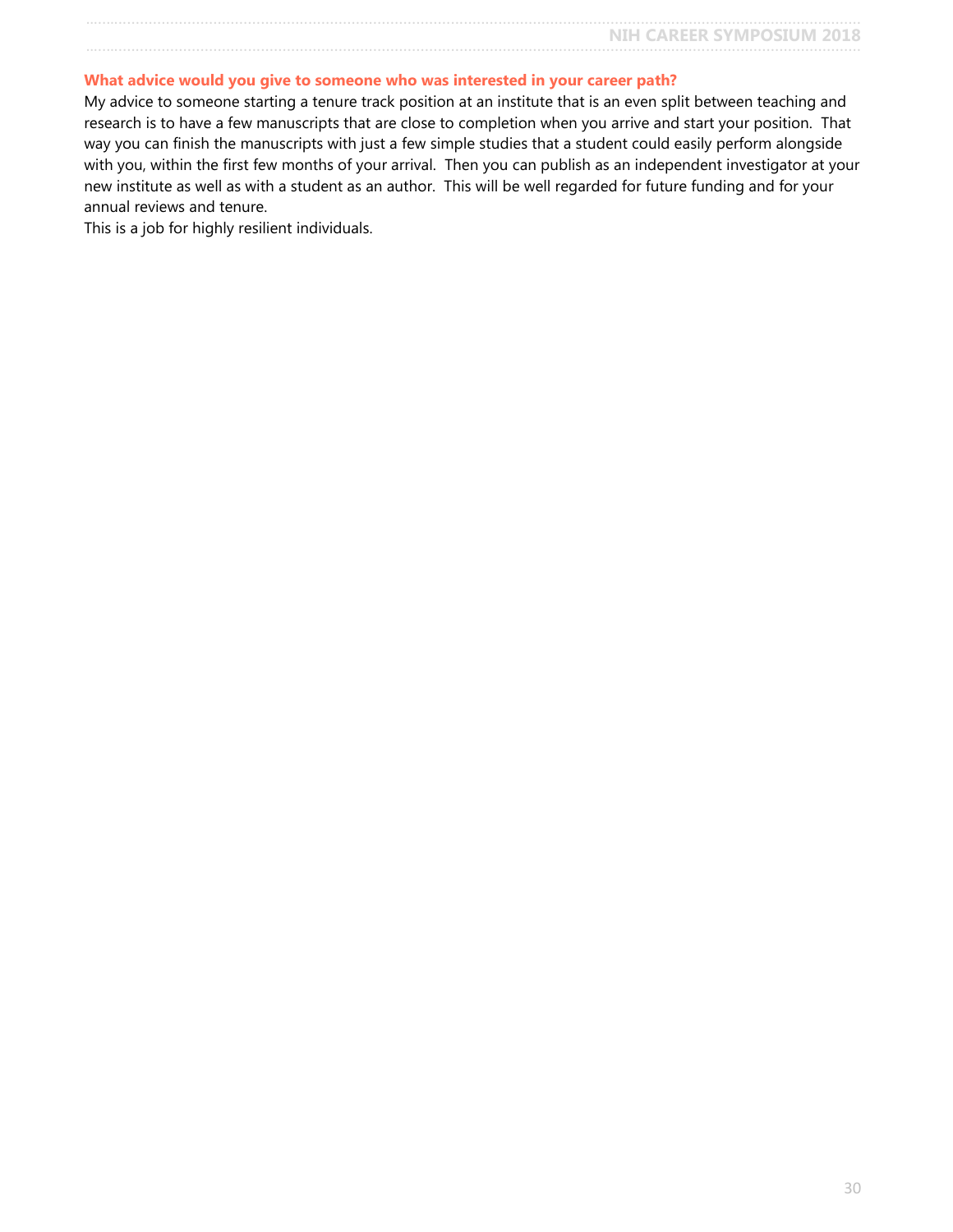**What advice would you give to someone who was interested in your career path?**

My advice to someone starting a tenure track position at an institute that is an even split between teaching and research is to have a few manuscripts that are close to completion when you arrive and start your position. That way you can finish the manuscripts with just a few simple studies that a student could easily perform alongside with you, within the first few months of your arrival. Then you can publish as an independent investigator at your new institute as well as with a student as an author. This will be well regarded for future funding and for your annual reviews and tenure.

This is a job for highly resilient individuals.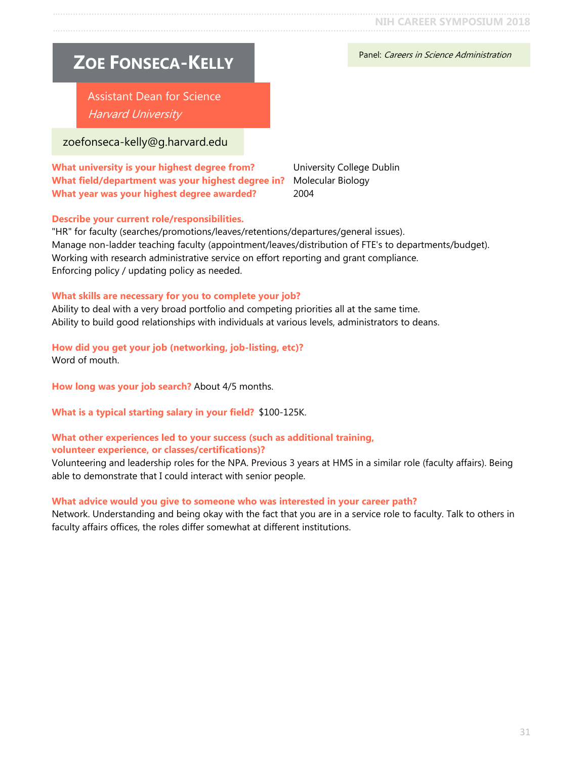# Zoe Fonseca-Kelly

Panel: *Careers in Science Administration*

Assistant Dean for Science
*Harvard University*

zoefonseca-kelly@g.harvard.edu

**What university is your highest degree from?** University College Dublin
**What field/department was your highest degree in?** Molecular Biology
**What year was your highest degree awarded?** 2004

**Describe your current role/responsibilities.**
"HR" for faculty (searches/promotions/leaves/retentions/departures/general issues).
Manage non-ladder teaching faculty (appointment/leaves/distribution of FTE's to departments/budget).
Working with research administrative service on effort reporting and grant compliance.
Enforcing policy / updating policy as needed.

**What skills are necessary for you to complete your job?**
Ability to deal with a very broad portfolio and competing priorities all at the same time.
Ability to build good relationships with individuals at various levels, administrators to deans.

**How did you get your job (networking, job-listing, etc)?**
Word of mouth.

**How long was your job search?** About 4/5 months.

**What is a typical starting salary in your field?** $100-125K.

**What other experiences led to your success (such as additional training, volunteer experience, or classes/certifications)?**
Volunteering and leadership roles for the NPA. Previous 3 years at HMS in a similar role (faculty affairs). Being able to demonstrate that I could interact with senior people.

**What advice would you give to someone who was interested in your career path?**
Network. Understanding and being okay with the fact that you are in a service role to faculty. Talk to others in faculty affairs offices, the roles differ somewhat at different institutions.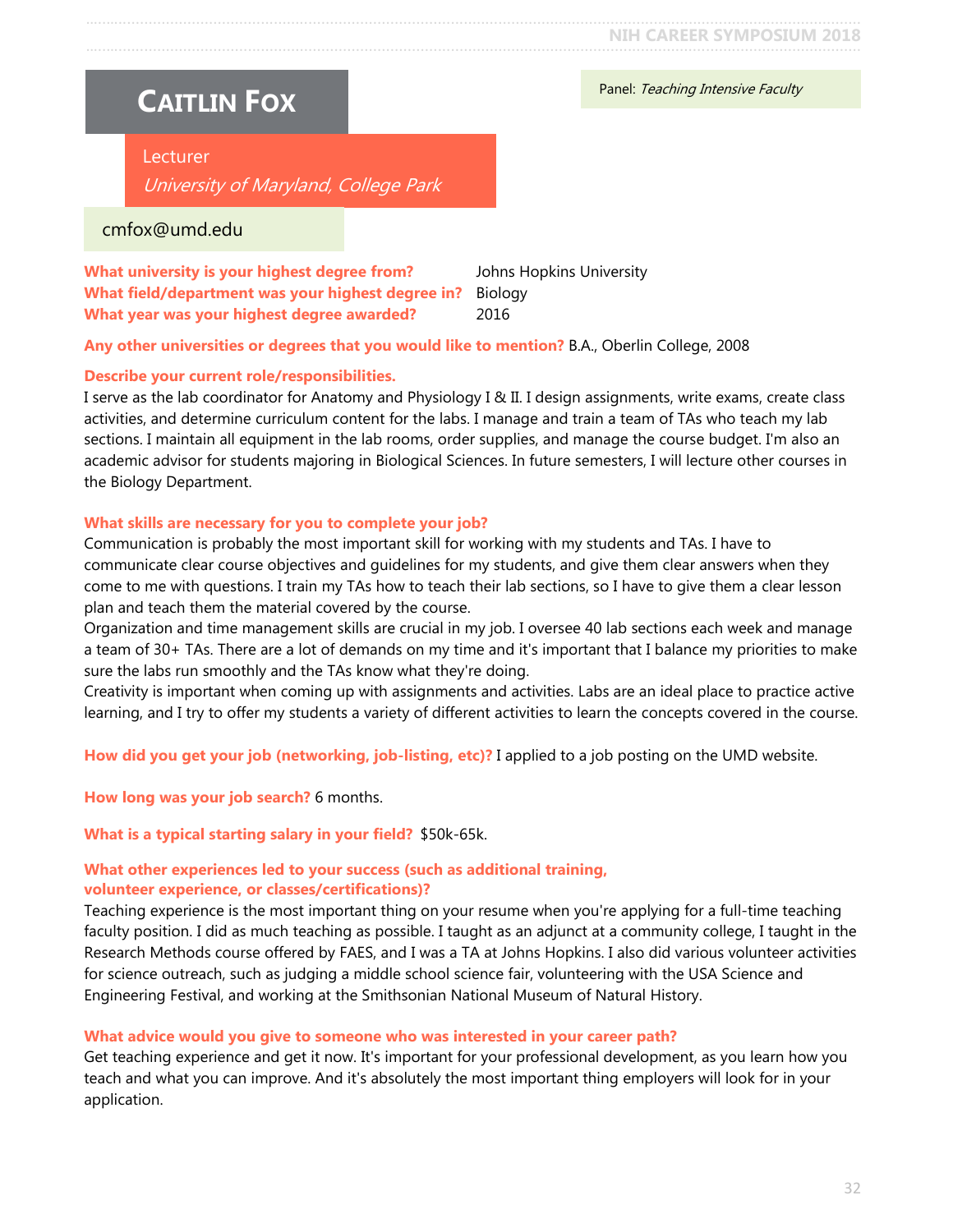# Caitlin Fox

Panel: *Teaching Intensive Faculty*

Lecturer
*University of Maryland, College Park*

cmfox@umd.edu

**What university is your highest degree from?** Johns Hopkins University
**What field/department was your highest degree in?** Biology
**What year was your highest degree awarded?** 2016

**Any other universities or degrees that you would like to mention?** B.A., Oberlin College, 2008

**Describe your current role/responsibilities.**
I serve as the lab coordinator for Anatomy and Physiology I & II. I design assignments, write exams, create class activities, and determine curriculum content for the labs. I manage and train a team of TAs who teach my lab sections. I maintain all equipment in the lab rooms, order supplies, and manage the course budget. I'm also an academic advisor for students majoring in Biological Sciences. In future semesters, I will lecture other courses in the Biology Department.

**What skills are necessary for you to complete your job?**
Communication is probably the most important skill for working with my students and TAs. I have to communicate clear course objectives and guidelines for my students, and give them clear answers when they come to me with questions. I train my TAs how to teach their lab sections, so I have to give them a clear lesson plan and teach them the material covered by the course.
Organization and time management skills are crucial in my job. I oversee 40 lab sections each week and manage a team of 30+ TAs. There are a lot of demands on my time and it's important that I balance my priorities to make sure the labs run smoothly and the TAs know what they're doing.
Creativity is important when coming up with assignments and activities. Labs are an ideal place to practice active learning, and I try to offer my students a variety of different activities to learn the concepts covered in the course.

**How did you get your job (networking, job-listing, etc)?** I applied to a job posting on the UMD website.

**How long was your job search?** 6 months.

**What is a typical starting salary in your field?** $50k-65k.

**What other experiences led to your success (such as additional training, volunteer experience, or classes/certifications)?**
Teaching experience is the most important thing on your resume when you're applying for a full-time teaching faculty position. I did as much teaching as possible. I taught as an adjunct at a community college, I taught in the Research Methods course offered by FAES, and I was a TA at Johns Hopkins. I also did various volunteer activities for science outreach, such as judging a middle school science fair, volunteering with the USA Science and Engineering Festival, and working at the Smithsonian National Museum of Natural History.

**What advice would you give to someone who was interested in your career path?**
Get teaching experience and get it now. It's important for your professional development, as you learn how you teach and what you can improve. And it's absolutely the most important thing employers will look for in your application.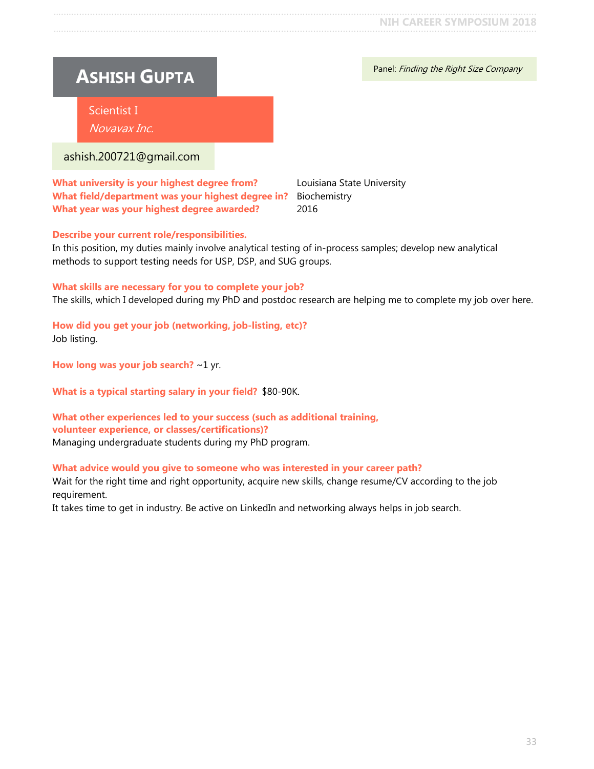# Ashish Gupta

Panel: *Finding the Right Size Company*

Scientist I

*Novavax Inc.*

ashish.200721@gmail.com

**What university is your highest degree from?** Louisiana State University

**What field/department was your highest degree in?** Biochemistry

**What year was your highest degree awarded?** 2016

**Describe your current role/responsibilities.**

In this position, my duties mainly involve analytical testing of in-process samples; develop new analytical methods to support testing needs for USP, DSP, and SUG groups.

**What skills are necessary for you to complete your job?**

The skills, which I developed during my PhD and postdoc research are helping me to complete my job over here.

**How did you get your job (networking, job-listing, etc)?**

Job listing.

**How long was your job search?** ~1 yr.

**What is a typical starting salary in your field?** $80-90K.

**What other experiences led to your success (such as additional training, volunteer experience, or classes/certifications)?**

Managing undergraduate students during my PhD program.

**What advice would you give to someone who was interested in your career path?**

Wait for the right time and right opportunity, acquire new skills, change resume/CV according to the job requirement.

It takes time to get in industry. Be active on LinkedIn and networking always helps in job search.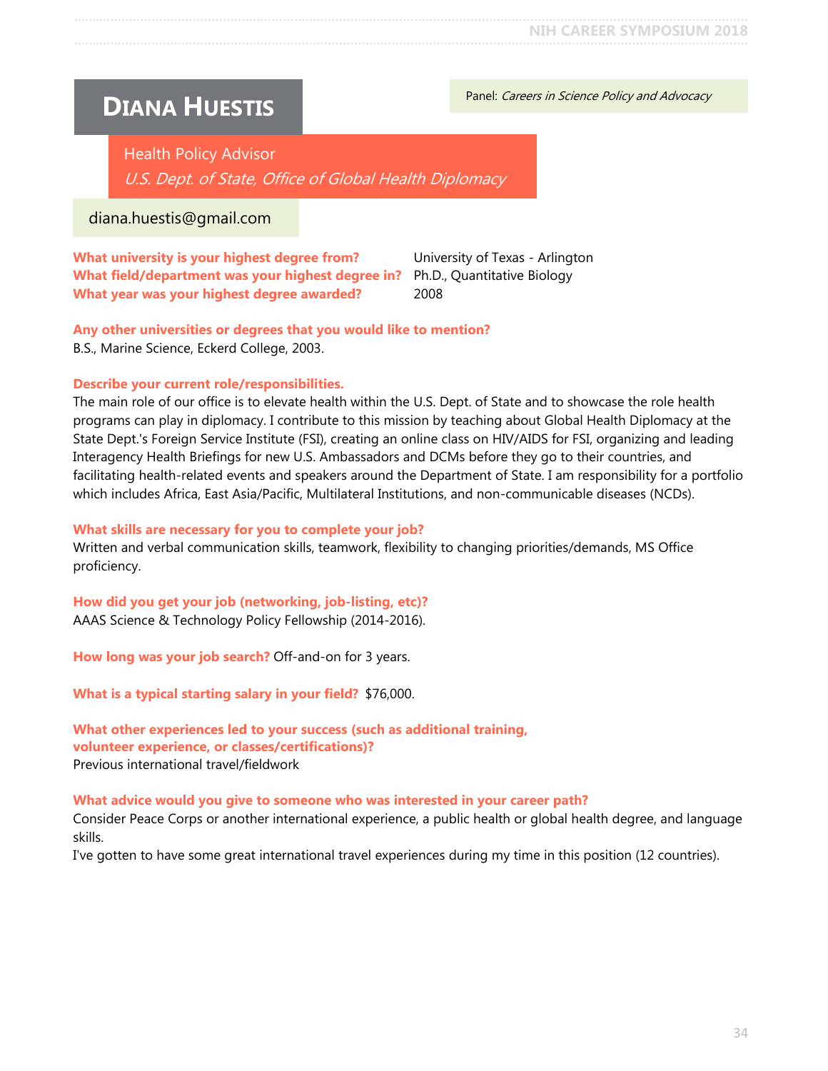# Diana Huestis

Panel: *Careers in Science Policy and Advocacy*

Health Policy Advisor
*U.S. Dept. of State, Office of Global Health Diplomacy*

diana.huestis@gmail.com

**What university is your highest degree from?** University of Texas - Arlington
**What field/department was your highest degree in?** Ph.D., Quantitative Biology
**What year was your highest degree awarded?** 2008

**Any other universities or degrees that you would like to mention?**
B.S., Marine Science, Eckerd College, 2003.

**Describe your current role/responsibilities.**
The main role of our office is to elevate health within the U.S. Dept. of State and to showcase the role health programs can play in diplomacy. I contribute to this mission by teaching about Global Health Diplomacy at the State Dept.'s Foreign Service Institute (FSI), creating an online class on HIV/AIDS for FSI, organizing and leading Interagency Health Briefings for new U.S. Ambassadors and DCMs before they go to their countries, and facilitating health-related events and speakers around the Department of State. I am responsibility for a portfolio which includes Africa, East Asia/Pacific, Multilateral Institutions, and non-communicable diseases (NCDs).

**What skills are necessary for you to complete your job?**
Written and verbal communication skills, teamwork, flexibility to changing priorities/demands, MS Office proficiency.

**How did you get your job (networking, job-listing, etc)?**
AAAS Science & Technology Policy Fellowship (2014-2016).

**How long was your job search?** Off-and-on for 3 years.

**What is a typical starting salary in your field?** $76,000.

**What other experiences led to your success (such as additional training, volunteer experience, or classes/certifications)?**
Previous international travel/fieldwork

**What advice would you give to someone who was interested in your career path?**
Consider Peace Corps or another international experience, a public health or global health degree, and language skills.
I've gotten to have some great international travel experiences during my time in this position (12 countries).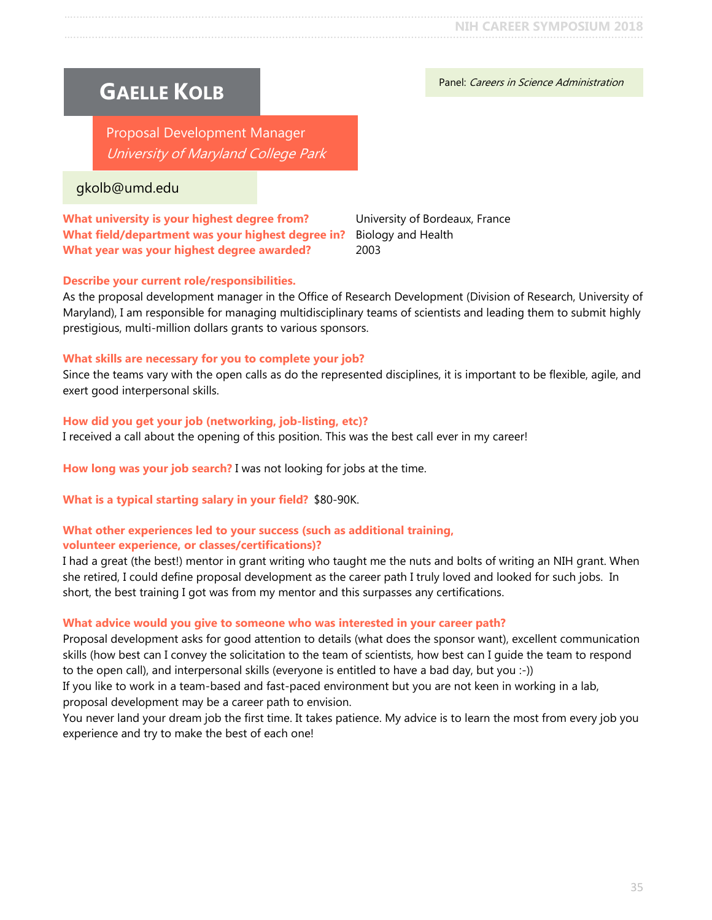# Gaelle Kolb

Panel: *Careers in Science Administration*

Proposal Development Manager
*University of Maryland College Park*

gkolb@umd.edu

**What university is your highest degree from?** University of Bordeaux, France
**What field/department was your highest degree in?** Biology and Health
**What year was your highest degree awarded?** 2003

**Describe your current role/responsibilities.**
As the proposal development manager in the Office of Research Development (Division of Research, University of Maryland), I am responsible for managing multidisciplinary teams of scientists and leading them to submit highly prestigious, multi-million dollars grants to various sponsors.

**What skills are necessary for you to complete your job?**
Since the teams vary with the open calls as do the represented disciplines, it is important to be flexible, agile, and exert good interpersonal skills.

**How did you get your job (networking, job-listing, etc)?**
I received a call about the opening of this position. This was the best call ever in my career!

**How long was your job search?** I was not looking for jobs at the time.

**What is a typical starting salary in your field?** $80-90K.

**What other experiences led to your success (such as additional training, volunteer experience, or classes/certifications)?**
I had a great (the best!) mentor in grant writing who taught me the nuts and bolts of writing an NIH grant. When she retired, I could define proposal development as the career path I truly loved and looked for such jobs. In short, the best training I got was from my mentor and this surpasses any certifications.

**What advice would you give to someone who was interested in your career path?**
Proposal development asks for good attention to details (what does the sponsor want), excellent communication skills (how best can I convey the solicitation to the team of scientists, how best can I guide the team to respond to the open call), and interpersonal skills (everyone is entitled to have a bad day, but you :-))
If you like to work in a team-based and fast-paced environment but you are not keen in working in a lab, proposal development may be a career path to envision.
You never land your dream job the first time. It takes patience. My advice is to learn the most from every job you experience and try to make the best of each one!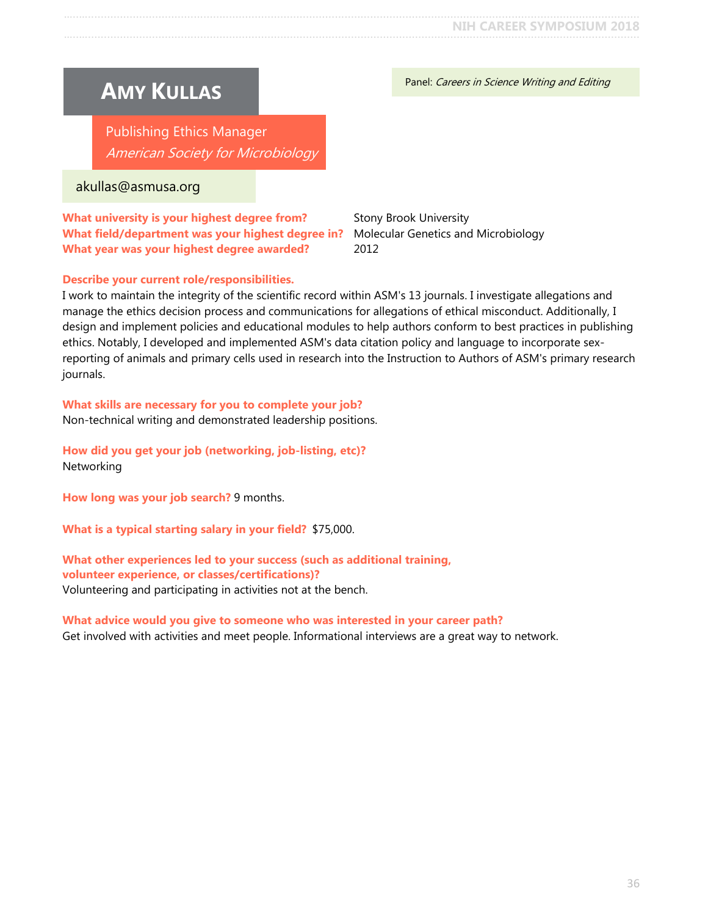# Amy Kullas

Panel: *Careers in Science Writing and Editing*

Publishing Ethics Manager
*American Society for Microbiology*

akullas@asmusa.org

**What university is your highest degree from?** Stony Brook University
**What field/department was your highest degree in?** Molecular Genetics and Microbiology
**What year was your highest degree awarded?** 2012

**Describe your current role/responsibilities.**
I work to maintain the integrity of the scientific record within ASM's 13 journals. I investigate allegations and manage the ethics decision process and communications for allegations of ethical misconduct. Additionally, I design and implement policies and educational modules to help authors conform to best practices in publishing ethics. Notably, I developed and implemented ASM's data citation policy and language to incorporate sex-reporting of animals and primary cells used in research into the Instruction to Authors of ASM's primary research journals.

**What skills are necessary for you to complete your job?**
Non-technical writing and demonstrated leadership positions.

**How did you get your job (networking, job-listing, etc)?**
Networking

**How long was your job search?** 9 months.

**What is a typical starting salary in your field?** $75,000.

**What other experiences led to your success (such as additional training, volunteer experience, or classes/certifications)?**
Volunteering and participating in activities not at the bench.

**What advice would you give to someone who was interested in your career path?**
Get involved with activities and meet people. Informational interviews are a great way to network.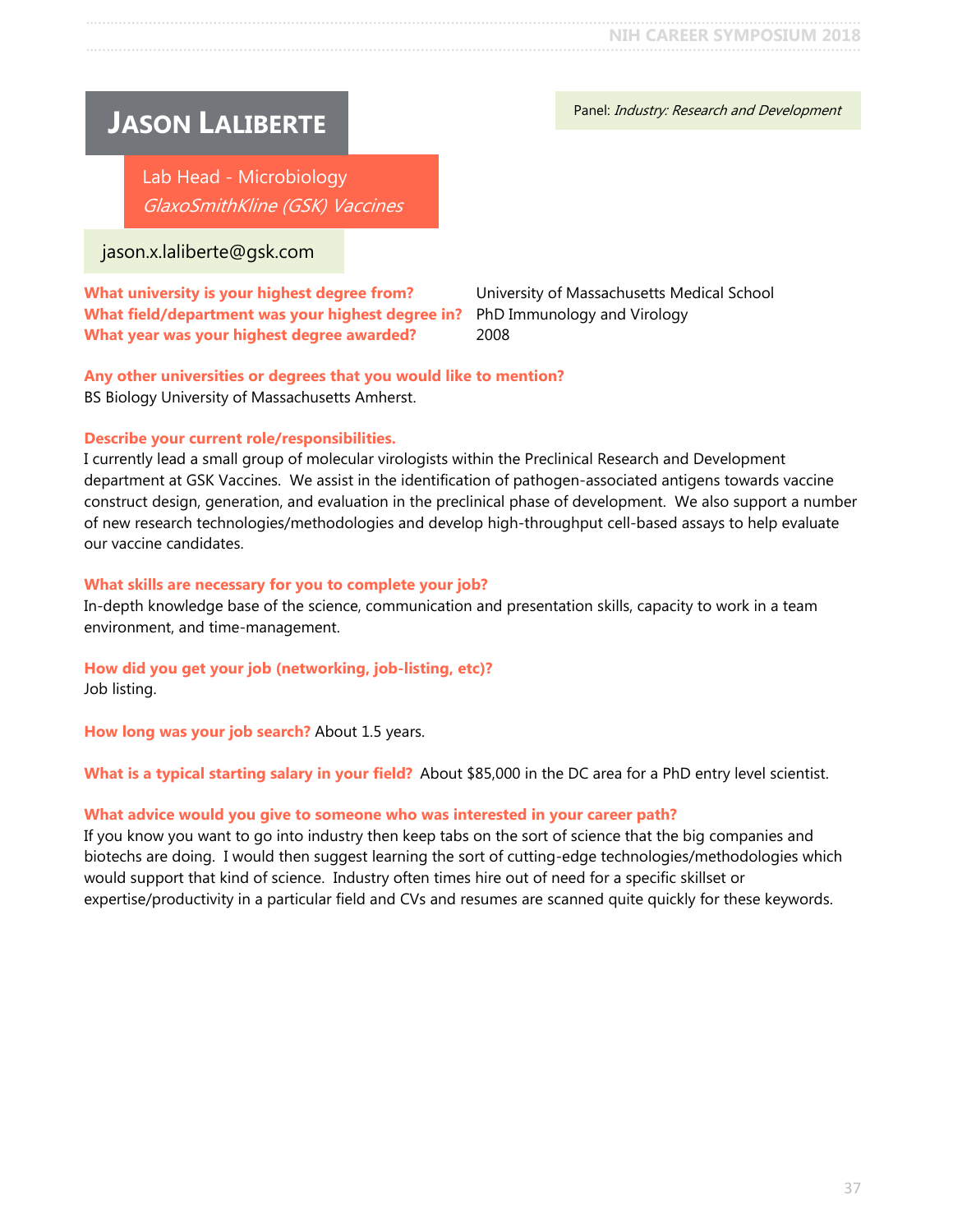# JASON LALIBERTE

Panel: *Industry: Research and Development*

Lab Head - Microbiology
*GlaxoSmithKline (GSK) Vaccines*

jason.x.laliberte@gsk.com

**What university is your highest degree from?** University of Massachusetts Medical School
**What field/department was your highest degree in?** PhD Immunology and Virology
**What year was your highest degree awarded?** 2008

**Any other universities or degrees that you would like to mention?**
BS Biology University of Massachusetts Amherst.

**Describe your current role/responsibilities.**
I currently lead a small group of molecular virologists within the Preclinical Research and Development department at GSK Vaccines. We assist in the identification of pathogen-associated antigens towards vaccine construct design, generation, and evaluation in the preclinical phase of development. We also support a number of new research technologies/methodologies and develop high-throughput cell-based assays to help evaluate our vaccine candidates.

**What skills are necessary for you to complete your job?**
In-depth knowledge base of the science, communication and presentation skills, capacity to work in a team environment, and time-management.

**How did you get your job (networking, job-listing, etc)?**
Job listing.

**How long was your job search?** About 1.5 years.

**What is a typical starting salary in your field?** About $85,000 in the DC area for a PhD entry level scientist.

**What advice would you give to someone who was interested in your career path?**
If you know you want to go into industry then keep tabs on the sort of science that the big companies and biotechs are doing. I would then suggest learning the sort of cutting-edge technologies/methodologies which would support that kind of science. Industry often times hire out of need for a specific skillset or expertise/productivity in a particular field and CVs and resumes are scanned quite quickly for these keywords.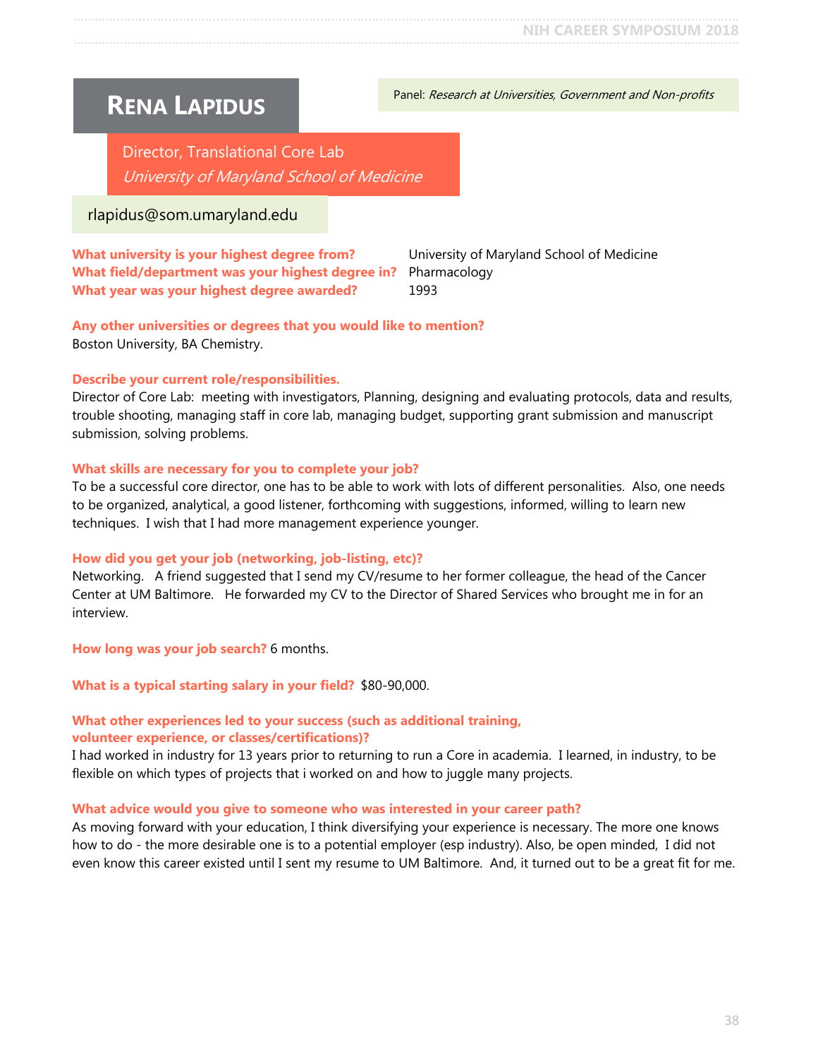# Rena Lapidus

Panel: *Research at Universities, Government and Non-profits*

Director, Translational Core Lab
*University of Maryland School of Medicine*

rlapidus@som.umaryland.edu

**What university is your highest degree from?** University of Maryland School of Medicine
**What field/department was your highest degree in?** Pharmacology
**What year was your highest degree awarded?** 1993

**Any other universities or degrees that you would like to mention?**
Boston University, BA Chemistry.

**Describe your current role/responsibilities.**
Director of Core Lab: meeting with investigators, Planning, designing and evaluating protocols, data and results, trouble shooting, managing staff in core lab, managing budget, supporting grant submission and manuscript submission, solving problems.

**What skills are necessary for you to complete your job?**
To be a successful core director, one has to be able to work with lots of different personalities. Also, one needs to be organized, analytical, a good listener, forthcoming with suggestions, informed, willing to learn new techniques. I wish that I had more management experience younger.

**How did you get your job (networking, job-listing, etc)?**
Networking. A friend suggested that I send my CV/resume to her former colleague, the head of the Cancer Center at UM Baltimore. He forwarded my CV to the Director of Shared Services who brought me in for an interview.

**How long was your job search?** 6 months.

**What is a typical starting salary in your field?** $80-90,000.

**What other experiences led to your success (such as additional training, volunteer experience, or classes/certifications)?**
I had worked in industry for 13 years prior to returning to run a Core in academia. I learned, in industry, to be flexible on which types of projects that i worked on and how to juggle many projects.

**What advice would you give to someone who was interested in your career path?**
As moving forward with your education, I think diversifying your experience is necessary. The more one knows how to do - the more desirable one is to a potential employer (esp industry). Also, be open minded, I did not even know this career existed until I sent my resume to UM Baltimore. And, it turned out to be a great fit for me.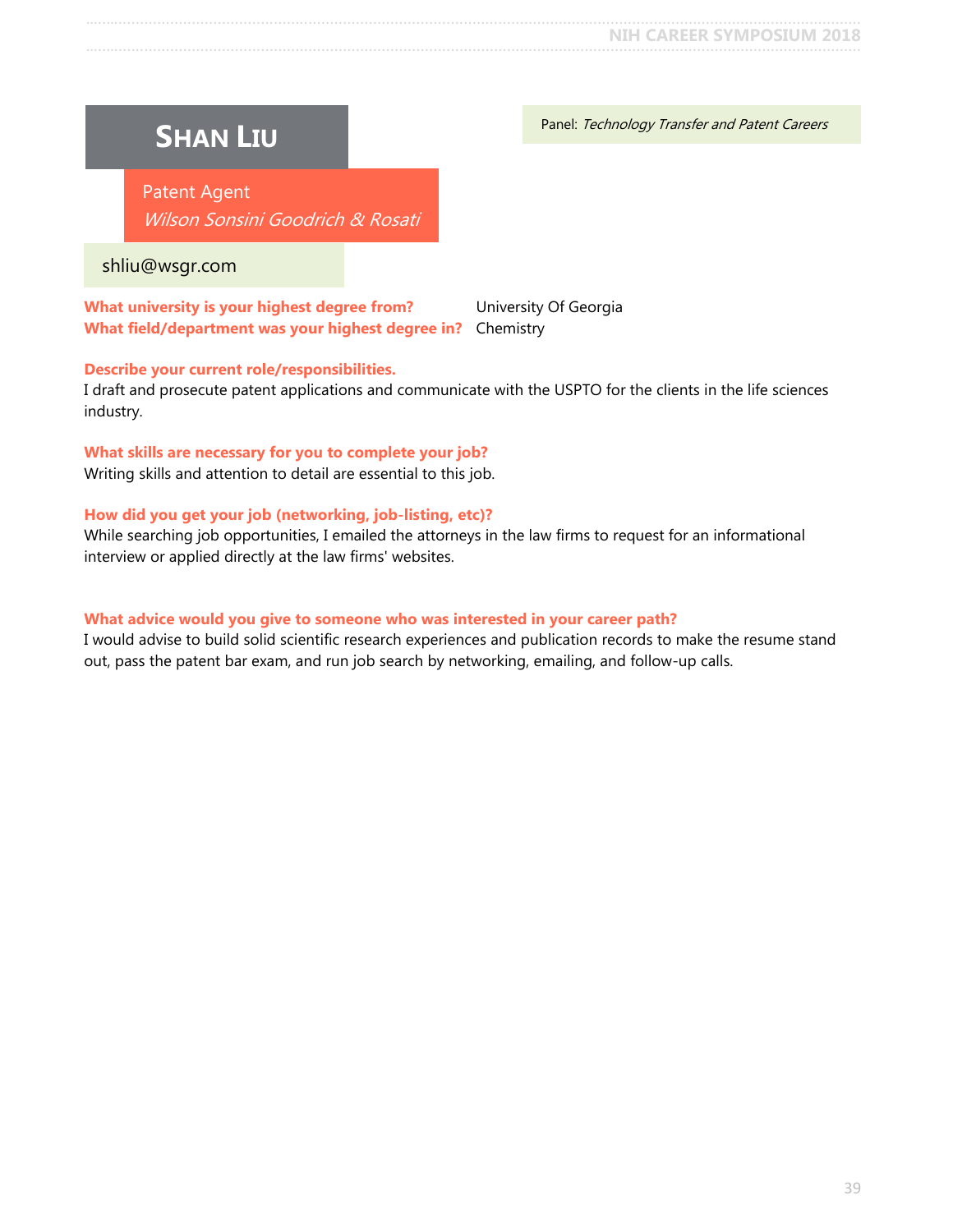# Shan Liu

Panel: *Technology Transfer and Patent Careers*

Patent Agent
*Wilson Sonsini Goodrich & Rosati*

shliu@wsgr.com

**What university is your highest degree from?** University Of Georgia
**What field/department was your highest degree in?** Chemistry

**Describe your current role/responsibilities.**
I draft and prosecute patent applications and communicate with the USPTO for the clients in the life sciences industry.

**What skills are necessary for you to complete your job?**
Writing skills and attention to detail are essential to this job.

**How did you get your job (networking, job-listing, etc)?**
While searching job opportunities, I emailed the attorneys in the law firms to request for an informational interview or applied directly at the law firms' websites.

**What advice would you give to someone who was interested in your career path?**
I would advise to build solid scientific research experiences and publication records to make the resume stand out, pass the patent bar exam, and run job search by networking, emailing, and follow-up calls.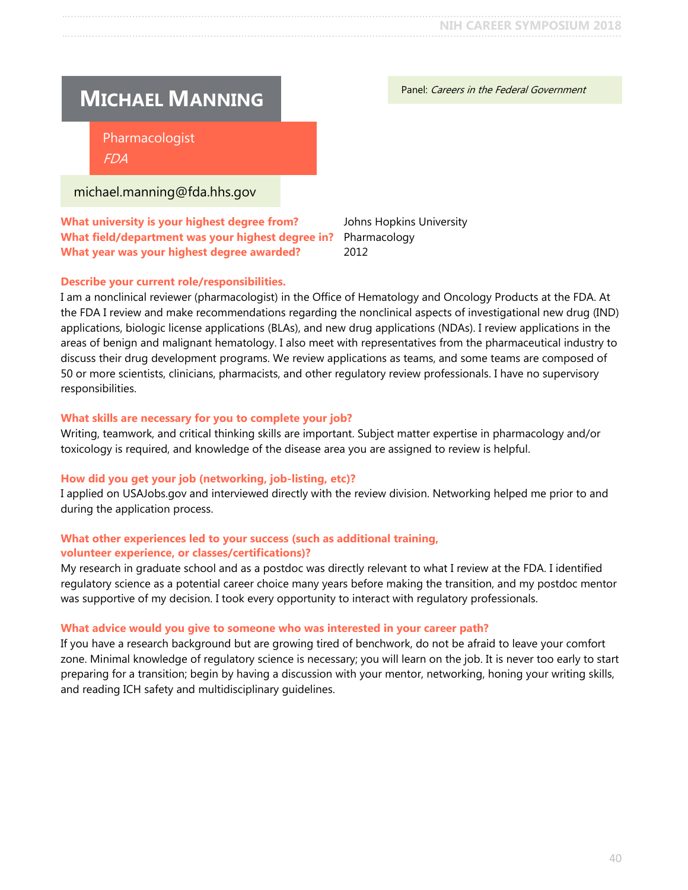# Michael Manning

Panel: *Careers in the Federal Government*

Pharmacologist
*FDA*

michael.manning@fda.hhs.gov

**What university is your highest degree from?** Johns Hopkins University
**What field/department was your highest degree in?** Pharmacology
**What year was your highest degree awarded?** 2012

**Describe your current role/responsibilities.**

I am a nonclinical reviewer (pharmacologist) in the Office of Hematology and Oncology Products at the FDA. At the FDA I review and make recommendations regarding the nonclinical aspects of investigational new drug (IND) applications, biologic license applications (BLAs), and new drug applications (NDAs). I review applications in the areas of benign and malignant hematology. I also meet with representatives from the pharmaceutical industry to discuss their drug development programs. We review applications as teams, and some teams are composed of 50 or more scientists, clinicians, pharmacists, and other regulatory review professionals. I have no supervisory responsibilities.

**What skills are necessary for you to complete your job?**

Writing, teamwork, and critical thinking skills are important. Subject matter expertise in pharmacology and/or toxicology is required, and knowledge of the disease area you are assigned to review is helpful.

**How did you get your job (networking, job-listing, etc)?**

I applied on USAJobs.gov and interviewed directly with the review division. Networking helped me prior to and during the application process.

**What other experiences led to your success (such as additional training, volunteer experience, or classes/certifications)?**

My research in graduate school and as a postdoc was directly relevant to what I review at the FDA. I identified regulatory science as a potential career choice many years before making the transition, and my postdoc mentor was supportive of my decision. I took every opportunity to interact with regulatory professionals.

**What advice would you give to someone who was interested in your career path?**

If you have a research background but are growing tired of benchwork, do not be afraid to leave your comfort zone. Minimal knowledge of regulatory science is necessary; you will learn on the job. It is never too early to start preparing for a transition; begin by having a discussion with your mentor, networking, honing your writing skills, and reading ICH safety and multidisciplinary guidelines.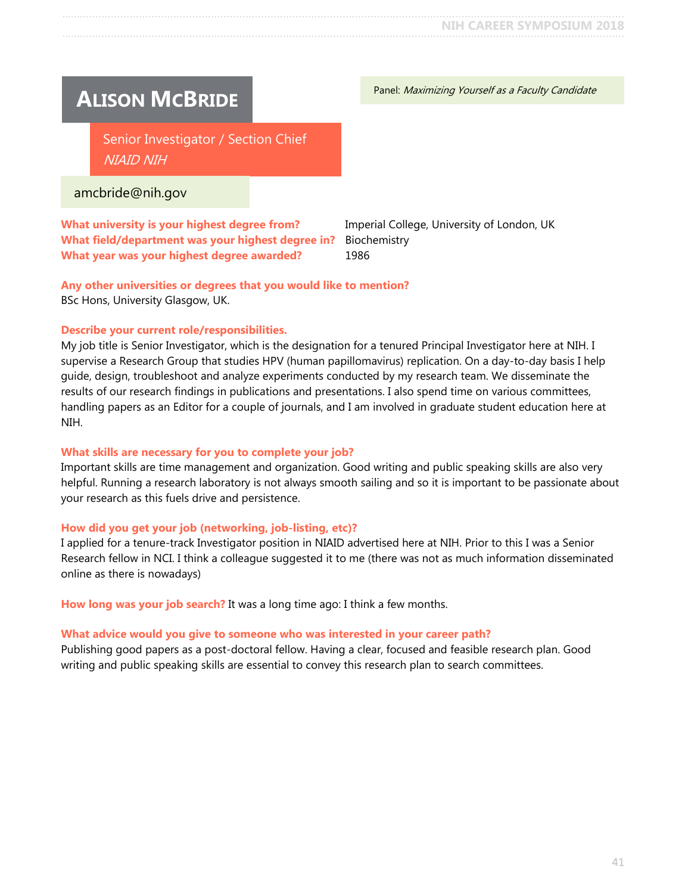# Alison McBride

Panel: *Maximizing Yourself as a Faculty Candidate*

Senior Investigator / Section Chief
*NIAID NIH*

amcbride@nih.gov

**What university is your highest degree from?** Imperial College, University of London, UK
**What field/department was your highest degree in?** Biochemistry
**What year was your highest degree awarded?** 1986

**Any other universities or degrees that you would like to mention?**
BSc Hons, University Glasgow, UK.

**Describe your current role/responsibilities.**
My job title is Senior Investigator, which is the designation for a tenured Principal Investigator here at NIH. I supervise a Research Group that studies HPV (human papillomavirus) replication. On a day-to-day basis I help guide, design, troubleshoot and analyze experiments conducted by my research team. We disseminate the results of our research findings in publications and presentations. I also spend time on various committees, handling papers as an Editor for a couple of journals, and I am involved in graduate student education here at NIH.

**What skills are necessary for you to complete your job?**
Important skills are time management and organization. Good writing and public speaking skills are also very helpful. Running a research laboratory is not always smooth sailing and so it is important to be passionate about your research as this fuels drive and persistence.

**How did you get your job (networking, job-listing, etc)?**
I applied for a tenure-track Investigator position in NIAID advertised here at NIH. Prior to this I was a Senior Research fellow in NCI. I think a colleague suggested it to me (there was not as much information disseminated online as there is nowadays)

**How long was your job search?** It was a long time ago: I think a few months.

**What advice would you give to someone who was interested in your career path?**
Publishing good papers as a post-doctoral fellow. Having a clear, focused and feasible research plan. Good writing and public speaking skills are essential to convey this research plan to search committees.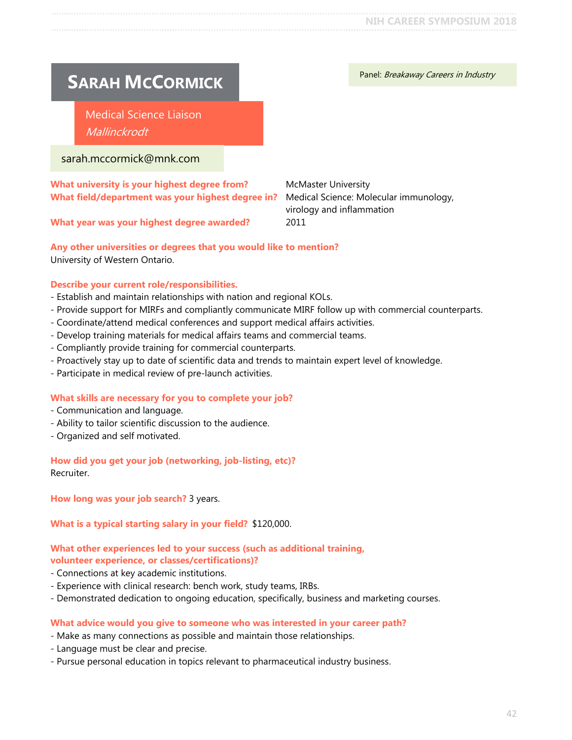# Sarah McCormick

Panel: *Breakaway Careers in Industry*

Medical Science Liaison
*Mallinckrodt*

sarah.mccormick@mnk.com

**What university is your highest degree from?** McMaster University

**What field/department was your highest degree in?** Medical Science: Molecular immunology, virology and inflammation

**What year was your highest degree awarded?** 2011

**Any other universities or degrees that you would like to mention?**
University of Western Ontario.

**Describe your current role/responsibilities.**
- Establish and maintain relationships with nation and regional KOLs.
- Provide support for MIRFs and compliantly communicate MIRF follow up with commercial counterparts.
- Coordinate/attend medical conferences and support medical affairs activities.
- Develop training materials for medical affairs teams and commercial teams.
- Compliantly provide training for commercial counterparts.
- Proactively stay up to date of scientific data and trends to maintain expert level of knowledge.
- Participate in medical review of pre-launch activities.

**What skills are necessary for you to complete your job?**
- Communication and language.
- Ability to tailor scientific discussion to the audience.
- Organized and self motivated.

**How did you get your job (networking, job-listing, etc)?**
Recruiter.

**How long was your job search?** 3 years.

**What is a typical starting salary in your field?** $120,000.

**What other experiences led to your success (such as additional training, volunteer experience, or classes/certifications)?**
- Connections at key academic institutions.
- Experience with clinical research: bench work, study teams, IRBs.
- Demonstrated dedication to ongoing education, specifically, business and marketing courses.

**What advice would you give to someone who was interested in your career path?**
- Make as many connections as possible and maintain those relationships.
- Language must be clear and precise.
- Pursue personal education in topics relevant to pharmaceutical industry business.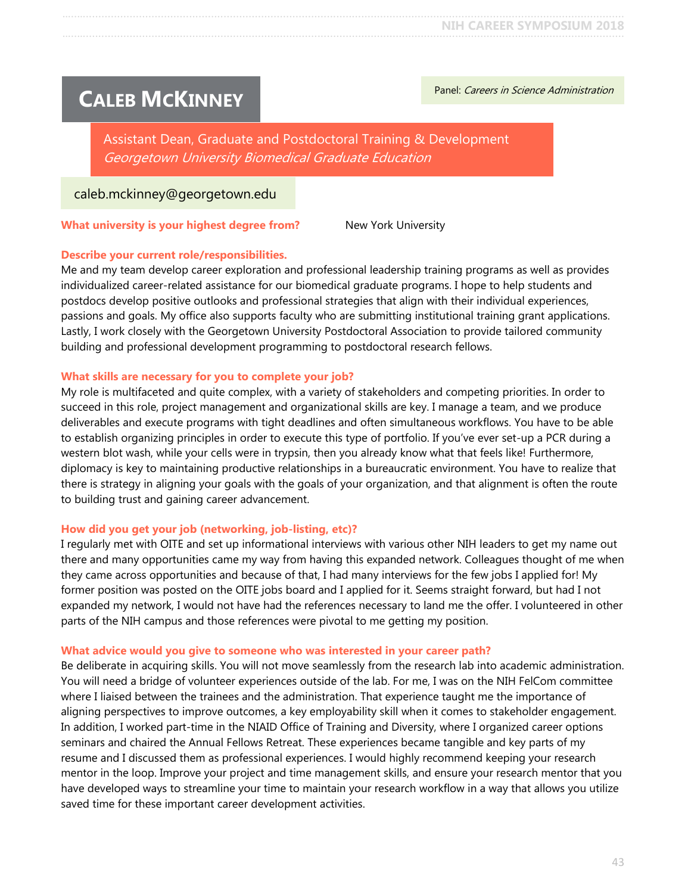# Caleb McKinney

Panel: *Careers in Science Administration*

Assistant Dean, Graduate and Postdoctoral Training & Development
*Georgetown University Biomedical Graduate Education*

caleb.mckinney@georgetown.edu

**What university is your highest degree from?** New York University

**Describe your current role/responsibilities.**
Me and my team develop career exploration and professional leadership training programs as well as provides individualized career-related assistance for our biomedical graduate programs. I hope to help students and postdocs develop positive outlooks and professional strategies that align with their individual experiences, passions and goals. My office also supports faculty who are submitting institutional training grant applications. Lastly, I work closely with the Georgetown University Postdoctoral Association to provide tailored community building and professional development programming to postdoctoral research fellows.

**What skills are necessary for you to complete your job?**
My role is multifaceted and quite complex, with a variety of stakeholders and competing priorities. In order to succeed in this role, project management and organizational skills are key. I manage a team, and we produce deliverables and execute programs with tight deadlines and often simultaneous workflows. You have to be able to establish organizing principles in order to execute this type of portfolio. If you've ever set-up a PCR during a western blot wash, while your cells were in trypsin, then you already know what that feels like! Furthermore, diplomacy is key to maintaining productive relationships in a bureaucratic environment. You have to realize that there is strategy in aligning your goals with the goals of your organization, and that alignment is often the route to building trust and gaining career advancement.

**How did you get your job (networking, job-listing, etc)?**
I regularly met with OITE and set up informational interviews with various other NIH leaders to get my name out there and many opportunities came my way from having this expanded network. Colleagues thought of me when they came across opportunities and because of that, I had many interviews for the few jobs I applied for! My former position was posted on the OITE jobs board and I applied for it. Seems straight forward, but had I not expanded my network, I would not have had the references necessary to land me the offer. I volunteered in other parts of the NIH campus and those references were pivotal to me getting my position.

**What advice would you give to someone who was interested in your career path?**
Be deliberate in acquiring skills. You will not move seamlessly from the research lab into academic administration. You will need a bridge of volunteer experiences outside of the lab. For me, I was on the NIH FelCom committee where I liaised between the trainees and the administration. That experience taught me the importance of aligning perspectives to improve outcomes, a key employability skill when it comes to stakeholder engagement. In addition, I worked part-time in the NIAID Office of Training and Diversity, where I organized career options seminars and chaired the Annual Fellows Retreat. These experiences became tangible and key parts of my resume and I discussed them as professional experiences. I would highly recommend keeping your research mentor in the loop. Improve your project and time management skills, and ensure your research mentor that you have developed ways to streamline your time to maintain your research workflow in a way that allows you utilize saved time for these important career development activities.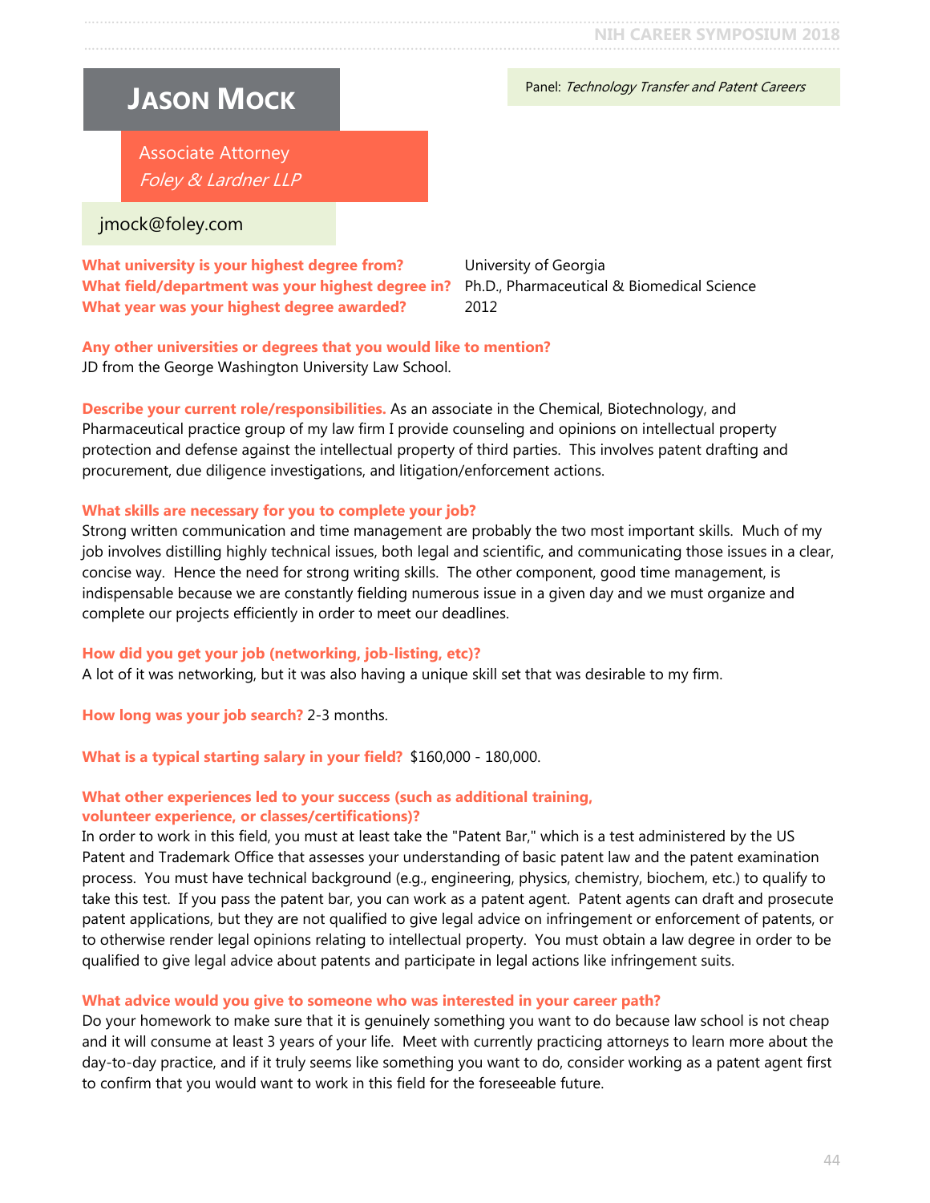# JASON MOCK

Panel: *Technology Transfer and Patent Careers*

Associate Attorney
*Foley & Lardner LLP*

jmock@foley.com

**What university is your highest degree from?** University of Georgia
**What field/department was your highest degree in?** Ph.D., Pharmaceutical & Biomedical Science
**What year was your highest degree awarded?** 2012

**Any other universities or degrees that you would like to mention?**
JD from the George Washington University Law School.

**Describe your current role/responsibilities.** As an associate in the Chemical, Biotechnology, and Pharmaceutical practice group of my law firm I provide counseling and opinions on intellectual property protection and defense against the intellectual property of third parties. This involves patent drafting and procurement, due diligence investigations, and litigation/enforcement actions.

**What skills are necessary for you to complete your job?**
Strong written communication and time management are probably the two most important skills. Much of my job involves distilling highly technical issues, both legal and scientific, and communicating those issues in a clear, concise way. Hence the need for strong writing skills. The other component, good time management, is indispensable because we are constantly fielding numerous issue in a given day and we must organize and complete our projects efficiently in order to meet our deadlines.

**How did you get your job (networking, job-listing, etc)?**
A lot of it was networking, but it was also having a unique skill set that was desirable to my firm.

**How long was your job search?** 2-3 months.

**What is a typical starting salary in your field?** $160,000 - 180,000.

**What other experiences led to your success (such as additional training, volunteer experience, or classes/certifications)?**
In order to work in this field, you must at least take the "Patent Bar," which is a test administered by the US Patent and Trademark Office that assesses your understanding of basic patent law and the patent examination process. You must have technical background (e.g., engineering, physics, chemistry, biochem, etc.) to qualify to take this test. If you pass the patent bar, you can work as a patent agent. Patent agents can draft and prosecute patent applications, but they are not qualified to give legal advice on infringement or enforcement of patents, or to otherwise render legal opinions relating to intellectual property. You must obtain a law degree in order to be qualified to give legal advice about patents and participate in legal actions like infringement suits.

**What advice would you give to someone who was interested in your career path?**
Do your homework to make sure that it is genuinely something you want to do because law school is not cheap and it will consume at least 3 years of your life. Meet with currently practicing attorneys to learn more about the day-to-day practice, and if it truly seems like something you want to do, consider working as a patent agent first to confirm that you would want to work in this field for the foreseeable future.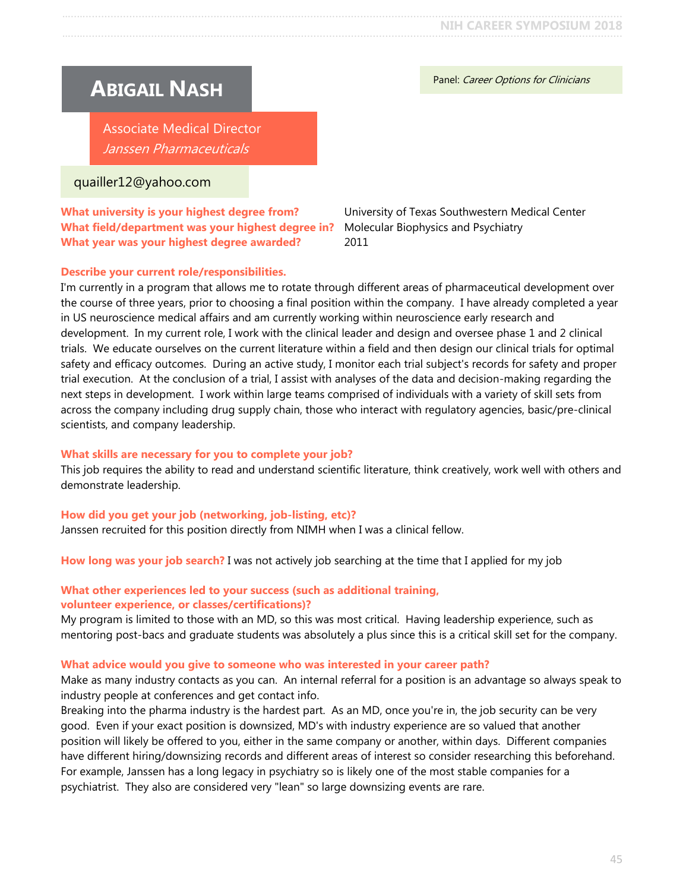# Abigail Nash

Panel: *Career Options for Clinicians*

Associate Medical Director
*Janssen Pharmaceuticals*

quailler12@yahoo.com

**What university is your highest degree from?** University of Texas Southwestern Medical Center
**What field/department was your highest degree in?** Molecular Biophysics and Psychiatry
**What year was your highest degree awarded?** 2011

**Describe your current role/responsibilities.**
I'm currently in a program that allows me to rotate through different areas of pharmaceutical development over the course of three years, prior to choosing a final position within the company. I have already completed a year in US neuroscience medical affairs and am currently working within neuroscience early research and development. In my current role, I work with the clinical leader and design and oversee phase 1 and 2 clinical trials. We educate ourselves on the current literature within a field and then design our clinical trials for optimal safety and efficacy outcomes. During an active study, I monitor each trial subject's records for safety and proper trial execution. At the conclusion of a trial, I assist with analyses of the data and decision-making regarding the next steps in development. I work within large teams comprised of individuals with a variety of skill sets from across the company including drug supply chain, those who interact with regulatory agencies, basic/pre-clinical scientists, and company leadership.

**What skills are necessary for you to complete your job?**
This job requires the ability to read and understand scientific literature, think creatively, work well with others and demonstrate leadership.

**How did you get your job (networking, job-listing, etc)?**
Janssen recruited for this position directly from NIMH when I was a clinical fellow.

**How long was your job search?** I was not actively job searching at the time that I applied for my job

**What other experiences led to your success (such as additional training, volunteer experience, or classes/certifications)?**
My program is limited to those with an MD, so this was most critical. Having leadership experience, such as mentoring post-bacs and graduate students was absolutely a plus since this is a critical skill set for the company.

**What advice would you give to someone who was interested in your career path?**
Make as many industry contacts as you can. An internal referral for a position is an advantage so always speak to industry people at conferences and get contact info.
Breaking into the pharma industry is the hardest part. As an MD, once you're in, the job security can be very good. Even if your exact position is downsized, MD's with industry experience are so valued that another position will likely be offered to you, either in the same company or another, within days. Different companies have different hiring/downsizing records and different areas of interest so consider researching this beforehand. For example, Janssen has a long legacy in psychiatry so is likely one of the most stable companies for a psychiatrist. They also are considered very "lean" so large downsizing events are rare.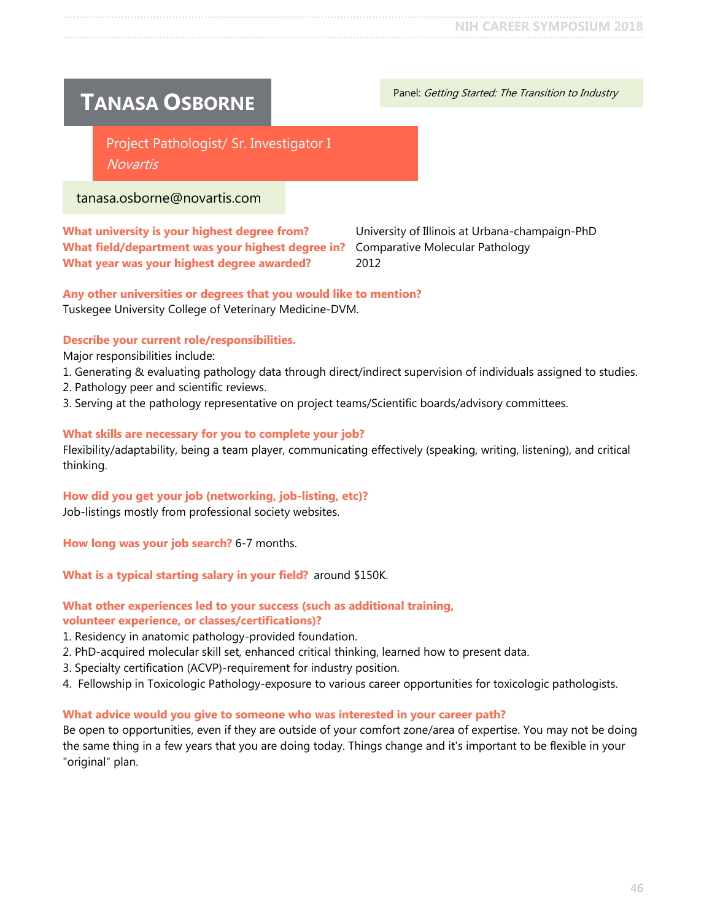# Tanasa Osborne

Panel: *Getting Started: The Transition to Industry*

Project Pathologist/ Sr. Investigator I
*Novartis*

tanasa.osborne@novartis.com

**What university is your highest degree from?** University of Illinois at Urbana-champaign-PhD
**What field/department was your highest degree in?** Comparative Molecular Pathology
**What year was your highest degree awarded?** 2012

**Any other universities or degrees that you would like to mention?**
Tuskegee University College of Veterinary Medicine-DVM.

**Describe your current role/responsibilities.**
Major responsibilities include:
1. Generating & evaluating pathology data through direct/indirect supervision of individuals assigned to studies.
2. Pathology peer and scientific reviews.
3. Serving at the pathology representative on project teams/Scientific boards/advisory committees.

**What skills are necessary for you to complete your job?**
Flexibility/adaptability, being a team player, communicating effectively (speaking, writing, listening), and critical thinking.

**How did you get your job (networking, job-listing, etc)?**
Job-listings mostly from professional society websites.

**How long was your job search?** 6-7 months.

**What is a typical starting salary in your field?** around $150K.

**What other experiences led to your success (such as additional training, volunteer experience, or classes/certifications)?**
1. Residency in anatomic pathology-provided foundation.
2. PhD-acquired molecular skill set, enhanced critical thinking, learned how to present data.
3. Specialty certification (ACVP)-requirement for industry position.
4. Fellowship in Toxicologic Pathology-exposure to various career opportunities for toxicologic pathologists.

**What advice would you give to someone who was interested in your career path?**
Be open to opportunities, even if they are outside of your comfort zone/area of expertise. You may not be doing the same thing in a few years that you are doing today. Things change and it's important to be flexible in your "original" plan.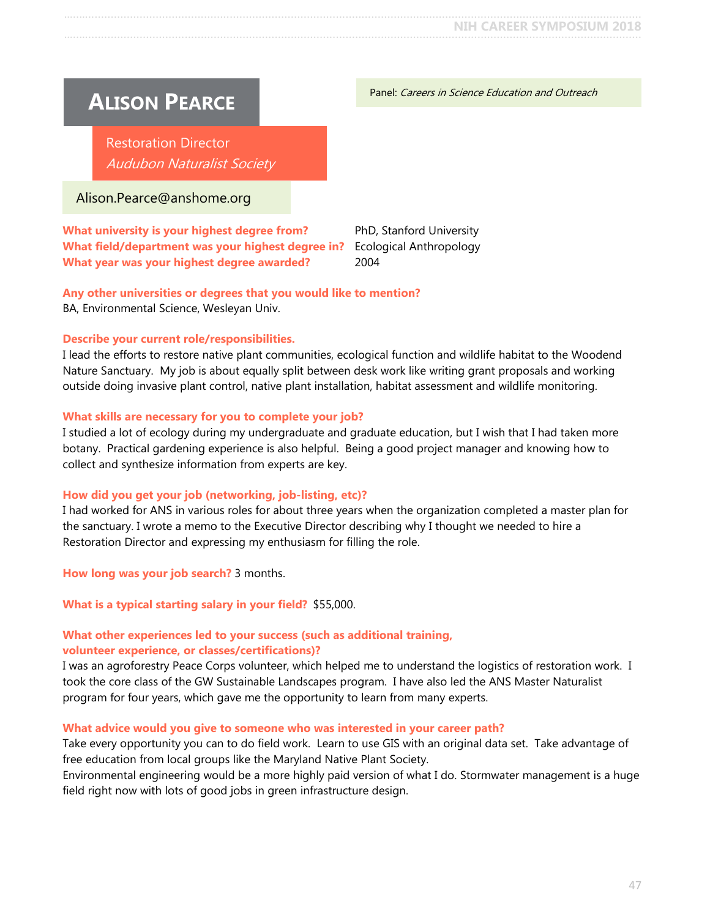# Alison Pearce

Panel: *Careers in Science Education and Outreach*

Restoration Director
*Audubon Naturalist Society*

Alison.Pearce@anshome.org

**What university is your highest degree from?** PhD, Stanford University
**What field/department was your highest degree in?** Ecological Anthropology
**What year was your highest degree awarded?** 2004

**Any other universities or degrees that you would like to mention?**
BA, Environmental Science, Wesleyan Univ.

**Describe your current role/responsibilities.**
I lead the efforts to restore native plant communities, ecological function and wildlife habitat to the Woodend Nature Sanctuary. My job is about equally split between desk work like writing grant proposals and working outside doing invasive plant control, native plant installation, habitat assessment and wildlife monitoring.

**What skills are necessary for you to complete your job?**
I studied a lot of ecology during my undergraduate and graduate education, but I wish that I had taken more botany. Practical gardening experience is also helpful. Being a good project manager and knowing how to collect and synthesize information from experts are key.

**How did you get your job (networking, job-listing, etc)?**
I had worked for ANS in various roles for about three years when the organization completed a master plan for the sanctuary. I wrote a memo to the Executive Director describing why I thought we needed to hire a Restoration Director and expressing my enthusiasm for filling the role.

**How long was your job search?** 3 months.

**What is a typical starting salary in your field?** $55,000.

**What other experiences led to your success (such as additional training, volunteer experience, or classes/certifications)?**
I was an agroforestry Peace Corps volunteer, which helped me to understand the logistics of restoration work. I took the core class of the GW Sustainable Landscapes program. I have also led the ANS Master Naturalist program for four years, which gave me the opportunity to learn from many experts.

**What advice would you give to someone who was interested in your career path?**
Take every opportunity you can to do field work. Learn to use GIS with an original data set. Take advantage of free education from local groups like the Maryland Native Plant Society.
Environmental engineering would be a more highly paid version of what I do. Stormwater management is a huge field right now with lots of good jobs in green infrastructure design.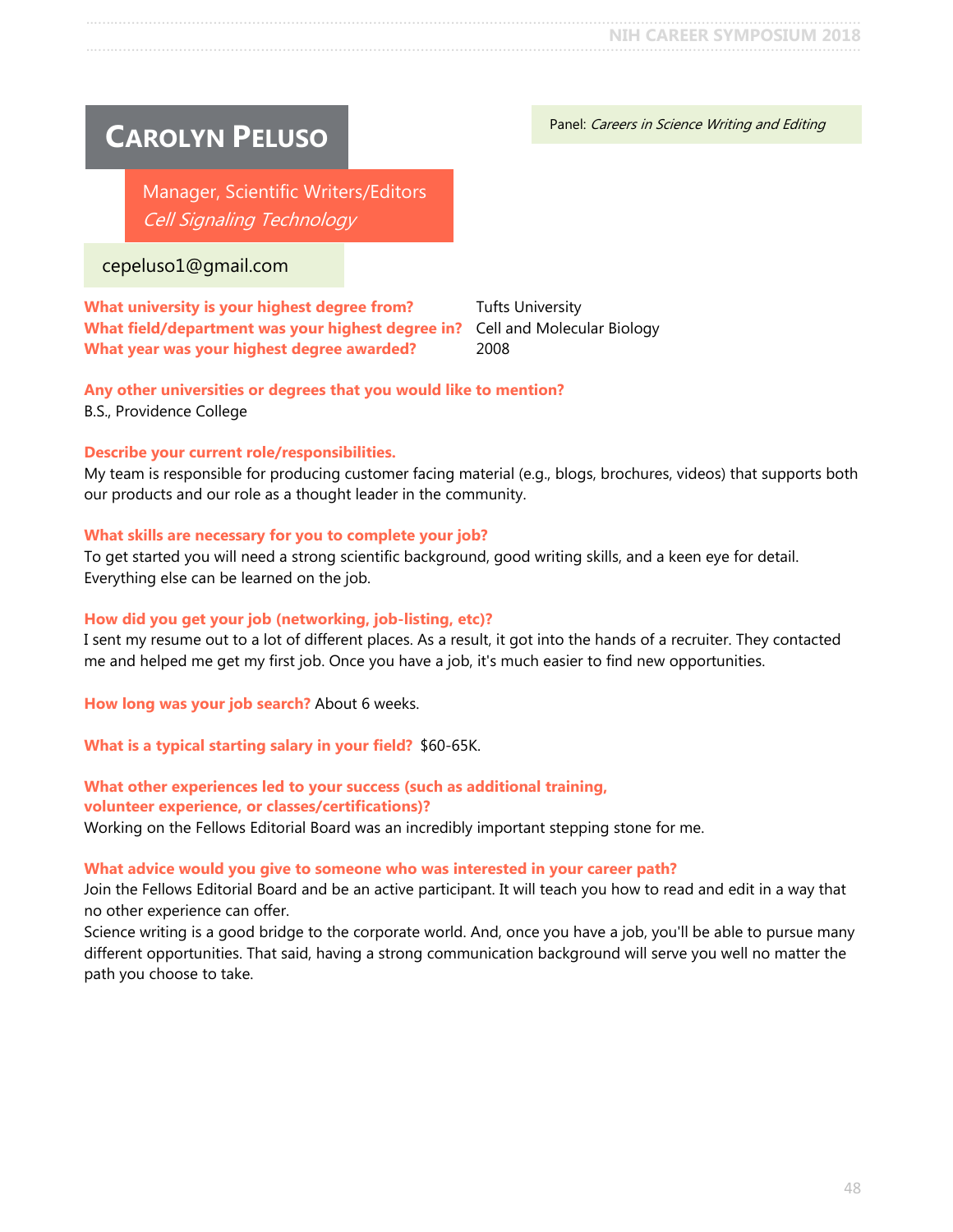# Carolyn Peluso

Panel: *Careers in Science Writing and Editing*

Manager, Scientific Writers/Editors
*Cell Signaling Technology*

cepeluso1@gmail.com

**What university is your highest degree from?** Tufts University
**What field/department was your highest degree in?** Cell and Molecular Biology
**What year was your highest degree awarded?** 2008

**Any other universities or degrees that you would like to mention?**
B.S., Providence College

**Describe your current role/responsibilities.**
My team is responsible for producing customer facing material (e.g., blogs, brochures, videos) that supports both our products and our role as a thought leader in the community.

**What skills are necessary for you to complete your job?**
To get started you will need a strong scientific background, good writing skills, and a keen eye for detail. Everything else can be learned on the job.

**How did you get your job (networking, job-listing, etc)?**
I sent my resume out to a lot of different places. As a result, it got into the hands of a recruiter. They contacted me and helped me get my first job. Once you have a job, it's much easier to find new opportunities.

**How long was your job search?** About 6 weeks.

**What is a typical starting salary in your field?** $60-65K.

**What other experiences led to your success (such as additional training, volunteer experience, or classes/certifications)?**
Working on the Fellows Editorial Board was an incredibly important stepping stone for me.

**What advice would you give to someone who was interested in your career path?**
Join the Fellows Editorial Board and be an active participant. It will teach you how to read and edit in a way that no other experience can offer.
Science writing is a good bridge to the corporate world. And, once you have a job, you'll be able to pursue many different opportunities. That said, having a strong communication background will serve you well no matter the path you choose to take.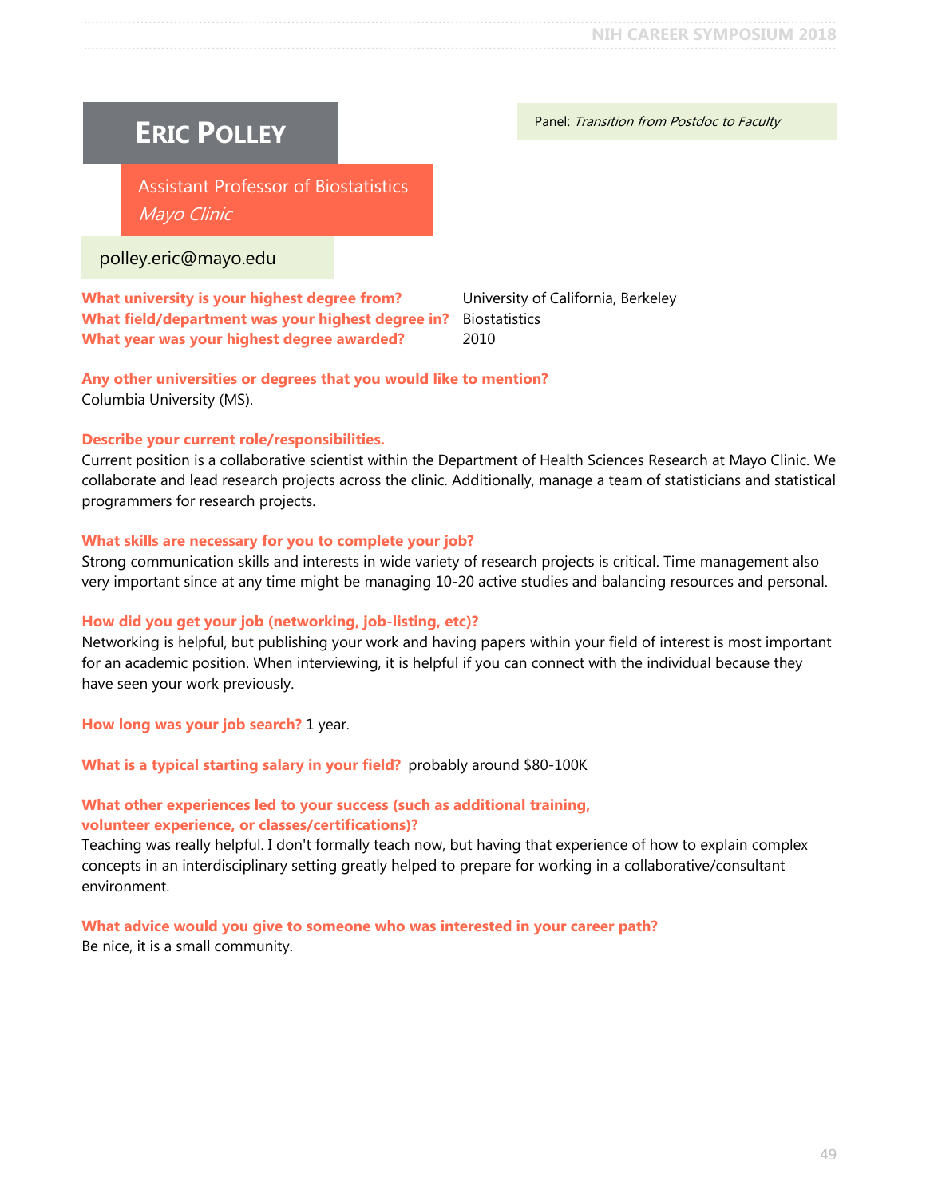# Eric Polley

Panel: *Transition from Postdoc to Faculty*

Assistant Professor of Biostatistics
*Mayo Clinic*

polley.eric@mayo.edu

**What university is your highest degree from?** University of California, Berkeley
**What field/department was your highest degree in?** Biostatistics
**What year was your highest degree awarded?** 2010

**Any other universities or degrees that you would like to mention?**
Columbia University (MS).

**Describe your current role/responsibilities.**
Current position is a collaborative scientist within the Department of Health Sciences Research at Mayo Clinic. We collaborate and lead research projects across the clinic. Additionally, manage a team of statisticians and statistical programmers for research projects.

**What skills are necessary for you to complete your job?**
Strong communication skills and interests in wide variety of research projects is critical. Time management also very important since at any time might be managing 10-20 active studies and balancing resources and personal.

**How did you get your job (networking, job-listing, etc)?**
Networking is helpful, but publishing your work and having papers within your field of interest is most important for an academic position. When interviewing, it is helpful if you can connect with the individual because they have seen your work previously.

**How long was your job search?** 1 year.

**What is a typical starting salary in your field?** probably around $80-100K

**What other experiences led to your success (such as additional training, volunteer experience, or classes/certifications)?**
Teaching was really helpful. I don't formally teach now, but having that experience of how to explain complex concepts in an interdisciplinary setting greatly helped to prepare for working in a collaborative/consultant environment.

**What advice would you give to someone who was interested in your career path?**
Be nice, it is a small community.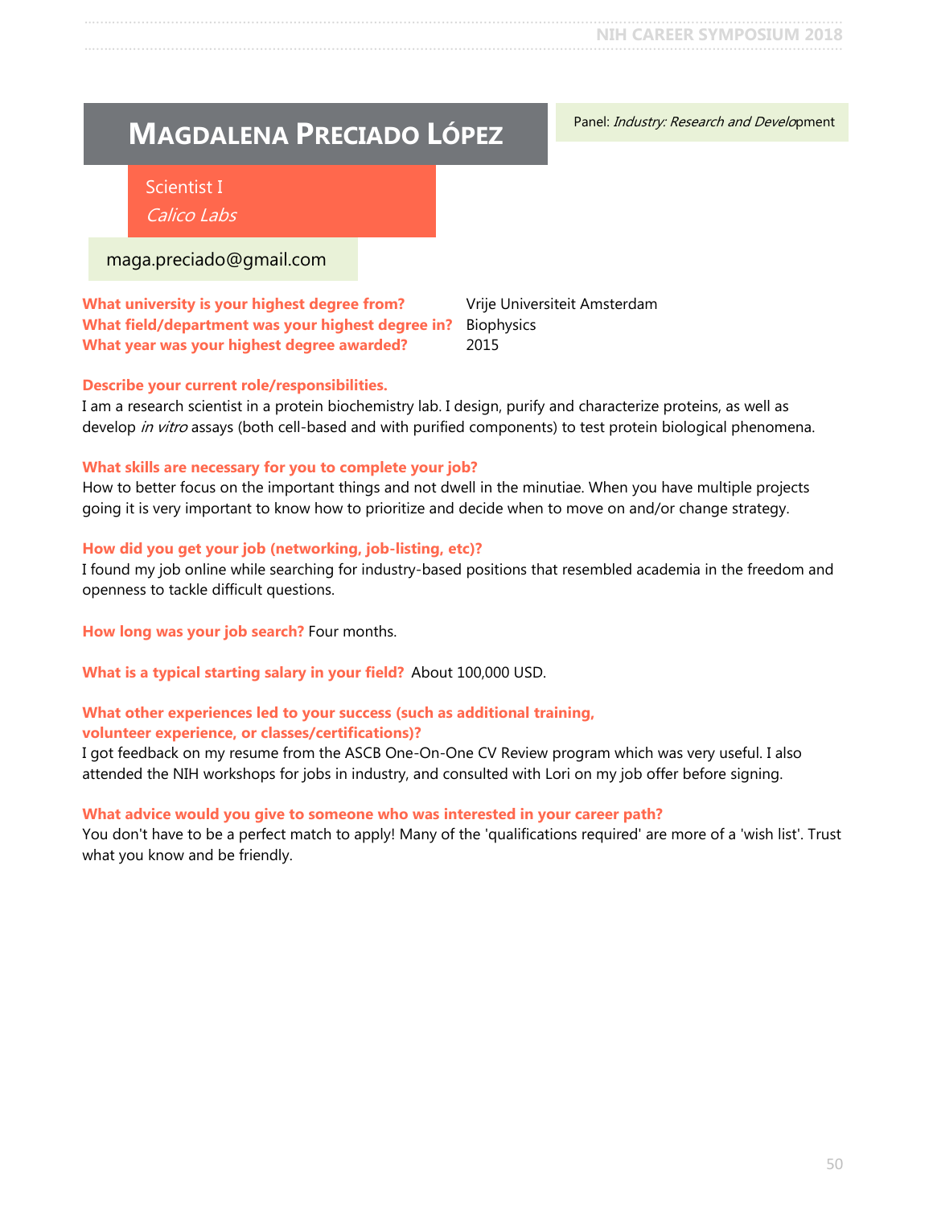# Magdalena Preciado López

Panel: *Industry: Research and Development*

Scientist I
*Calico Labs*

maga.preciado@gmail.com

**What university is your highest degree from?** Vrije Universiteit Amsterdam
**What field/department was your highest degree in?** Biophysics
**What year was your highest degree awarded?** 2015

**Describe your current role/responsibilities.**
I am a research scientist in a protein biochemistry lab. I design, purify and characterize proteins, as well as develop *in vitro* assays (both cell-based and with purified components) to test protein biological phenomena.

**What skills are necessary for you to complete your job?**
How to better focus on the important things and not dwell in the minutiae. When you have multiple projects going it is very important to know how to prioritize and decide when to move on and/or change strategy.

**How did you get your job (networking, job-listing, etc)?**
I found my job online while searching for industry-based positions that resembled academia in the freedom and openness to tackle difficult questions.

**How long was your job search?** Four months.

**What is a typical starting salary in your field?** About 100,000 USD.

**What other experiences led to your success (such as additional training, volunteer experience, or classes/certifications)?**
I got feedback on my resume from the ASCB One-On-One CV Review program which was very useful. I also attended the NIH workshops for jobs in industry, and consulted with Lori on my job offer before signing.

**What advice would you give to someone who was interested in your career path?**
You don't have to be a perfect match to apply! Many of the 'qualifications required' are more of a 'wish list'. Trust what you know and be friendly.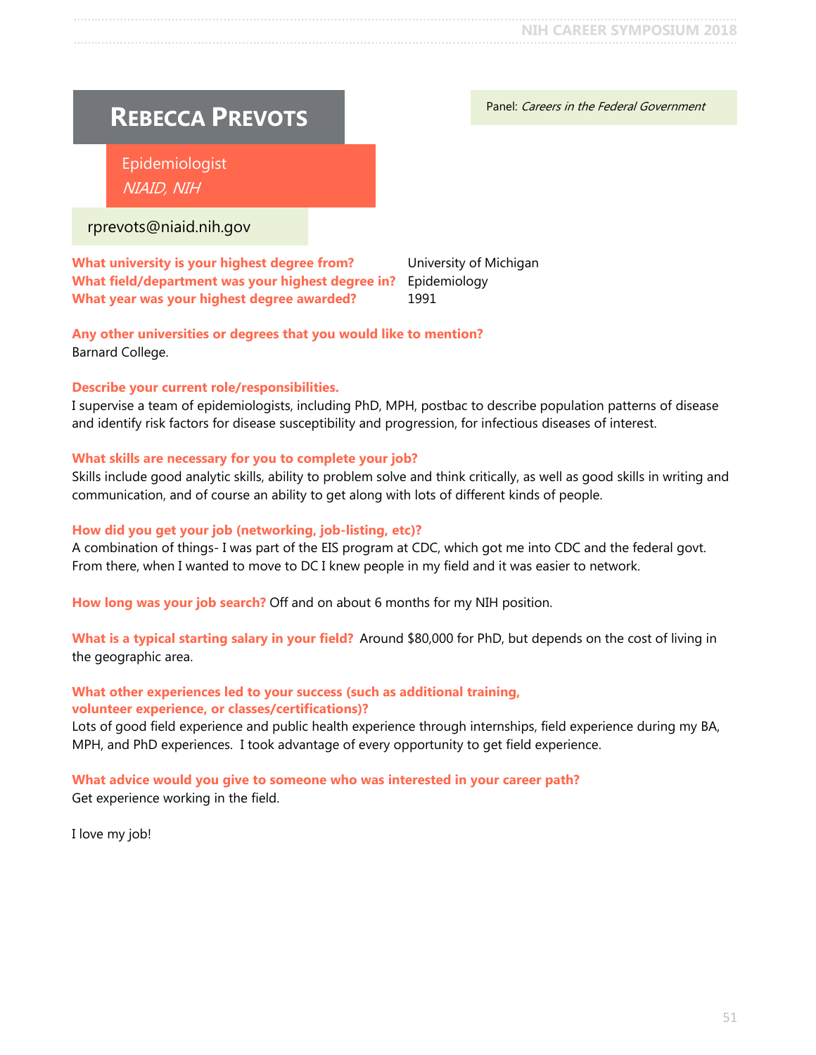# Rebecca Prevots

Panel: *Careers in the Federal Government*

Epidemiologist
*NIAID, NIH*

rprevots@niaid.nih.gov

**What university is your highest degree from?** University of Michigan
**What field/department was your highest degree in?** Epidemiology
**What year was your highest degree awarded?** 1991

**Any other universities or degrees that you would like to mention?**
Barnard College.

**Describe your current role/responsibilities.**
I supervise a team of epidemiologists, including PhD, MPH, postbac to describe population patterns of disease and identify risk factors for disease susceptibility and progression, for infectious diseases of interest.

**What skills are necessary for you to complete your job?**
Skills include good analytic skills, ability to problem solve and think critically, as well as good skills in writing and communication, and of course an ability to get along with lots of different kinds of people.

**How did you get your job (networking, job-listing, etc)?**
A combination of things- I was part of the EIS program at CDC, which got me into CDC and the federal govt. From there, when I wanted to move to DC I knew people in my field and it was easier to network.

**How long was your job search?** Off and on about 6 months for my NIH position.

**What is a typical starting salary in your field?** Around $80,000 for PhD, but depends on the cost of living in the geographic area.

**What other experiences led to your success (such as additional training, volunteer experience, or classes/certifications)?**
Lots of good field experience and public health experience through internships, field experience during my BA, MPH, and PhD experiences. I took advantage of every opportunity to get field experience.

**What advice would you give to someone who was interested in your career path?**
Get experience working in the field.

I love my job!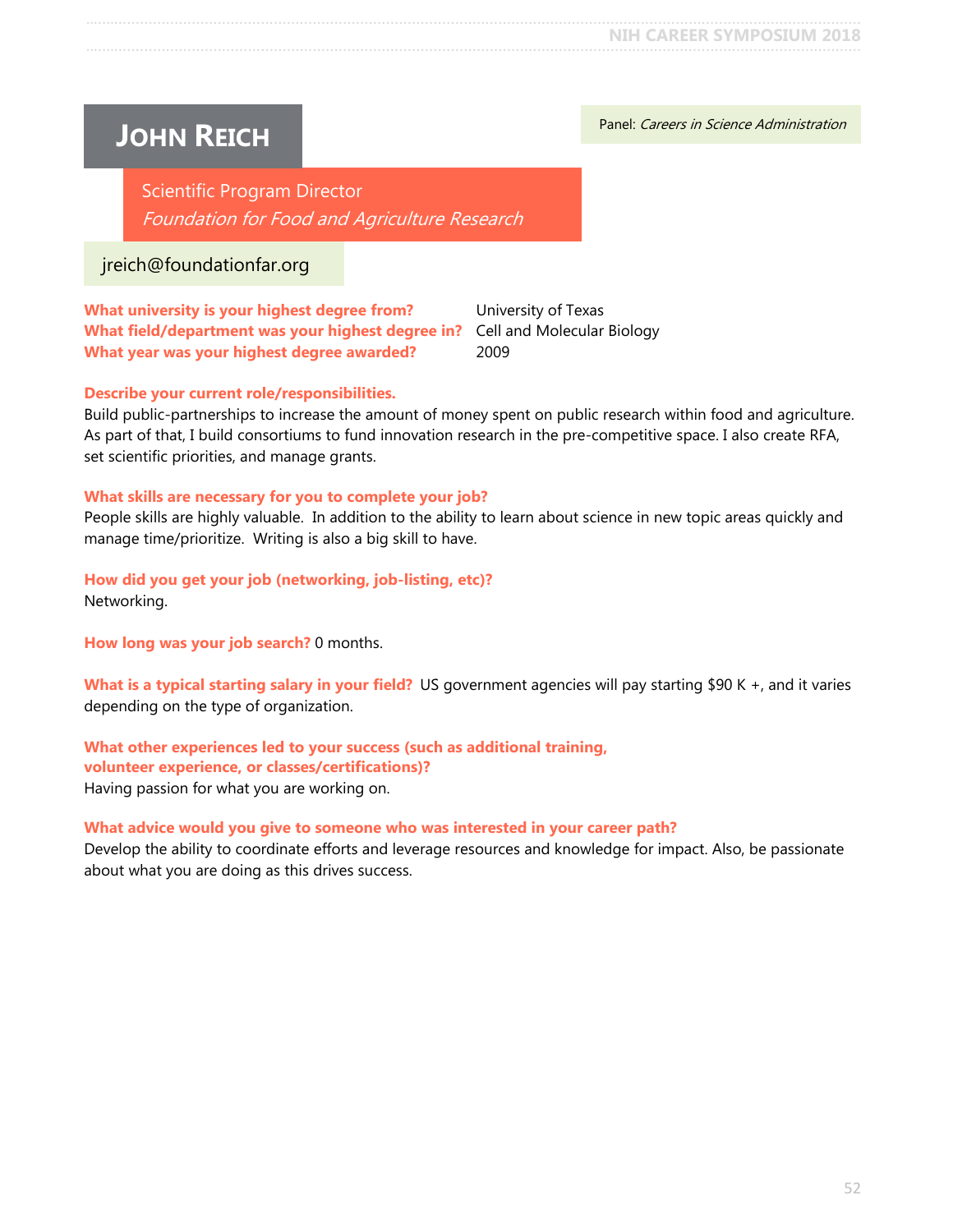# John Reich

Panel: *Careers in Science Administration*

Scientific Program Director
*Foundation for Food and Agriculture Research*

jreich@foundationfar.org

**What university is your highest degree from?** University of Texas
**What field/department was your highest degree in?** Cell and Molecular Biology
**What year was your highest degree awarded?** 2009

**Describe your current role/responsibilities.**
Build public-partnerships to increase the amount of money spent on public research within food and agriculture. As part of that, I build consortiums to fund innovation research in the pre-competitive space. I also create RFA, set scientific priorities, and manage grants.

**What skills are necessary for you to complete your job?**
People skills are highly valuable. In addition to the ability to learn about science in new topic areas quickly and manage time/prioritize. Writing is also a big skill to have.

**How did you get your job (networking, job-listing, etc)?**
Networking.

**How long was your job search?** 0 months.

**What is a typical starting salary in your field?** US government agencies will pay starting $90 K +, and it varies depending on the type of organization.

**What other experiences led to your success (such as additional training, volunteer experience, or classes/certifications)?**
Having passion for what you are working on.

**What advice would you give to someone who was interested in your career path?**
Develop the ability to coordinate efforts and leverage resources and knowledge for impact. Also, be passionate about what you are doing as this drives success.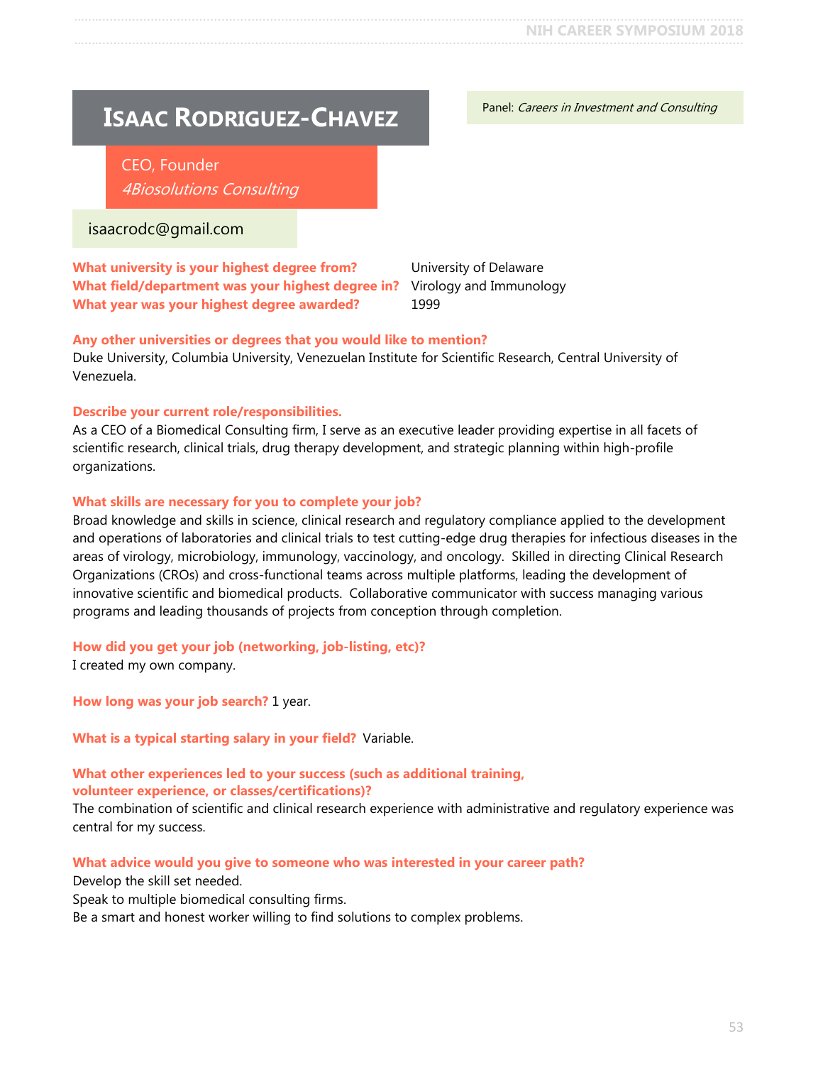# Isaac Rodriguez-Chavez

Panel: *Careers in Investment and Consulting*

CEO, Founder
*4Biosolutions Consulting*

isaacrodc@gmail.com

**What university is your highest degree from?** University of Delaware
**What field/department was your highest degree in?** Virology and Immunology
**What year was your highest degree awarded?** 1999

**Any other universities or degrees that you would like to mention?**
Duke University, Columbia University, Venezuelan Institute for Scientific Research, Central University of Venezuela.

**Describe your current role/responsibilities.**
As a CEO of a Biomedical Consulting firm, I serve as an executive leader providing expertise in all facets of scientific research, clinical trials, drug therapy development, and strategic planning within high-profile organizations.

**What skills are necessary for you to complete your job?**
Broad knowledge and skills in science, clinical research and regulatory compliance applied to the development and operations of laboratories and clinical trials to test cutting-edge drug therapies for infectious diseases in the areas of virology, microbiology, immunology, vaccinology, and oncology. Skilled in directing Clinical Research Organizations (CROs) and cross-functional teams across multiple platforms, leading the development of innovative scientific and biomedical products. Collaborative communicator with success managing various programs and leading thousands of projects from conception through completion.

**How did you get your job (networking, job-listing, etc)?**
I created my own company.

**How long was your job search?** 1 year.

**What is a typical starting salary in your field?** Variable.

**What other experiences led to your success (such as additional training, volunteer experience, or classes/certifications)?**
The combination of scientific and clinical research experience with administrative and regulatory experience was central for my success.

**What advice would you give to someone who was interested in your career path?**
Develop the skill set needed.
Speak to multiple biomedical consulting firms.
Be a smart and honest worker willing to find solutions to complex problems.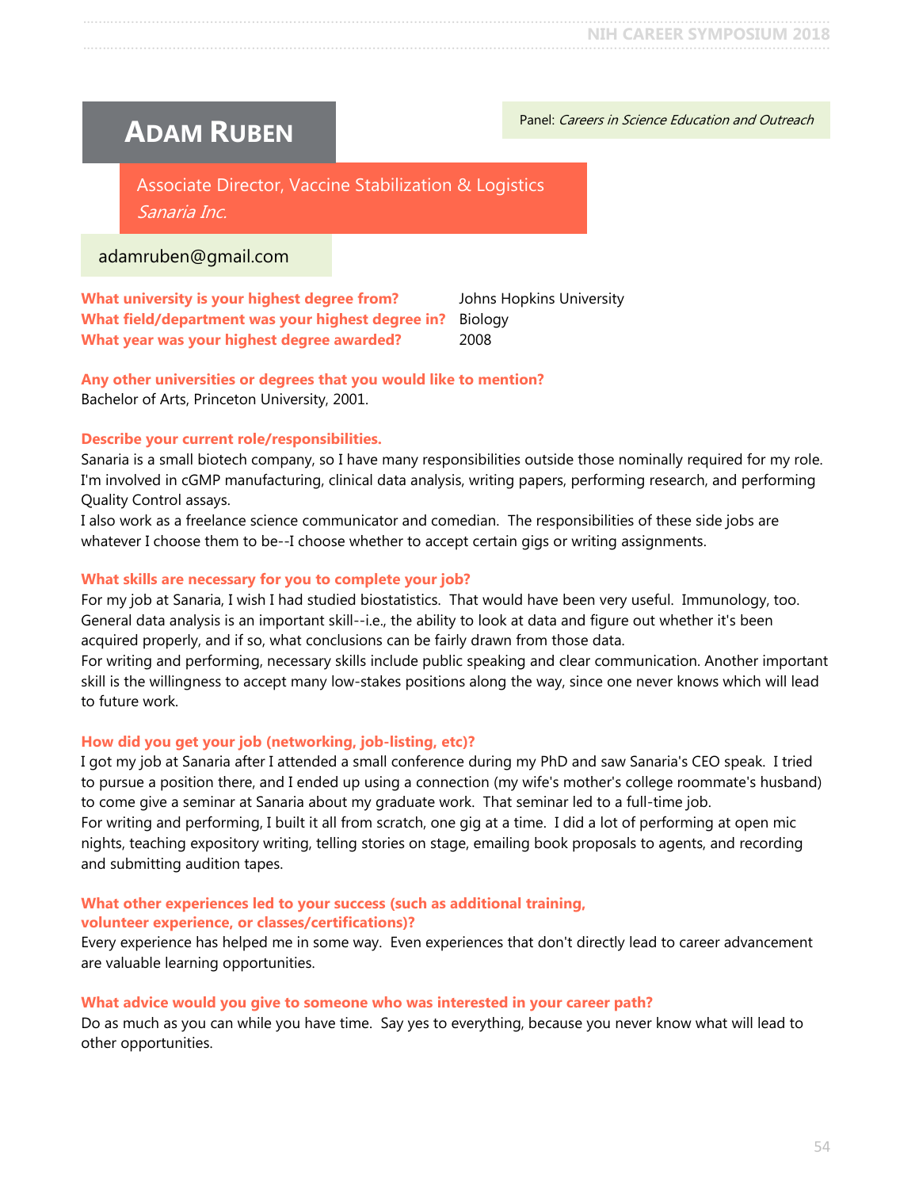# Adam Ruben

Panel: *Careers in Science Education and Outreach*

Associate Director, Vaccine Stabilization & Logistics
*Sanaria Inc.*

adamruben@gmail.com

**What university is your highest degree from?** Johns Hopkins University
**What field/department was your highest degree in?** Biology
**What year was your highest degree awarded?** 2008

**Any other universities or degrees that you would like to mention?**
Bachelor of Arts, Princeton University, 2001.

**Describe your current role/responsibilities.**
Sanaria is a small biotech company, so I have many responsibilities outside those nominally required for my role. I'm involved in cGMP manufacturing, clinical data analysis, writing papers, performing research, and performing Quality Control assays.
I also work as a freelance science communicator and comedian. The responsibilities of these side jobs are whatever I choose them to be--I choose whether to accept certain gigs or writing assignments.

**What skills are necessary for you to complete your job?**
For my job at Sanaria, I wish I had studied biostatistics. That would have been very useful. Immunology, too. General data analysis is an important skill--i.e., the ability to look at data and figure out whether it's been acquired properly, and if so, what conclusions can be fairly drawn from those data.
For writing and performing, necessary skills include public speaking and clear communication. Another important skill is the willingness to accept many low-stakes positions along the way, since one never knows which will lead to future work.

**How did you get your job (networking, job-listing, etc)?**
I got my job at Sanaria after I attended a small conference during my PhD and saw Sanaria's CEO speak. I tried to pursue a position there, and I ended up using a connection (my wife's mother's college roommate's husband) to come give a seminar at Sanaria about my graduate work. That seminar led to a full-time job.
For writing and performing, I built it all from scratch, one gig at a time. I did a lot of performing at open mic nights, teaching expository writing, telling stories on stage, emailing book proposals to agents, and recording and submitting audition tapes.

**What other experiences led to your success (such as additional training, volunteer experience, or classes/certifications)?**
Every experience has helped me in some way. Even experiences that don't directly lead to career advancement are valuable learning opportunities.

**What advice would you give to someone who was interested in your career path?**
Do as much as you can while you have time. Say yes to everything, because you never know what will lead to other opportunities.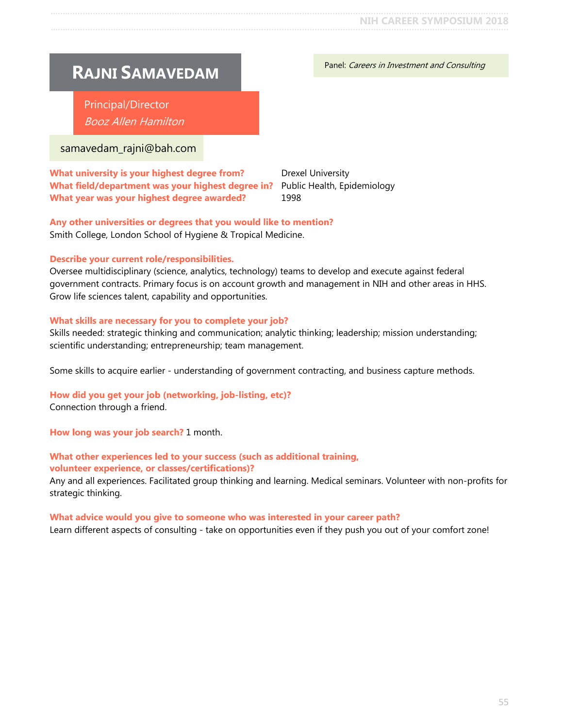# Rajni Samavedam

Panel: *Careers in Investment and Consulting*

Principal/Director
*Booz Allen Hamilton*

samavedam_rajni@bah.com

**What university is your highest degree from?** Drexel University
**What field/department was your highest degree in?** Public Health, Epidemiology
**What year was your highest degree awarded?** 1998

**Any other universities or degrees that you would like to mention?**
Smith College, London School of Hygiene & Tropical Medicine.

**Describe your current role/responsibilities.**
Oversee multidisciplinary (science, analytics, technology) teams to develop and execute against federal government contracts. Primary focus is on account growth and management in NIH and other areas in HHS. Grow life sciences talent, capability and opportunities.

**What skills are necessary for you to complete your job?**
Skills needed: strategic thinking and communication; analytic thinking; leadership; mission understanding; scientific understanding; entrepreneurship; team management.

Some skills to acquire earlier - understanding of government contracting, and business capture methods.

**How did you get your job (networking, job-listing, etc)?**
Connection through a friend.

**How long was your job search?** 1 month.

**What other experiences led to your success (such as additional training, volunteer experience, or classes/certifications)?**
Any and all experiences. Facilitated group thinking and learning. Medical seminars. Volunteer with non-profits for strategic thinking.

**What advice would you give to someone who was interested in your career path?**
Learn different aspects of consulting - take on opportunities even if they push you out of your comfort zone!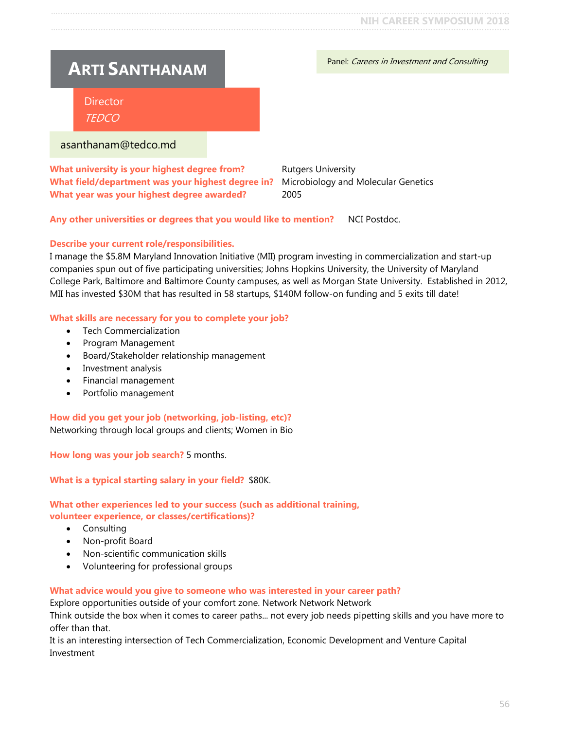# Arti Santhanam

Panel: *Careers in Investment and Consulting*

Director
*TEDCO*

asanthanam@tedco.md

**What university is your highest degree from?** Rutgers University
**What field/department was your highest degree in?** Microbiology and Molecular Genetics
**What year was your highest degree awarded?** 2005

**Any other universities or degrees that you would like to mention?** NCI Postdoc.

**Describe your current role/responsibilities.**
I manage the $5.8M Maryland Innovation Initiative (MII) program investing in commercialization and start-up companies spun out of five participating universities; Johns Hopkins University, the University of Maryland College Park, Baltimore and Baltimore County campuses, as well as Morgan State University. Established in 2012, MII has invested $30M that has resulted in 58 startups, $140M follow-on funding and 5 exits till date!

**What skills are necessary for you to complete your job?**

- Tech Commercialization
- Program Management
- Board/Stakeholder relationship management
- Investment analysis
- Financial management
- Portfolio management

**How did you get your job (networking, job-listing, etc)?**
Networking through local groups and clients; Women in Bio

**How long was your job search?** 5 months.

**What is a typical starting salary in your field?** $80K.

**What other experiences led to your success (such as additional training, volunteer experience, or classes/certifications)?**

- Consulting
- Non-profit Board
- Non-scientific communication skills
- Volunteering for professional groups

**What advice would you give to someone who was interested in your career path?**
Explore opportunities outside of your comfort zone. Network Network Network
Think outside the box when it comes to career paths... not every job needs pipetting skills and you have more to offer than that.
It is an interesting intersection of Tech Commercialization, Economic Development and Venture Capital Investment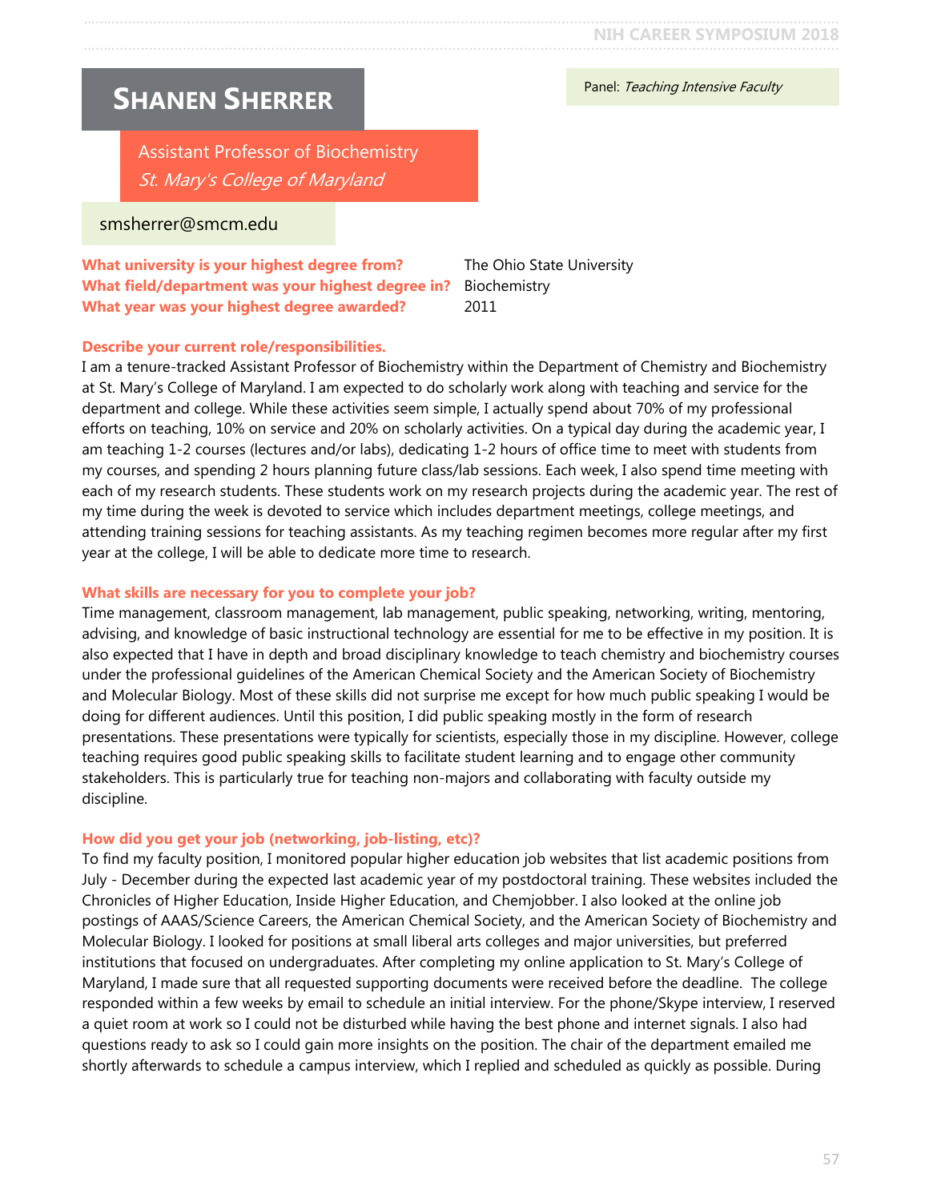# Shanen Sherrer

Panel: *Teaching Intensive Faculty*

Assistant Professor of Biochemistry
*St. Mary's College of Maryland*

smsherrer@smcm.edu

**What university is your highest degree from?** The Ohio State University
**What field/department was your highest degree in?** Biochemistry
**What year was your highest degree awarded?** 2011

**Describe your current role/responsibilities.**
I am a tenure-tracked Assistant Professor of Biochemistry within the Department of Chemistry and Biochemistry at St. Mary's College of Maryland. I am expected to do scholarly work along with teaching and service for the department and college. While these activities seem simple, I actually spend about 70% of my professional efforts on teaching, 10% on service and 20% on scholarly activities. On a typical day during the academic year, I am teaching 1-2 courses (lectures and/or labs), dedicating 1-2 hours of office time to meet with students from my courses, and spending 2 hours planning future class/lab sessions. Each week, I also spend time meeting with each of my research students. These students work on my research projects during the academic year. The rest of my time during the week is devoted to service which includes department meetings, college meetings, and attending training sessions for teaching assistants. As my teaching regimen becomes more regular after my first year at the college, I will be able to dedicate more time to research.

**What skills are necessary for you to complete your job?**
Time management, classroom management, lab management, public speaking, networking, writing, mentoring, advising, and knowledge of basic instructional technology are essential for me to be effective in my position. It is also expected that I have in depth and broad disciplinary knowledge to teach chemistry and biochemistry courses under the professional guidelines of the American Chemical Society and the American Society of Biochemistry and Molecular Biology. Most of these skills did not surprise me except for how much public speaking I would be doing for different audiences. Until this position, I did public speaking mostly in the form of research presentations. These presentations were typically for scientists, especially those in my discipline. However, college teaching requires good public speaking skills to facilitate student learning and to engage other community stakeholders. This is particularly true for teaching non-majors and collaborating with faculty outside my discipline.

**How did you get your job (networking, job-listing, etc)?**
To find my faculty position, I monitored popular higher education job websites that list academic positions from July - December during the expected last academic year of my postdoctoral training. These websites included the Chronicles of Higher Education, Inside Higher Education, and Chemjobber. I also looked at the online job postings of AAAS/Science Careers, the American Chemical Society, and the American Society of Biochemistry and Molecular Biology. I looked for positions at small liberal arts colleges and major universities, but preferred institutions that focused on undergraduates. After completing my online application to St. Mary's College of Maryland, I made sure that all requested supporting documents were received before the deadline. The college responded within a few weeks by email to schedule an initial interview. For the phone/Skype interview, I reserved a quiet room at work so I could not be disturbed while having the best phone and internet signals. I also had questions ready to ask so I could gain more insights on the position. The chair of the department emailed me shortly afterwards to schedule a campus interview, which I replied and scheduled as quickly as possible. During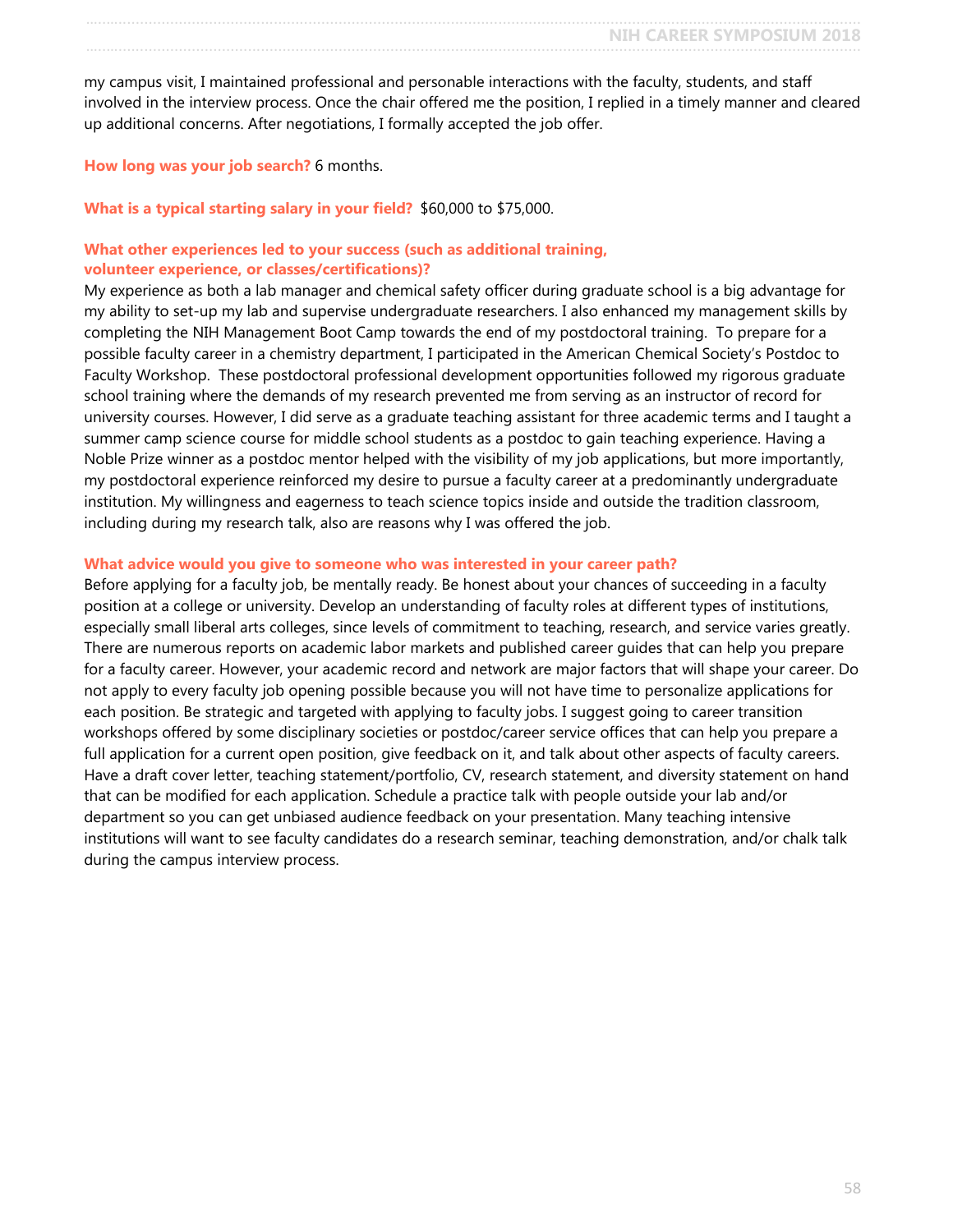my campus visit, I maintained professional and personable interactions with the faculty, students, and staff involved in the interview process. Once the chair offered me the position, I replied in a timely manner and cleared up additional concerns. After negotiations, I formally accepted the job offer.

**How long was your job search?** 6 months.

**What is a typical starting salary in your field?** $60,000 to $75,000.

**What other experiences led to your success (such as additional training, volunteer experience, or classes/certifications)?**

My experience as both a lab manager and chemical safety officer during graduate school is a big advantage for my ability to set-up my lab and supervise undergraduate researchers. I also enhanced my management skills by completing the NIH Management Boot Camp towards the end of my postdoctoral training. To prepare for a possible faculty career in a chemistry department, I participated in the American Chemical Society's Postdoc to Faculty Workshop. These postdoctoral professional development opportunities followed my rigorous graduate school training where the demands of my research prevented me from serving as an instructor of record for university courses. However, I did serve as a graduate teaching assistant for three academic terms and I taught a summer camp science course for middle school students as a postdoc to gain teaching experience. Having a Noble Prize winner as a postdoc mentor helped with the visibility of my job applications, but more importantly, my postdoctoral experience reinforced my desire to pursue a faculty career at a predominantly undergraduate institution. My willingness and eagerness to teach science topics inside and outside the tradition classroom, including during my research talk, also are reasons why I was offered the job.

**What advice would you give to someone who was interested in your career path?**

Before applying for a faculty job, be mentally ready. Be honest about your chances of succeeding in a faculty position at a college or university. Develop an understanding of faculty roles at different types of institutions, especially small liberal arts colleges, since levels of commitment to teaching, research, and service varies greatly. There are numerous reports on academic labor markets and published career guides that can help you prepare for a faculty career. However, your academic record and network are major factors that will shape your career. Do not apply to every faculty job opening possible because you will not have time to personalize applications for each position. Be strategic and targeted with applying to faculty jobs. I suggest going to career transition workshops offered by some disciplinary societies or postdoc/career service offices that can help you prepare a full application for a current open position, give feedback on it, and talk about other aspects of faculty careers. Have a draft cover letter, teaching statement/portfolio, CV, research statement, and diversity statement on hand that can be modified for each application. Schedule a practice talk with people outside your lab and/or department so you can get unbiased audience feedback on your presentation. Many teaching intensive institutions will want to see faculty candidates do a research seminar, teaching demonstration, and/or chalk talk during the campus interview process.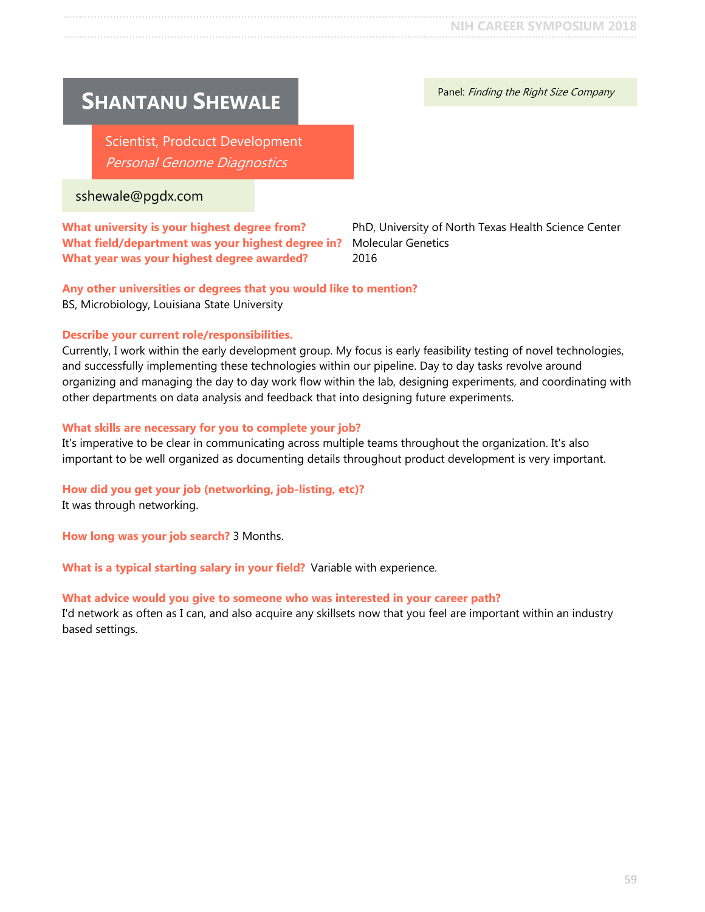# Shantanu Shewale

Panel: *Finding the Right Size Company*

Scientist, Prodcuct Development
*Personal Genome Diagnostics*

sshewale@pgdx.com

**What university is your highest degree from?** PhD, University of North Texas Health Science Center
**What field/department was your highest degree in?** Molecular Genetics
**What year was your highest degree awarded?** 2016

**Any other universities or degrees that you would like to mention?**
BS, Microbiology, Louisiana State University

**Describe your current role/responsibilities.**
Currently, I work within the early development group. My focus is early feasibility testing of novel technologies, and successfully implementing these technologies within our pipeline. Day to day tasks revolve around organizing and managing the day to day work flow within the lab, designing experiments, and coordinating with other departments on data analysis and feedback that into designing future experiments.

**What skills are necessary for you to complete your job?**
It's imperative to be clear in communicating across multiple teams throughout the organization. It's also important to be well organized as documenting details throughout product development is very important.

**How did you get your job (networking, job-listing, etc)?**
It was through networking.

**How long was your job search?** 3 Months.

**What is a typical starting salary in your field?** Variable with experience.

**What advice would you give to someone who was interested in your career path?**
I'd network as often as I can, and also acquire any skillsets now that you feel are important within an industry based settings.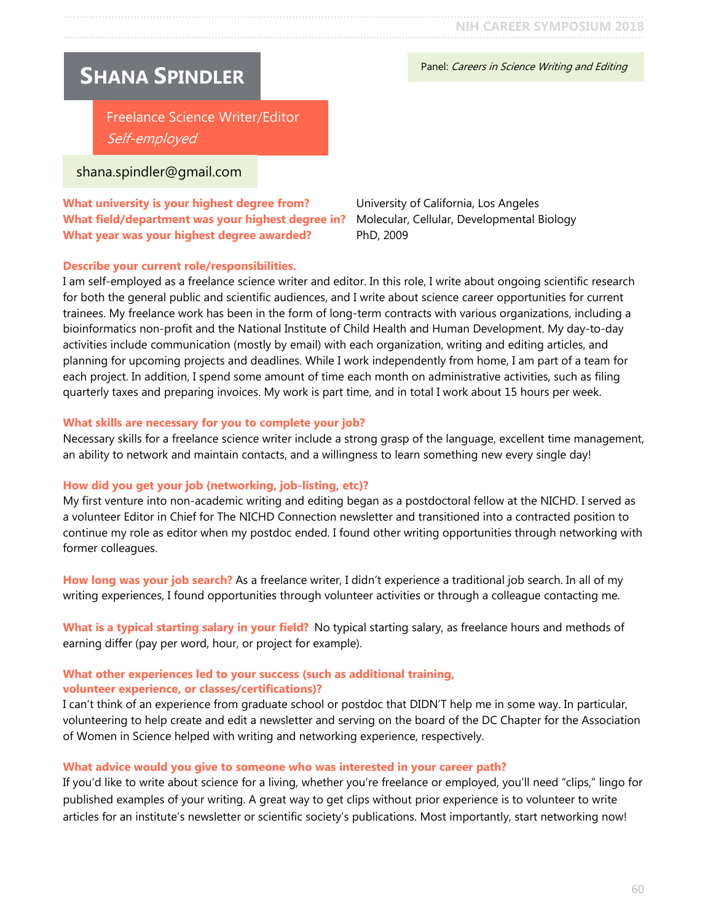# Shana Spindler

Panel: *Careers in Science Writing and Editing*

Freelance Science Writer/Editor
*Self-employed*

shana.spindler@gmail.com

**What university is your highest degree from?** University of California, Los Angeles
**What field/department was your highest degree in?** Molecular, Cellular, Developmental Biology
**What year was your highest degree awarded?** PhD, 2009

**Describe your current role/responsibilities.**
I am self-employed as a freelance science writer and editor. In this role, I write about ongoing scientific research for both the general public and scientific audiences, and I write about science career opportunities for current trainees. My freelance work has been in the form of long-term contracts with various organizations, including a bioinformatics non-profit and the National Institute of Child Health and Human Development. My day-to-day activities include communication (mostly by email) with each organization, writing and editing articles, and planning for upcoming projects and deadlines. While I work independently from home, I am part of a team for each project. In addition, I spend some amount of time each month on administrative activities, such as filing quarterly taxes and preparing invoices. My work is part time, and in total I work about 15 hours per week.

**What skills are necessary for you to complete your job?**
Necessary skills for a freelance science writer include a strong grasp of the language, excellent time management, an ability to network and maintain contacts, and a willingness to learn something new every single day!

**How did you get your job (networking, job-listing, etc)?**
My first venture into non-academic writing and editing began as a postdoctoral fellow at the NICHD. I served as a volunteer Editor in Chief for The NICHD Connection newsletter and transitioned into a contracted position to continue my role as editor when my postdoc ended. I found other writing opportunities through networking with former colleagues.

**How long was your job search?** As a freelance writer, I didn't experience a traditional job search. In all of my writing experiences, I found opportunities through volunteer activities or through a colleague contacting me.

**What is a typical starting salary in your field?** No typical starting salary, as freelance hours and methods of earning differ (pay per word, hour, or project for example).

**What other experiences led to your success (such as additional training, volunteer experience, or classes/certifications)?**
I can't think of an experience from graduate school or postdoc that DIDN'T help me in some way. In particular, volunteering to help create and edit a newsletter and serving on the board of the DC Chapter for the Association of Women in Science helped with writing and networking experience, respectively.

**What advice would you give to someone who was interested in your career path?**
If you'd like to write about science for a living, whether you're freelance or employed, you'll need "clips," lingo for published examples of your writing. A great way to get clips without prior experience is to volunteer to write articles for an institute's newsletter or scientific society's publications. Most importantly, start networking now!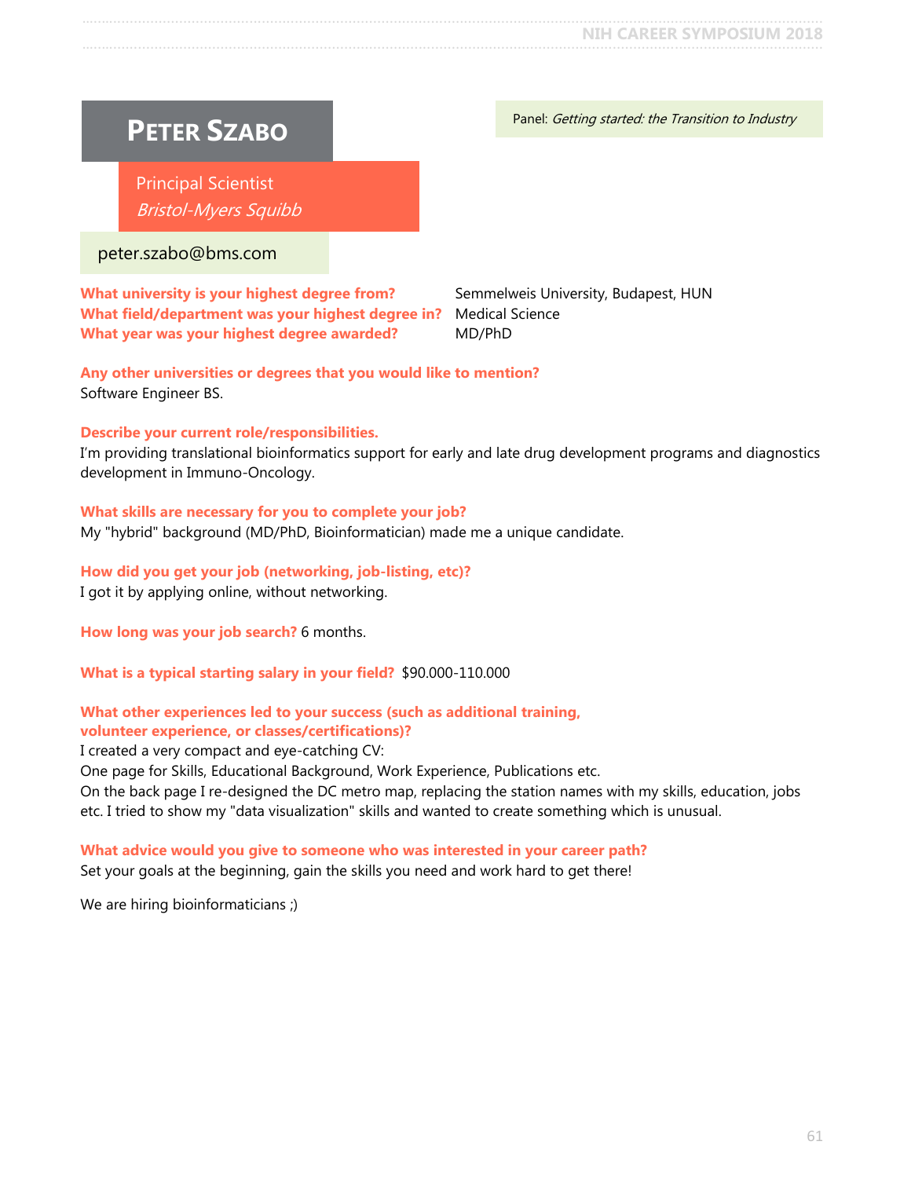# PETER SZABO

Principal Scientist
*Bristol-Myers Squibb*

peter.szabo@bms.com

Panel: *Getting started: the Transition to Industry*

**What university is your highest degree from?** Semmelweis University, Budapest, HUN
**What field/department was your highest degree in?** Medical Science
**What year was your highest degree awarded?** MD/PhD

**Any other universities or degrees that you would like to mention?**
Software Engineer BS.

**Describe your current role/responsibilities.**
I'm providing translational bioinformatics support for early and late drug development programs and diagnostics development in Immuno-Oncology.

**What skills are necessary for you to complete your job?**
My "hybrid" background (MD/PhD, Bioinformatician) made me a unique candidate.

**How did you get your job (networking, job-listing, etc)?**
I got it by applying online, without networking.

**How long was your job search?** 6 months.

**What is a typical starting salary in your field?** $90.000-110.000

**What other experiences led to your success (such as additional training, volunteer experience, or classes/certifications)?**
I created a very compact and eye-catching CV:
One page for Skills, Educational Background, Work Experience, Publications etc.
On the back page I re-designed the DC metro map, replacing the station names with my skills, education, jobs etc. I tried to show my "data visualization" skills and wanted to create something which is unusual.

**What advice would you give to someone who was interested in your career path?**
Set your goals at the beginning, gain the skills you need and work hard to get there!

We are hiring bioinformaticians ;)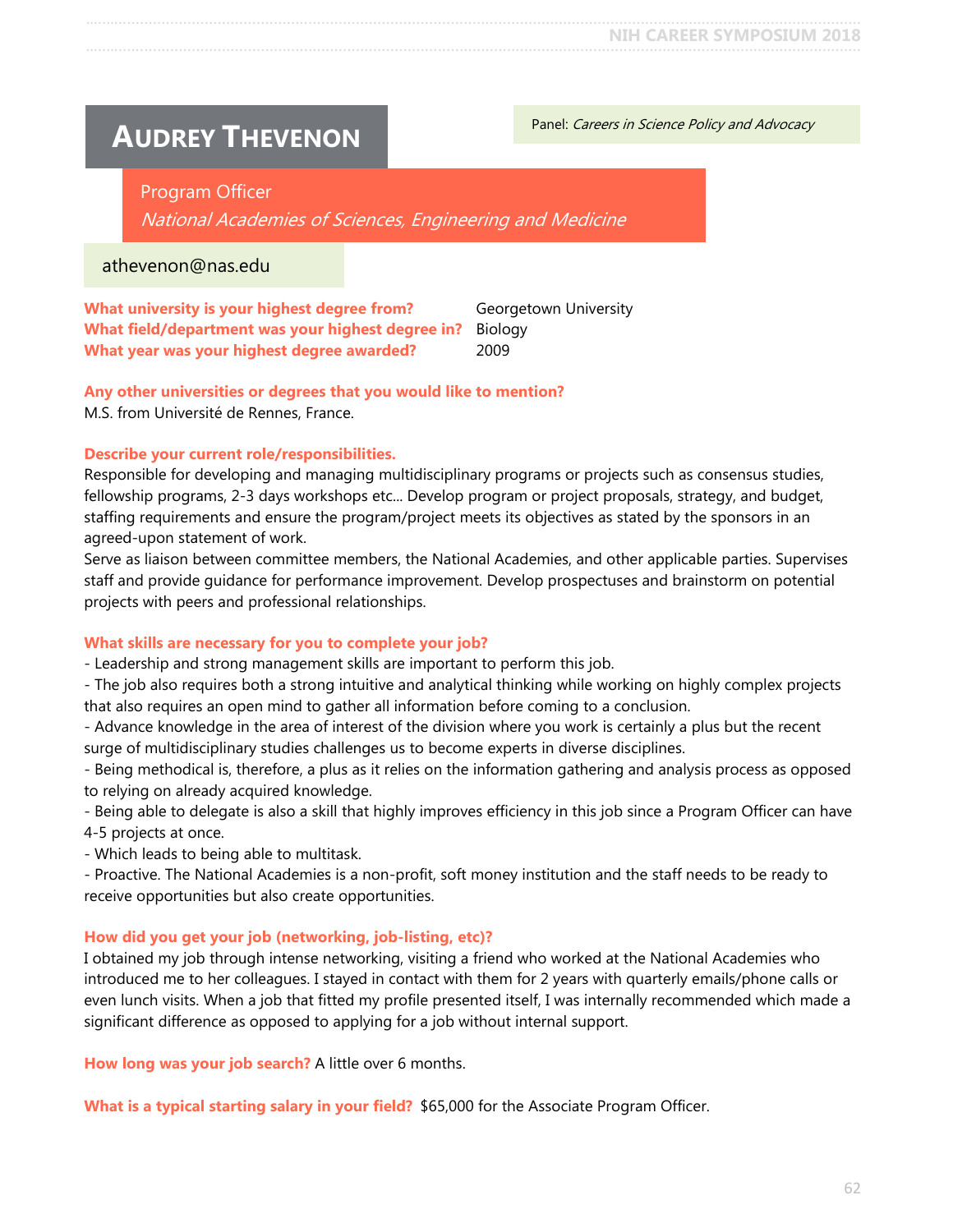# Audrey Thevenon

Panel: *Careers in Science Policy and Advocacy*

Program Officer
*National Academies of Sciences, Engineering and Medicine*

athevenon@nas.edu

**What university is your highest degree from?** Georgetown University
**What field/department was your highest degree in?** Biology
**What year was your highest degree awarded?** 2009

**Any other universities or degrees that you would like to mention?**
M.S. from Université de Rennes, France.

**Describe your current role/responsibilities.**
Responsible for developing and managing multidisciplinary programs or projects such as consensus studies, fellowship programs, 2-3 days workshops etc... Develop program or project proposals, strategy, and budget, staffing requirements and ensure the program/project meets its objectives as stated by the sponsors in an agreed-upon statement of work.
Serve as liaison between committee members, the National Academies, and other applicable parties. Supervises staff and provide guidance for performance improvement. Develop prospectuses and brainstorm on potential projects with peers and professional relationships.

**What skills are necessary for you to complete your job?**
- Leadership and strong management skills are important to perform this job.
- The job also requires both a strong intuitive and analytical thinking while working on highly complex projects that also requires an open mind to gather all information before coming to a conclusion.
- Advance knowledge in the area of interest of the division where you work is certainly a plus but the recent surge of multidisciplinary studies challenges us to become experts in diverse disciplines.
- Being methodical is, therefore, a plus as it relies on the information gathering and analysis process as opposed to relying on already acquired knowledge.
- Being able to delegate is also a skill that highly improves efficiency in this job since a Program Officer can have 4-5 projects at once.
- Which leads to being able to multitask.
- Proactive. The National Academies is a non-profit, soft money institution and the staff needs to be ready to receive opportunities but also create opportunities.

**How did you get your job (networking, job-listing, etc)?**
I obtained my job through intense networking, visiting a friend who worked at the National Academies who introduced me to her colleagues. I stayed in contact with them for 2 years with quarterly emails/phone calls or even lunch visits. When a job that fitted my profile presented itself, I was internally recommended which made a significant difference as opposed to applying for a job without internal support.

**How long was your job search?** A little over 6 months.

**What is a typical starting salary in your field?** $65,000 for the Associate Program Officer.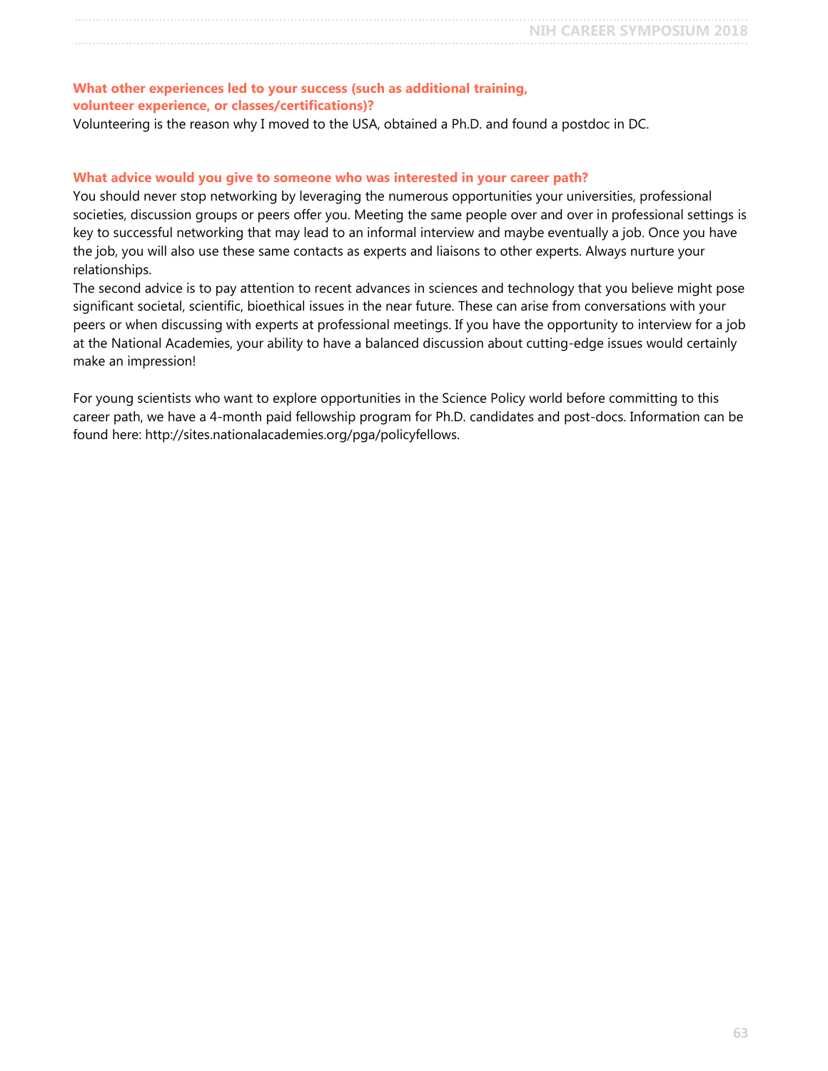### What other experiences led to your success (such as additional training, volunteer experience, or classes/certifications)?

Volunteering is the reason why I moved to the USA, obtained a Ph.D. and found a postdoc in DC.

### What advice would you give to someone who was interested in your career path?

You should never stop networking by leveraging the numerous opportunities your universities, professional societies, discussion groups or peers offer you. Meeting the same people over and over in professional settings is key to successful networking that may lead to an informal interview and maybe eventually a job. Once you have the job, you will also use these same contacts as experts and liaisons to other experts. Always nurture your relationships.

The second advice is to pay attention to recent advances in sciences and technology that you believe might pose significant societal, scientific, bioethical issues in the near future. These can arise from conversations with your peers or when discussing with experts at professional meetings. If you have the opportunity to interview for a job at the National Academies, your ability to have a balanced discussion about cutting-edge issues would certainly make an impression!

For young scientists who want to explore opportunities in the Science Policy world before committing to this career path, we have a 4-month paid fellowship program for Ph.D. candidates and post-docs. Information can be found here: http://sites.nationalacademies.org/pga/policyfellows.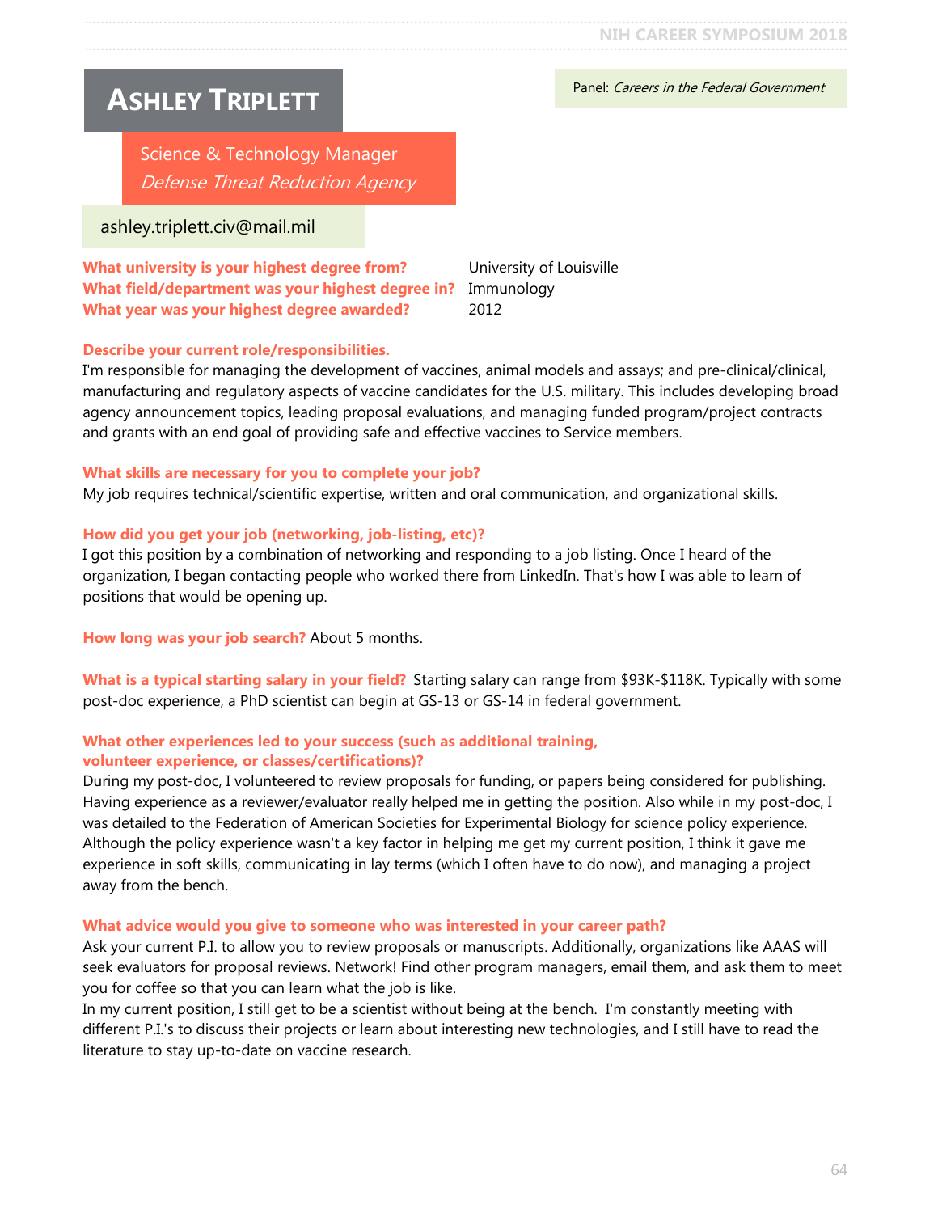# Ashley Triplett

Panel: *Careers in the Federal Government*

Science & Technology Manager
*Defense Threat Reduction Agency*

ashley.triplett.civ@mail.mil

**What university is your highest degree from?** University of Louisville
**What field/department was your highest degree in?** Immunology
**What year was your highest degree awarded?** 2012

**Describe your current role/responsibilities.**
I'm responsible for managing the development of vaccines, animal models and assays; and pre-clinical/clinical, manufacturing and regulatory aspects of vaccine candidates for the U.S. military. This includes developing broad agency announcement topics, leading proposal evaluations, and managing funded program/project contracts and grants with an end goal of providing safe and effective vaccines to Service members.

**What skills are necessary for you to complete your job?**
My job requires technical/scientific expertise, written and oral communication, and organizational skills.

**How did you get your job (networking, job-listing, etc)?**
I got this position by a combination of networking and responding to a job listing. Once I heard of the organization, I began contacting people who worked there from LinkedIn. That's how I was able to learn of positions that would be opening up.

**How long was your job search?** About 5 months.

**What is a typical starting salary in your field?** Starting salary can range from $93K-$118K. Typically with some post-doc experience, a PhD scientist can begin at GS-13 or GS-14 in federal government.

**What other experiences led to your success (such as additional training, volunteer experience, or classes/certifications)?**
During my post-doc, I volunteered to review proposals for funding, or papers being considered for publishing. Having experience as a reviewer/evaluator really helped me in getting the position. Also while in my post-doc, I was detailed to the Federation of American Societies for Experimental Biology for science policy experience. Although the policy experience wasn't a key factor in helping me get my current position, I think it gave me experience in soft skills, communicating in lay terms (which I often have to do now), and managing a project away from the bench.

**What advice would you give to someone who was interested in your career path?**
Ask your current P.I. to allow you to review proposals or manuscripts. Additionally, organizations like AAAS will seek evaluators for proposal reviews. Network! Find other program managers, email them, and ask them to meet you for coffee so that you can learn what the job is like.
In my current position, I still get to be a scientist without being at the bench. I'm constantly meeting with different P.I.'s to discuss their projects or learn about interesting new technologies, and I still have to read the literature to stay up-to-date on vaccine research.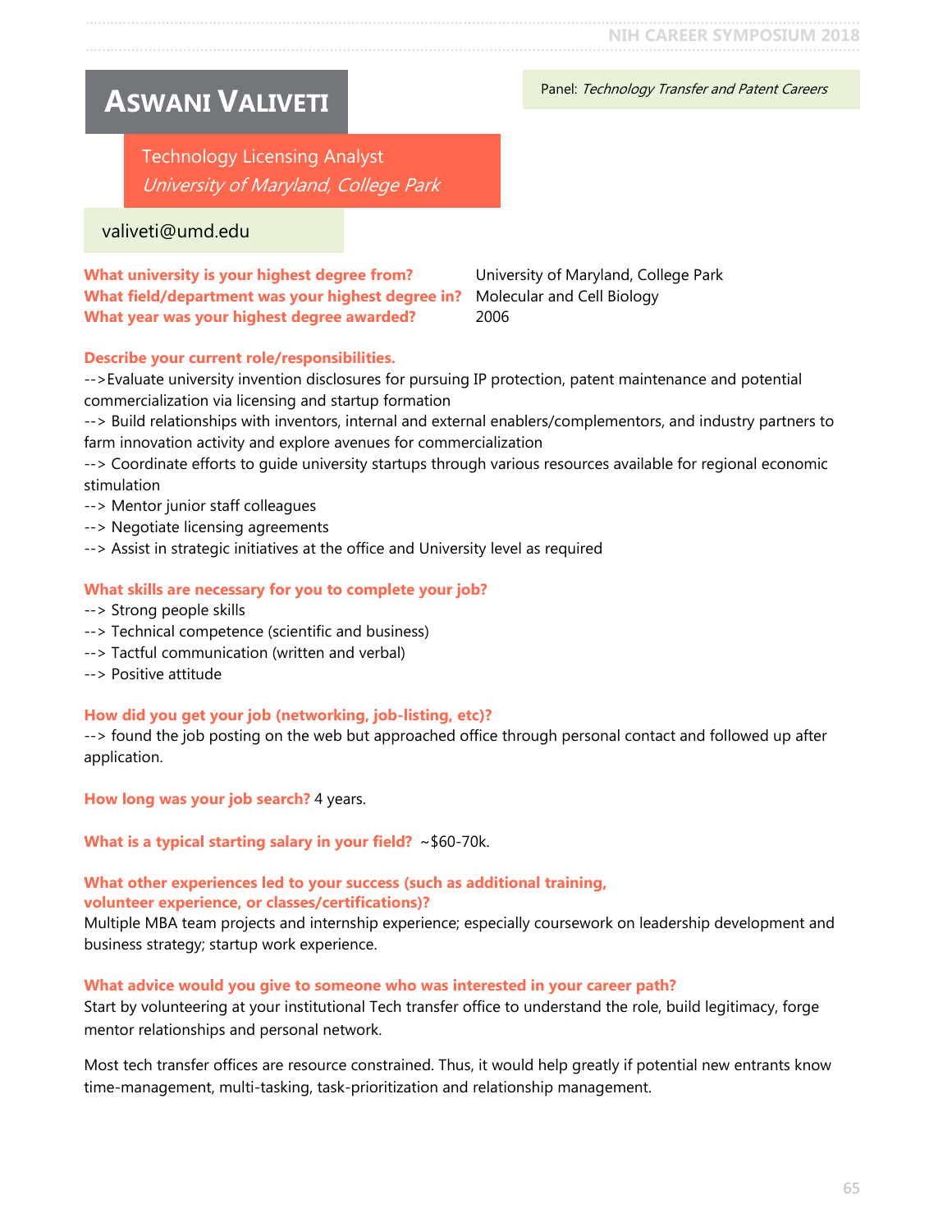# Aswani Valiveti

Panel: *Technology Transfer and Patent Careers*

Technology Licensing Analyst
*University of Maryland, College Park*

valiveti@umd.edu

**What university is your highest degree from?** University of Maryland, College Park
**What field/department was your highest degree in?** Molecular and Cell Biology
**What year was your highest degree awarded?** 2006

**Describe your current role/responsibilities.**

-->Evaluate university invention disclosures for pursuing IP protection, patent maintenance and potential commercialization via licensing and startup formation
--> Build relationships with inventors, internal and external enablers/complementors, and industry partners to farm innovation activity and explore avenues for commercialization
--> Coordinate efforts to guide university startups through various resources available for regional economic stimulation
--> Mentor junior staff colleagues
--> Negotiate licensing agreements
--> Assist in strategic initiatives at the office and University level as required

**What skills are necessary for you to complete your job?**

--> Strong people skills
--> Technical competence (scientific and business)
--> Tactful communication (written and verbal)
--> Positive attitude

**How did you get your job (networking, job-listing, etc)?**

--> found the job posting on the web but approached office through personal contact and followed up after application.

**How long was your job search?** 4 years.

**What is a typical starting salary in your field?** ~$60-70k.

**What other experiences led to your success (such as additional training, volunteer experience, or classes/certifications)?**

Multiple MBA team projects and internship experience; especially coursework on leadership development and business strategy; startup work experience.

**What advice would you give to someone who was interested in your career path?**

Start by volunteering at your institutional Tech transfer office to understand the role, build legitimacy, forge mentor relationships and personal network.

Most tech transfer offices are resource constrained. Thus, it would help greatly if potential new entrants know time-management, multi-tasking, task-prioritization and relationship management.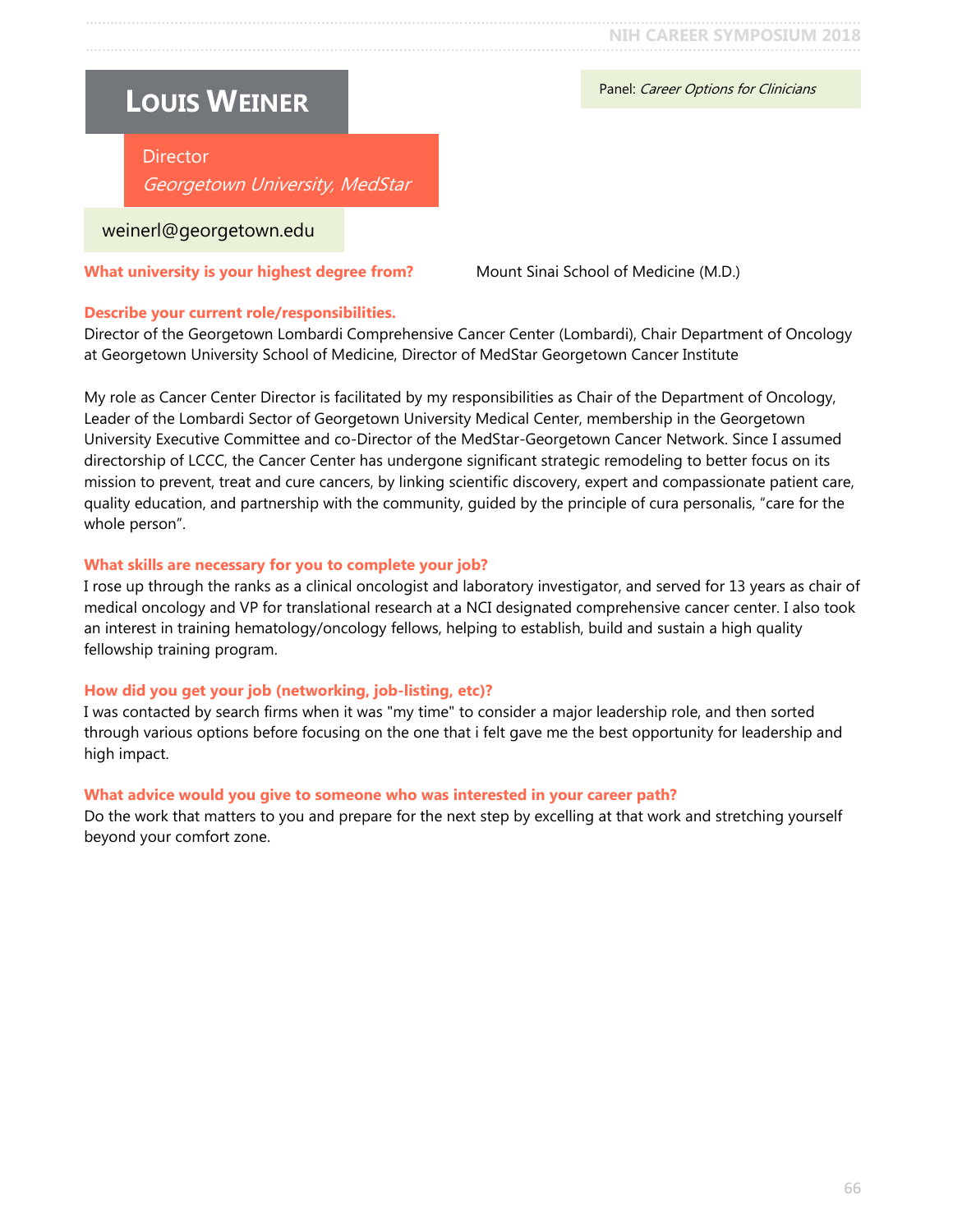# Louis Weiner

Panel: *Career Options for Clinicians*

Director
*Georgetown University, MedStar*

weinerl@georgetown.edu

**What university is your highest degree from?** Mount Sinai School of Medicine (M.D.)

**Describe your current role/responsibilities.**
Director of the Georgetown Lombardi Comprehensive Cancer Center (Lombardi), Chair Department of Oncology at Georgetown University School of Medicine, Director of MedStar Georgetown Cancer Institute

My role as Cancer Center Director is facilitated by my responsibilities as Chair of the Department of Oncology, Leader of the Lombardi Sector of Georgetown University Medical Center, membership in the Georgetown University Executive Committee and co-Director of the MedStar-Georgetown Cancer Network. Since I assumed directorship of LCCC, the Cancer Center has undergone significant strategic remodeling to better focus on its mission to prevent, treat and cure cancers, by linking scientific discovery, expert and compassionate patient care, quality education, and partnership with the community, guided by the principle of cura personalis, "care for the whole person".

**What skills are necessary for you to complete your job?**
I rose up through the ranks as a clinical oncologist and laboratory investigator, and served for 13 years as chair of medical oncology and VP for translational research at a NCI designated comprehensive cancer center. I also took an interest in training hematology/oncology fellows, helping to establish, build and sustain a high quality fellowship training program.

**How did you get your job (networking, job-listing, etc)?**
I was contacted by search firms when it was "my time" to consider a major leadership role, and then sorted through various options before focusing on the one that i felt gave me the best opportunity for leadership and high impact.

**What advice would you give to someone who was interested in your career path?**
Do the work that matters to you and prepare for the next step by excelling at that work and stretching yourself beyond your comfort zone.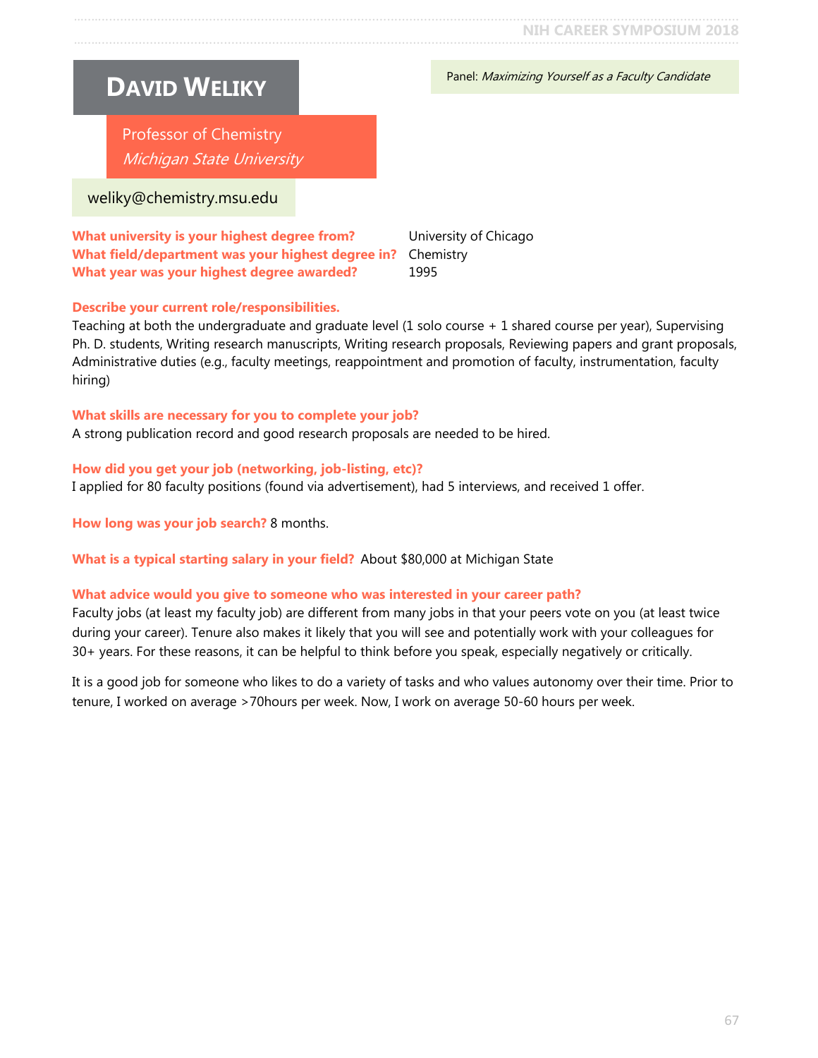# David Weliky

Panel: *Maximizing Yourself as a Faculty Candidate*

Professor of Chemistry
*Michigan State University*

weliky@chemistry.msu.edu

**What university is your highest degree from?** University of Chicago
**What field/department was your highest degree in?** Chemistry
**What year was your highest degree awarded?** 1995

**Describe your current role/responsibilities.**
Teaching at both the undergraduate and graduate level (1 solo course + 1 shared course per year), Supervising Ph. D. students, Writing research manuscripts, Writing research proposals, Reviewing papers and grant proposals, Administrative duties (e.g., faculty meetings, reappointment and promotion of faculty, instrumentation, faculty hiring)

**What skills are necessary for you to complete your job?**
A strong publication record and good research proposals are needed to be hired.

**How did you get your job (networking, job-listing, etc)?**
I applied for 80 faculty positions (found via advertisement), had 5 interviews, and received 1 offer.

**How long was your job search?** 8 months.

**What is a typical starting salary in your field?** About $80,000 at Michigan State

**What advice would you give to someone who was interested in your career path?**
Faculty jobs (at least my faculty job) are different from many jobs in that your peers vote on you (at least twice during your career). Tenure also makes it likely that you will see and potentially work with your colleagues for 30+ years. For these reasons, it can be helpful to think before you speak, especially negatively or critically.

It is a good job for someone who likes to do a variety of tasks and who values autonomy over their time. Prior to tenure, I worked on average >70hours per week. Now, I work on average 50-60 hours per week.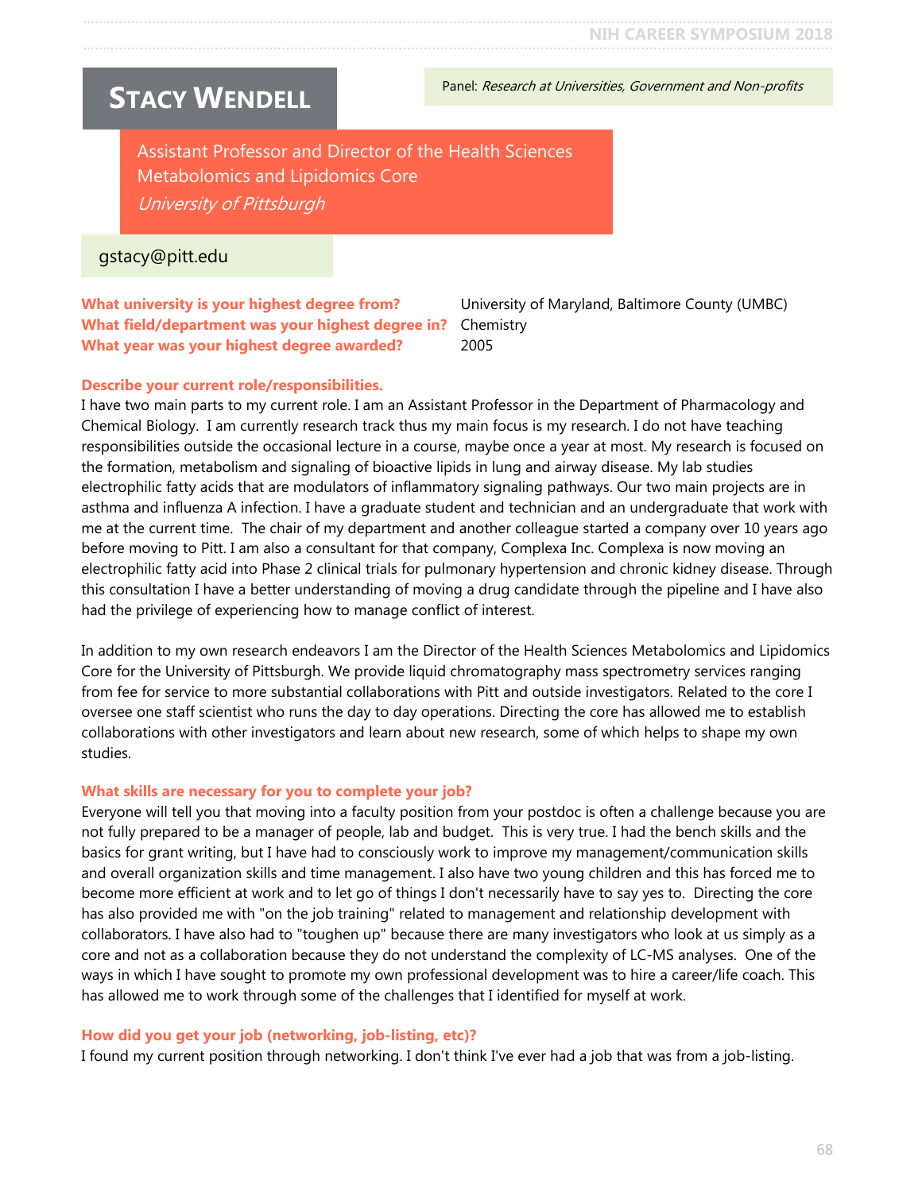# Stacy Wendell

Panel: *Research at Universities, Government and Non-profits*

Assistant Professor and Director of the Health Sciences Metabolomics and Lipidomics Core
*University of Pittsburgh*

gstacy@pitt.edu

**What university is your highest degree from?** University of Maryland, Baltimore County (UMBC)
**What field/department was your highest degree in?** Chemistry
**What year was your highest degree awarded?** 2005

**Describe your current role/responsibilities.**

I have two main parts to my current role. I am an Assistant Professor in the Department of Pharmacology and Chemical Biology. I am currently research track thus my main focus is my research. I do not have teaching responsibilities outside the occasional lecture in a course, maybe once a year at most. My research is focused on the formation, metabolism and signaling of bioactive lipids in lung and airway disease. My lab studies electrophilic fatty acids that are modulators of inflammatory signaling pathways. Our two main projects are in asthma and influenza A infection. I have a graduate student and technician and an undergraduate that work with me at the current time. The chair of my department and another colleague started a company over 10 years ago before moving to Pitt. I am also a consultant for that company, Complexa Inc. Complexa is now moving an electrophilic fatty acid into Phase 2 clinical trials for pulmonary hypertension and chronic kidney disease. Through this consultation I have a better understanding of moving a drug candidate through the pipeline and I have also had the privilege of experiencing how to manage conflict of interest.

In addition to my own research endeavors I am the Director of the Health Sciences Metabolomics and Lipidomics Core for the University of Pittsburgh. We provide liquid chromatography mass spectrometry services ranging from fee for service to more substantial collaborations with Pitt and outside investigators. Related to the core I oversee one staff scientist who runs the day to day operations. Directing the core has allowed me to establish collaborations with other investigators and learn about new research, some of which helps to shape my own studies.

**What skills are necessary for you to complete your job?**

Everyone will tell you that moving into a faculty position from your postdoc is often a challenge because you are not fully prepared to be a manager of people, lab and budget. This is very true. I had the bench skills and the basics for grant writing, but I have had to consciously work to improve my management/communication skills and overall organization skills and time management. I also have two young children and this has forced me to become more efficient at work and to let go of things I don't necessarily have to say yes to. Directing the core has also provided me with "on the job training" related to management and relationship development with collaborators. I have also had to "toughen up" because there are many investigators who look at us simply as a core and not as a collaboration because they do not understand the complexity of LC-MS analyses. One of the ways in which I have sought to promote my own professional development was to hire a career/life coach. This has allowed me to work through some of the challenges that I identified for myself at work.

**How did you get your job (networking, job-listing, etc)?**

I found my current position through networking. I don't think I've ever had a job that was from a job-listing.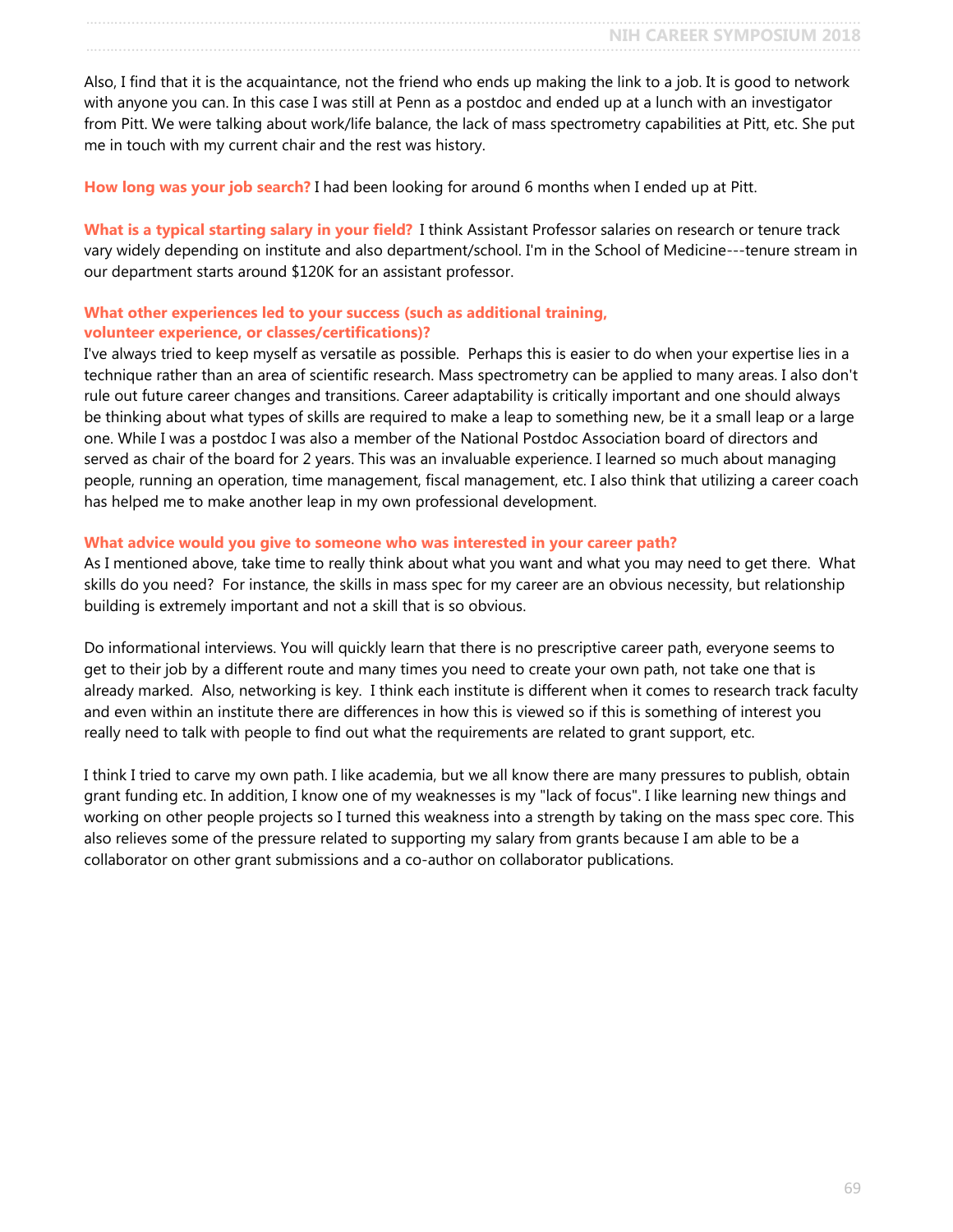Also, I find that it is the acquaintance, not the friend who ends up making the link to a job. It is good to network with anyone you can. In this case I was still at Penn as a postdoc and ended up at a lunch with an investigator from Pitt. We were talking about work/life balance, the lack of mass spectrometry capabilities at Pitt, etc. She put me in touch with my current chair and the rest was history.

**How long was your job search?** I had been looking for around 6 months when I ended up at Pitt.

**What is a typical starting salary in your field?** I think Assistant Professor salaries on research or tenure track vary widely depending on institute and also department/school. I'm in the School of Medicine---tenure stream in our department starts around $120K for an assistant professor.

**What other experiences led to your success (such as additional training, volunteer experience, or classes/certifications)?**

I've always tried to keep myself as versatile as possible. Perhaps this is easier to do when your expertise lies in a technique rather than an area of scientific research. Mass spectrometry can be applied to many areas. I also don't rule out future career changes and transitions. Career adaptability is critically important and one should always be thinking about what types of skills are required to make a leap to something new, be it a small leap or a large one. While I was a postdoc I was also a member of the National Postdoc Association board of directors and served as chair of the board for 2 years. This was an invaluable experience. I learned so much about managing people, running an operation, time management, fiscal management, etc. I also think that utilizing a career coach has helped me to make another leap in my own professional development.

**What advice would you give to someone who was interested in your career path?**

As I mentioned above, take time to really think about what you want and what you may need to get there. What skills do you need? For instance, the skills in mass spec for my career are an obvious necessity, but relationship building is extremely important and not a skill that is so obvious.

Do informational interviews. You will quickly learn that there is no prescriptive career path, everyone seems to get to their job by a different route and many times you need to create your own path, not take one that is already marked. Also, networking is key. I think each institute is different when it comes to research track faculty and even within an institute there are differences in how this is viewed so if this is something of interest you really need to talk with people to find out what the requirements are related to grant support, etc.

I think I tried to carve my own path. I like academia, but we all know there are many pressures to publish, obtain grant funding etc. In addition, I know one of my weaknesses is my "lack of focus". I like learning new things and working on other people projects so I turned this weakness into a strength by taking on the mass spec core. This also relieves some of the pressure related to supporting my salary from grants because I am able to be a collaborator on other grant submissions and a co-author on collaborator publications.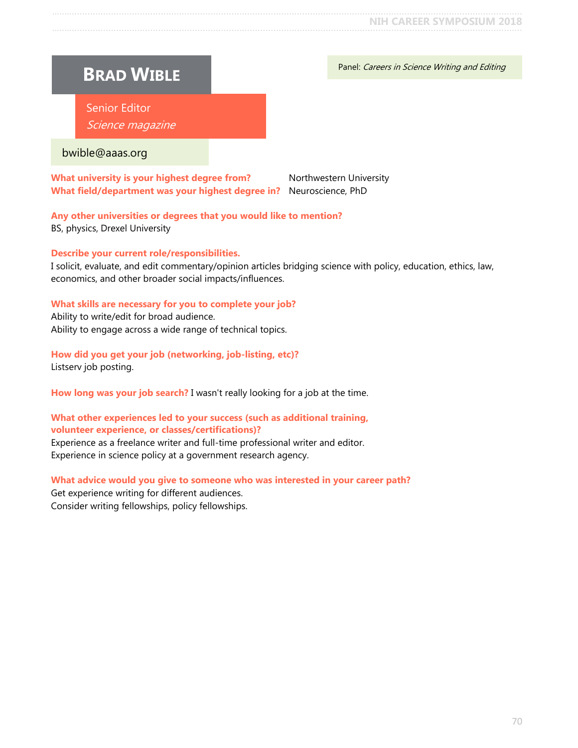# Brad Wible

Panel: *Careers in Science Writing and Editing*

Senior Editor
*Science magazine*

bwible@aaas.org

**What university is your highest degree from?** Northwestern University
**What field/department was your highest degree in?** Neuroscience, PhD

**Any other universities or degrees that you would like to mention?**
BS, physics, Drexel University

**Describe your current role/responsibilities.**
I solicit, evaluate, and edit commentary/opinion articles bridging science with policy, education, ethics, law, economics, and other broader social impacts/influences.

**What skills are necessary for you to complete your job?**
Ability to write/edit for broad audience.
Ability to engage across a wide range of technical topics.

**How did you get your job (networking, job-listing, etc)?**
Listserv job posting.

**How long was your job search?** I wasn't really looking for a job at the time.

**What other experiences led to your success (such as additional training, volunteer experience, or classes/certifications)?**
Experience as a freelance writer and full-time professional writer and editor.
Experience in science policy at a government research agency.

**What advice would you give to someone who was interested in your career path?**
Get experience writing for different audiences.
Consider writing fellowships, policy fellowships.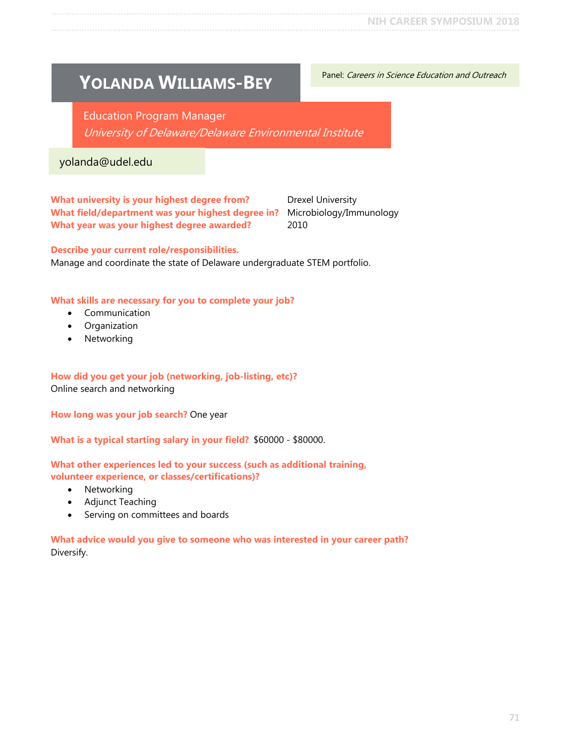# Yolanda Williams-Bey

Panel: *Careers in Science Education and Outreach*

Education Program Manager
*University of Delaware/Delaware Environmental Institute*

yolanda@udel.edu

**What university is your highest degree from?** Drexel University
**What field/department was your highest degree in?** Microbiology/Immunology
**What year was your highest degree awarded?** 2010

**Describe your current role/responsibilities.**
Manage and coordinate the state of Delaware undergraduate STEM portfolio.

**What skills are necessary for you to complete your job?**

- Communication
- Organization
- Networking

**How did you get your job (networking, job-listing, etc)?**
Online search and networking

**How long was your job search?** One year

**What is a typical starting salary in your field?** $60000 - $80000.

**What other experiences led to your success (such as additional training, volunteer experience, or classes/certifications)?**

- Networking
- Adjunct Teaching
- Serving on committees and boards

**What advice would you give to someone who was interested in your career path?**
Diversify.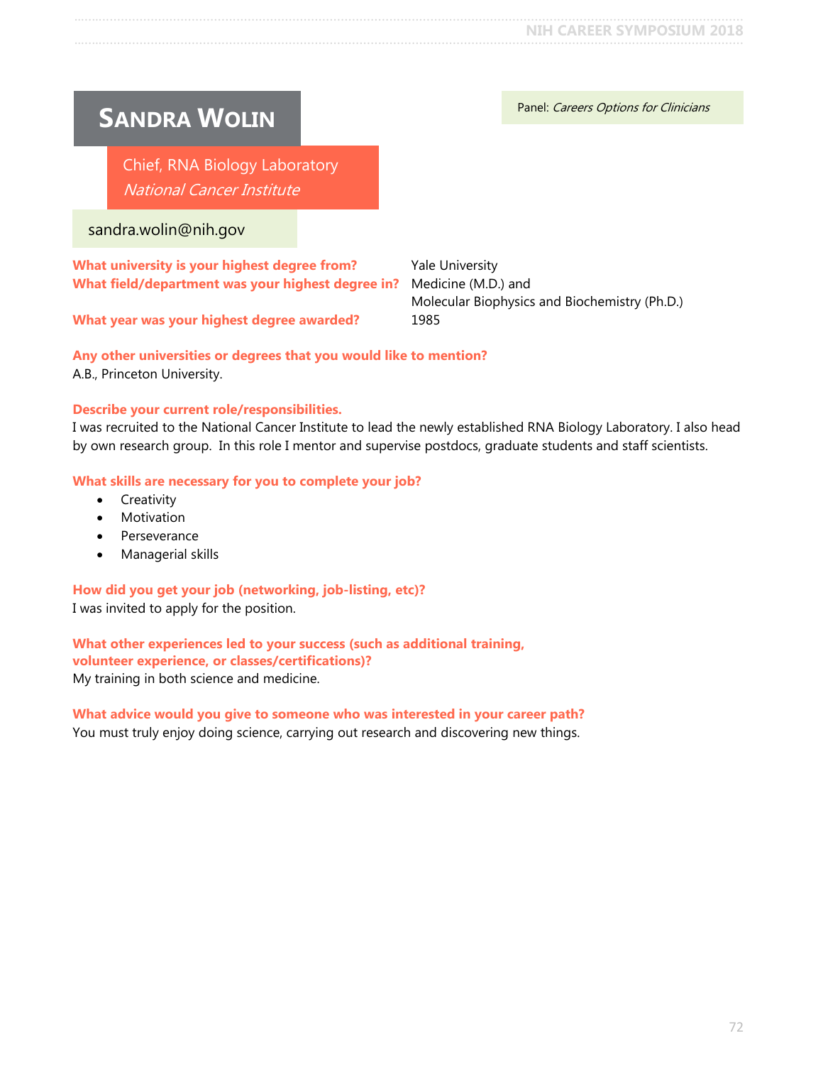# Sandra Wolin

Panel: *Careers Options for Clinicians*

Chief, RNA Biology Laboratory
*National Cancer Institute*

sandra.wolin@nih.gov

**What university is your highest degree from?** Yale University

**What field/department was your highest degree in?** Medicine (M.D.) and Molecular Biophysics and Biochemistry (Ph.D.)

**What year was your highest degree awarded?** 1985

**Any other universities or degrees that you would like to mention?**
A.B., Princeton University.

**Describe your current role/responsibilities.**
I was recruited to the National Cancer Institute to lead the newly established RNA Biology Laboratory. I also head by own research group. In this role I mentor and supervise postdocs, graduate students and staff scientists.

**What skills are necessary for you to complete your job?**

- Creativity
- Motivation
- Perseverance
- Managerial skills

**How did you get your job (networking, job-listing, etc)?**
I was invited to apply for the position.

**What other experiences led to your success (such as additional training, volunteer experience, or classes/certifications)?**
My training in both science and medicine.

**What advice would you give to someone who was interested in your career path?**
You must truly enjoy doing science, carrying out research and discovering new things.